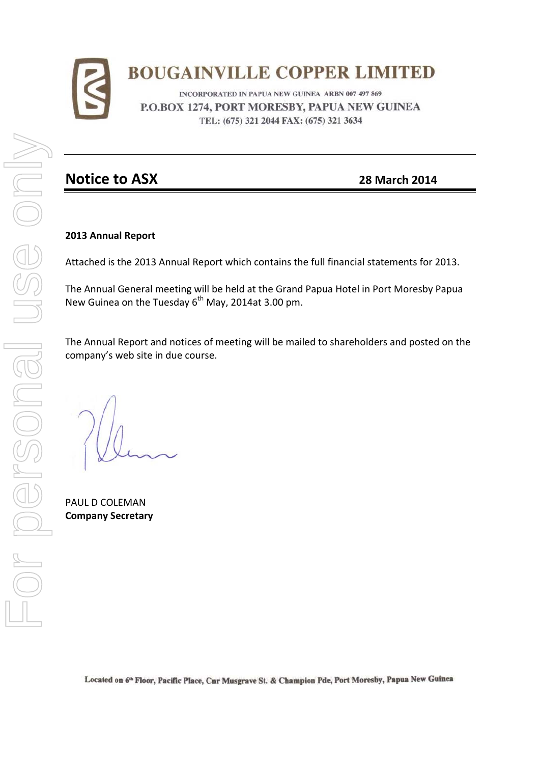# BOUGAINVILLE COPPER LIMITED

INCORPORATED IN PAPUA NEW GUINEA ARBN 007 497 869

P.O.BOX 1274, PORT MORESBY, PAPUA NEW GUINEA

TEL: (675) 321 2044 FAX: (675) 321 3634

## Notice to ASX

**28 March 2014**

**2013 Annual Report**

Attached is the 2013 Annual Report which contains the full financial statements for 2013.

The Annual General meeting will be held at the Grand Papua Hotel in Port Moresby Papua New Guinea on the Tuesday 6th May, 2014at 3.00 pm.

The Annual Report and notices of meeting will be mailed to shareholders and posted on the company's web site in due course.

PAUL D COLEMAN

**Company Secretary**

Located on 6th Floor, Pacific Place, Cnr Musgrave St. & Champion Pde, Port Moresby, Papua New Guinea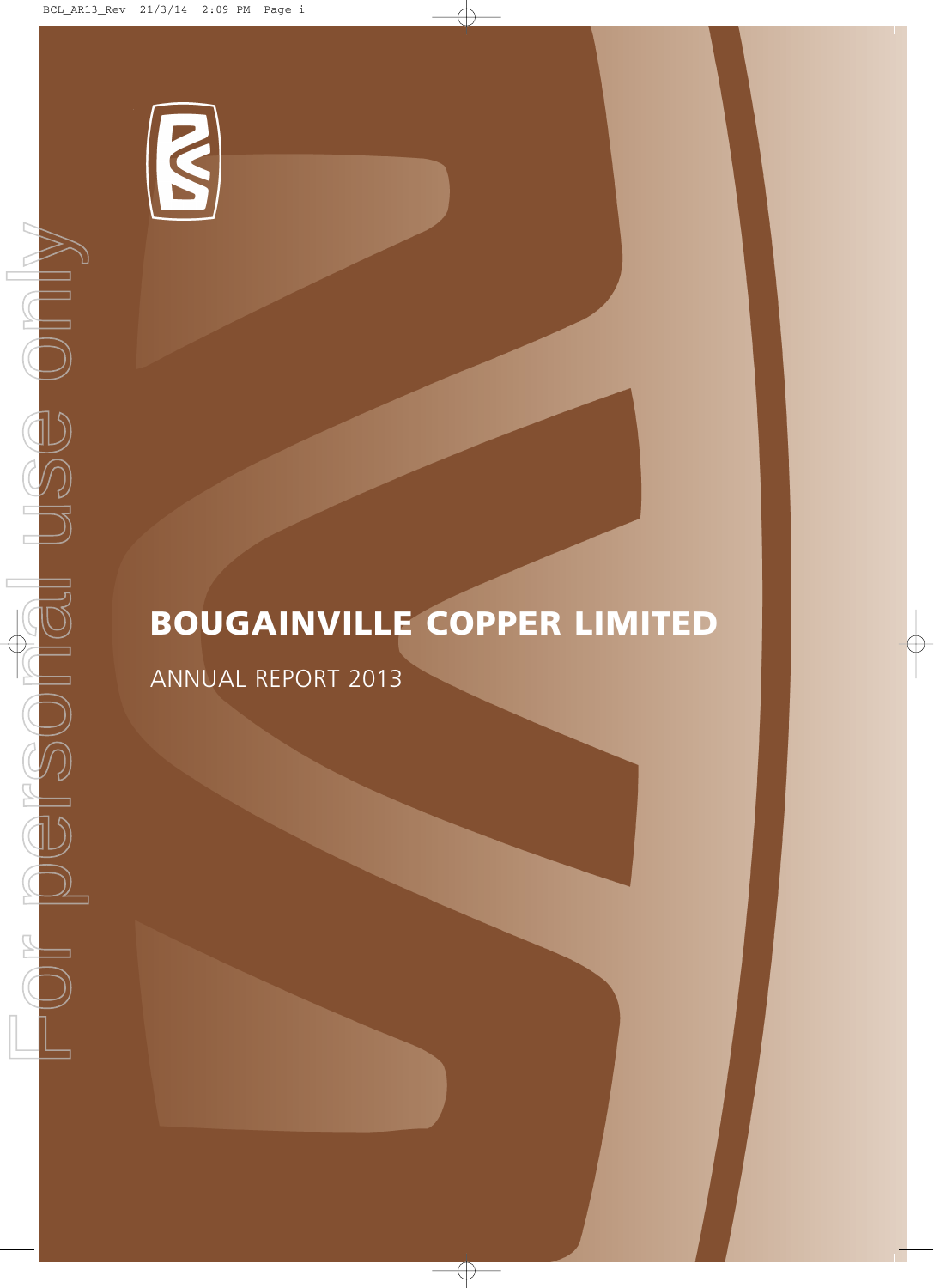# BOUGAINVILLE COPPER LIMITED

ANNUAL REPORT 2013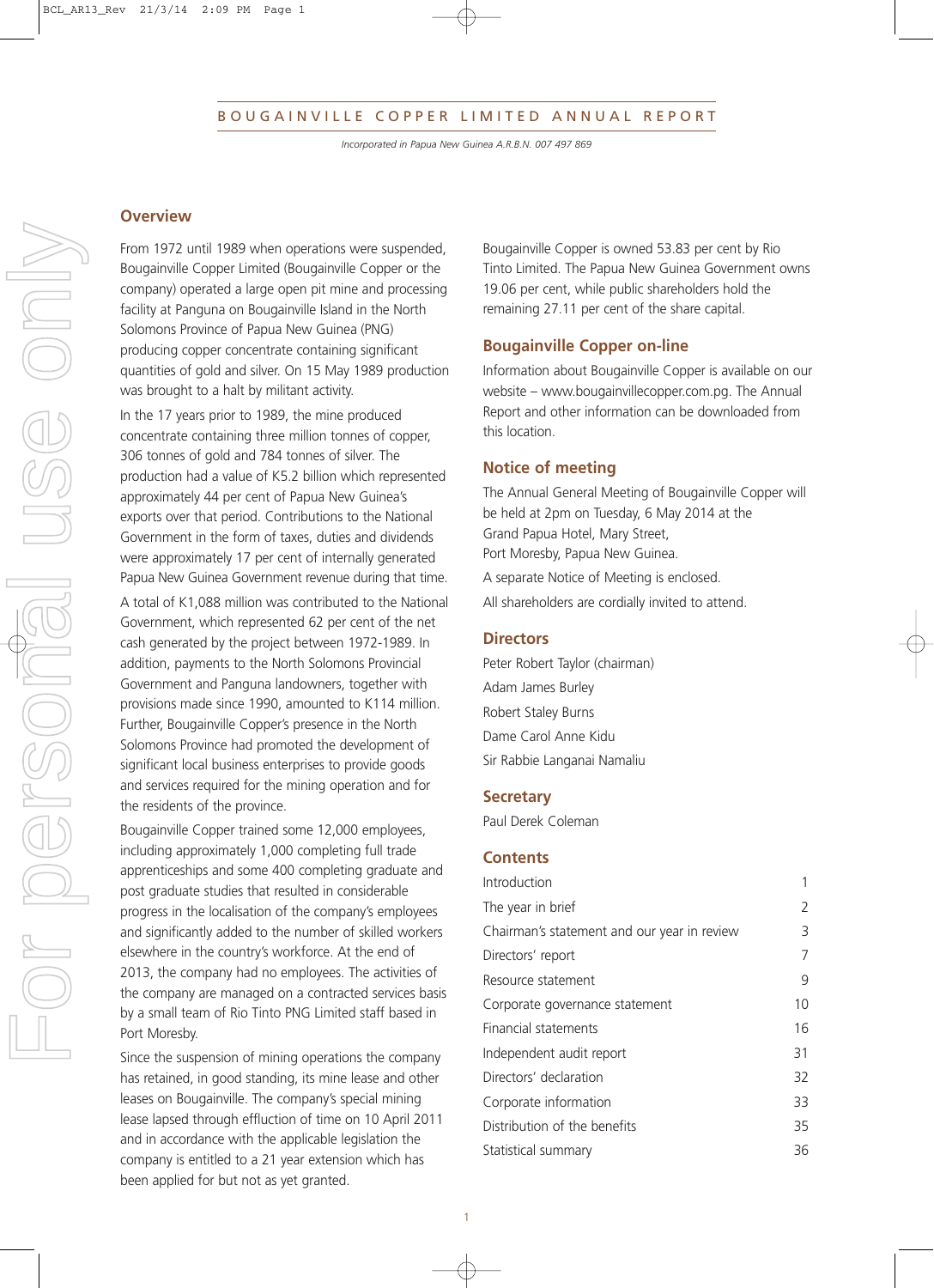# BOUGAINVILLE COPPER LIMITED ANNUAL REPORT

*Incorporated in Papua New Guinea A.R.B.N. 007 497 869*

## Overview

From 1972 until 1989 when operations were suspended, Bougainville Copper Limited (Bougainville Copper or the company) operated a large open pit mine and processing facility at Panguna on Bougainville Island in the North Solomons Province of Papua New Guinea (PNG) producing copper concentrate containing significant quantities of gold and silver. On 15 May 1989 production was brought to a halt by militant activity.

In the 17 years prior to 1989, the mine produced concentrate containing three million tonnes of copper, 306 tonnes of gold and 784 tonnes of silver. The production had a value of K5.2 billion which represented approximately 44 per cent of Papua New Guinea's exports over that period. Contributions to the National Government in the form of taxes, duties and dividends were approximately 17 per cent of internally generated Papua New Guinea Government revenue during that time.

A total of K1,088 million was contributed to the National Government, which represented 62 per cent of the net cash generated by the project between 1972-1989. In addition, payments to the North Solomons Provincial Government and Panguna landowners, together with provisions made since 1990, amounted to K114 million. Further, Bougainville Copper's presence in the North Solomons Province had promoted the development of significant local business enterprises to provide goods and services required for the mining operation and for the residents of the province.

Bougainville Copper trained some 12,000 employees, including approximately 1,000 completing full trade apprenticeships and some 400 completing graduate and post graduate studies that resulted in considerable progress in the localisation of the company's employees and significantly added to the number of skilled workers elsewhere in the country's workforce. At the end of 2013, the company had no employees. The activities of the company are managed on a contracted services basis by a small team of Rio Tinto PNG Limited staff based in Port Moresby.

Since the suspension of mining operations the company has retained, in good standing, its mine lease and other leases on Bougainville. The company's special mining lease lapsed through effluction of time on 10 April 2011 and in accordance with the applicable legislation the company is entitled to a 21 year extension which has been applied for but not as yet granted.

Bougainville Copper is owned 53.83 per cent by Rio Tinto Limited. The Papua New Guinea Government owns 19.06 per cent, while public shareholders hold the remaining 27.11 per cent of the share capital.

## Bougainville Copper on-line

Information about Bougainville Copper is available on our website – www.bougainvillecopper.com.pg. The Annual Report and other information can be downloaded from this location.

## Notice of meeting

The Annual General Meeting of Bougainville Copper will be held at 2pm on Tuesday, 6 May 2014 at the Grand Papua Hotel, Mary Street, Port Moresby, Papua New Guinea.

A separate Notice of Meeting is enclosed.

All shareholders are cordially invited to attend.

## Directors

Peter Robert Taylor (chairman)
Adam James Burley
Robert Staley Burns
Dame Carol Anne Kidu
Sir Rabbie Langanai Namaliu

## Secretary

Paul Derek Coleman

## Contents

| | |
|---|---|
| Introduction | 1 |
| The year in brief | 2 |
| Chairman's statement and our year in review | 3 |
| Directors' report | 7 |
| Resource statement | 9 |
| Corporate governance statement | 10 |
| Financial statements | 16 |
| Independent audit report | 31 |
| Directors' declaration | 32 |
| Corporate information | 33 |
| Distribution of the benefits | 35 |
| Statistical summary | 36 |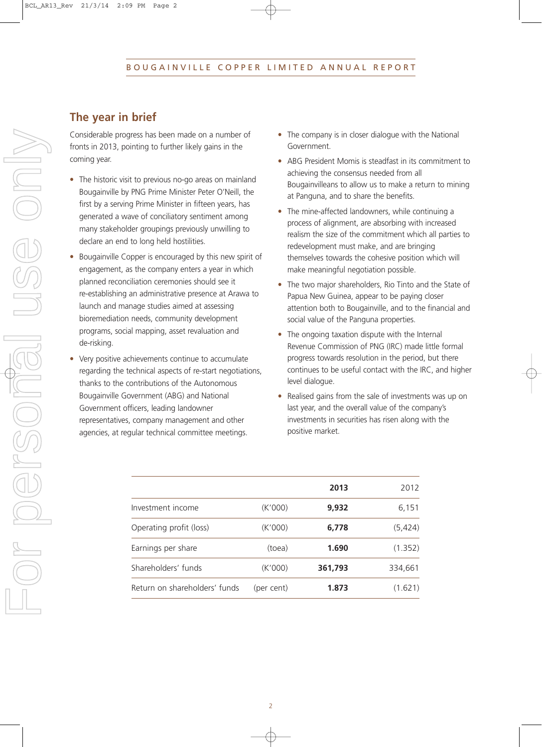## The year in brief

Considerable progress has been made on a number of fronts in 2013, pointing to further likely gains in the coming year.

- The historic visit to previous no-go areas on mainland Bougainville by PNG Prime Minister Peter O'Neill, the first by a serving Prime Minister in fifteen years, has generated a wave of conciliatory sentiment among many stakeholder groupings previously unwilling to declare an end to long held hostilities.
- Bougainville Copper is encouraged by this new spirit of engagement, as the company enters a year in which planned reconciliation ceremonies should see it re-establishing an administrative presence at Arawa to launch and manage studies aimed at assessing bioremediation needs, community development programs, social mapping, asset revaluation and de-risking.
- Very positive achievements continue to accumulate regarding the technical aspects of re-start negotiations, thanks to the contributions of the Autonomous Bougainville Government (ABG) and National Government officers, leading landowner representatives, company management and other agencies, at regular technical committee meetings.
- The company is in closer dialogue with the National Government.
- ABG President Momis is steadfast in its commitment to achieving the consensus needed from all Bougainvilleans to allow us to make a return to mining at Panguna, and to share the benefits.
- The mine-affected landowners, while continuing a process of alignment, are absorbing with increased realism the size of the commitment which all parties to redevelopment must make, and are bringing themselves towards the cohesive position which will make meaningful negotiation possible.
- The two major shareholders, Rio Tinto and the State of Papua New Guinea, appear to be paying closer attention both to Bougainville, and to the financial and social value of the Panguna properties.
- The ongoing taxation dispute with the Internal Revenue Commission of PNG (IRC) made little formal progress towards resolution in the period, but there continues to be useful contact with the IRC, and higher level dialogue.
- Realised gains from the sale of investments was up on last year, and the overall value of the company's investments in securities has risen along with the positive market.

| | | **2013** | 2012 |
|---|---|---|---|
| Investment income | (K'000) | **9,932** | 6,151 |
| Operating profit (loss) | (K'000) | **6,778** | (5,424) |
| Earnings per share | (toea) | **1.690** | (1.352) |
| Shareholders' funds | (K'000) | **361,793** | 334,661 |
| Return on shareholders' funds | (per cent) | **1.873** | (1.621) |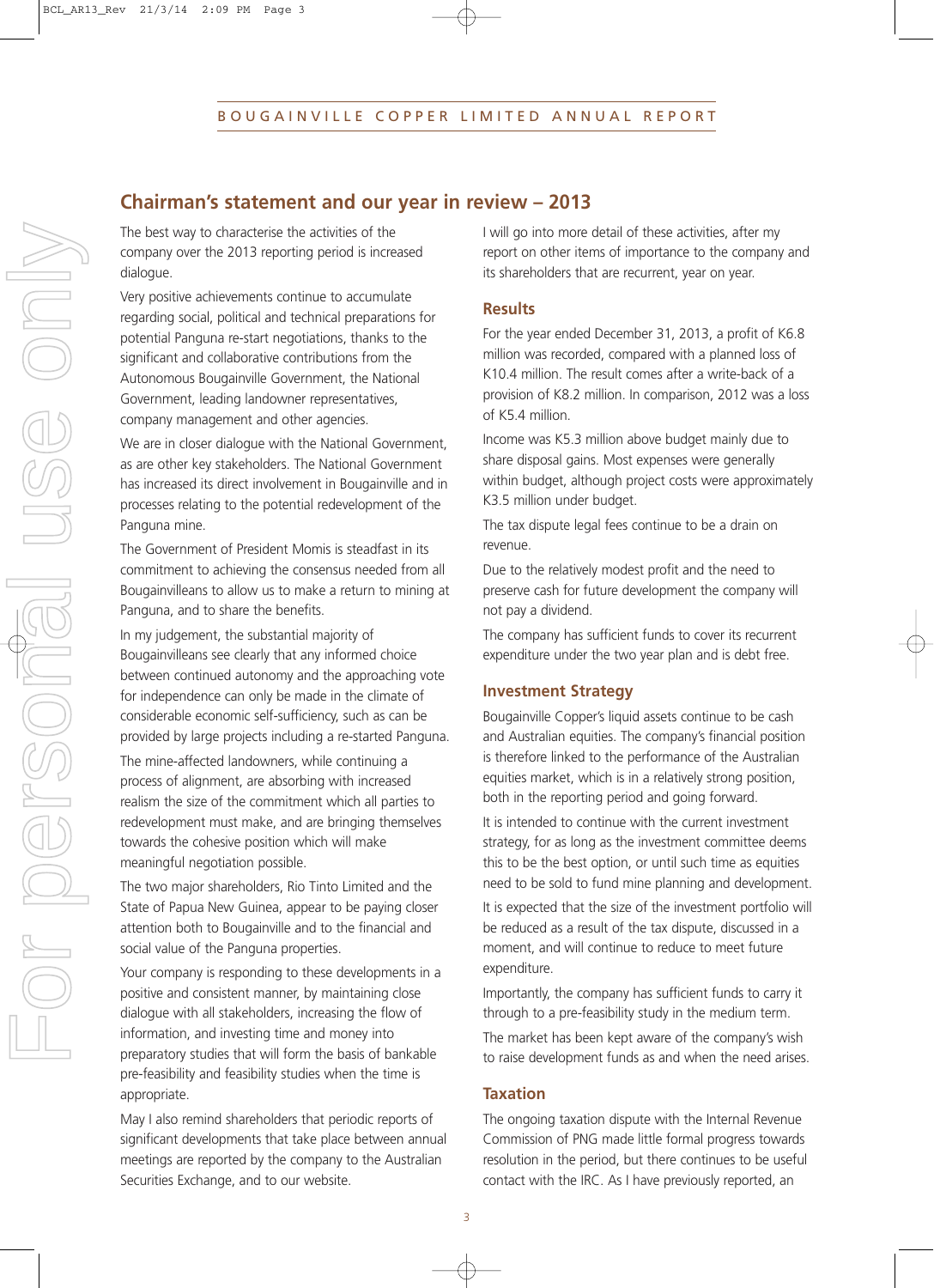## Chairman's statement and our year in review – 2013

The best way to characterise the activities of the company over the 2013 reporting period is increased dialogue.

Very positive achievements continue to accumulate regarding social, political and technical preparations for potential Panguna re-start negotiations, thanks to the significant and collaborative contributions from the Autonomous Bougainville Government, the National Government, leading landowner representatives, company management and other agencies.

We are in closer dialogue with the National Government, as are other key stakeholders. The National Government has increased its direct involvement in Bougainville and in processes relating to the potential redevelopment of the Panguna mine.

The Government of President Momis is steadfast in its commitment to achieving the consensus needed from all Bougainvilleans to allow us to make a return to mining at Panguna, and to share the benefits.

In my judgement, the substantial majority of Bougainvilleans see clearly that any informed choice between continued autonomy and the approaching vote for independence can only be made in the climate of considerable economic self-sufficiency, such as can be provided by large projects including a re-started Panguna.

The mine-affected landowners, while continuing a process of alignment, are absorbing with increased realism the size of the commitment which all parties to redevelopment must make, and are bringing themselves towards the cohesive position which will make meaningful negotiation possible.

The two major shareholders, Rio Tinto Limited and the State of Papua New Guinea, appear to be paying closer attention both to Bougainville and to the financial and social value of the Panguna properties.

Your company is responding to these developments in a positive and consistent manner, by maintaining close dialogue with all stakeholders, increasing the flow of information, and investing time and money into preparatory studies that will form the basis of bankable pre-feasibility and feasibility studies when the time is appropriate.

May I also remind shareholders that periodic reports of significant developments that take place between annual meetings are reported by the company to the Australian Securities Exchange, and to our website.

I will go into more detail of these activities, after my report on other items of importance to the company and its shareholders that are recurrent, year on year.

### Results

For the year ended December 31, 2013, a profit of K6.8 million was recorded, compared with a planned loss of K10.4 million. The result comes after a write-back of a provision of K8.2 million. In comparison, 2012 was a loss of K5.4 million.

Income was K5.3 million above budget mainly due to share disposal gains. Most expenses were generally within budget, although project costs were approximately K3.5 million under budget.

The tax dispute legal fees continue to be a drain on revenue.

Due to the relatively modest profit and the need to preserve cash for future development the company will not pay a dividend.

The company has sufficient funds to cover its recurrent expenditure under the two year plan and is debt free.

### Investment Strategy

Bougainville Copper's liquid assets continue to be cash and Australian equities. The company's financial position is therefore linked to the performance of the Australian equities market, which is in a relatively strong position, both in the reporting period and going forward.

It is intended to continue with the current investment strategy, for as long as the investment committee deems this to be the best option, or until such time as equities need to be sold to fund mine planning and development.

It is expected that the size of the investment portfolio will be reduced as a result of the tax dispute, discussed in a moment, and will continue to reduce to meet future expenditure.

Importantly, the company has sufficient funds to carry it through to a pre-feasibility study in the medium term.

The market has been kept aware of the company's wish to raise development funds as and when the need arises.

### Taxation

The ongoing taxation dispute with the Internal Revenue Commission of PNG made little formal progress towards resolution in the period, but there continues to be useful contact with the IRC. As I have previously reported, an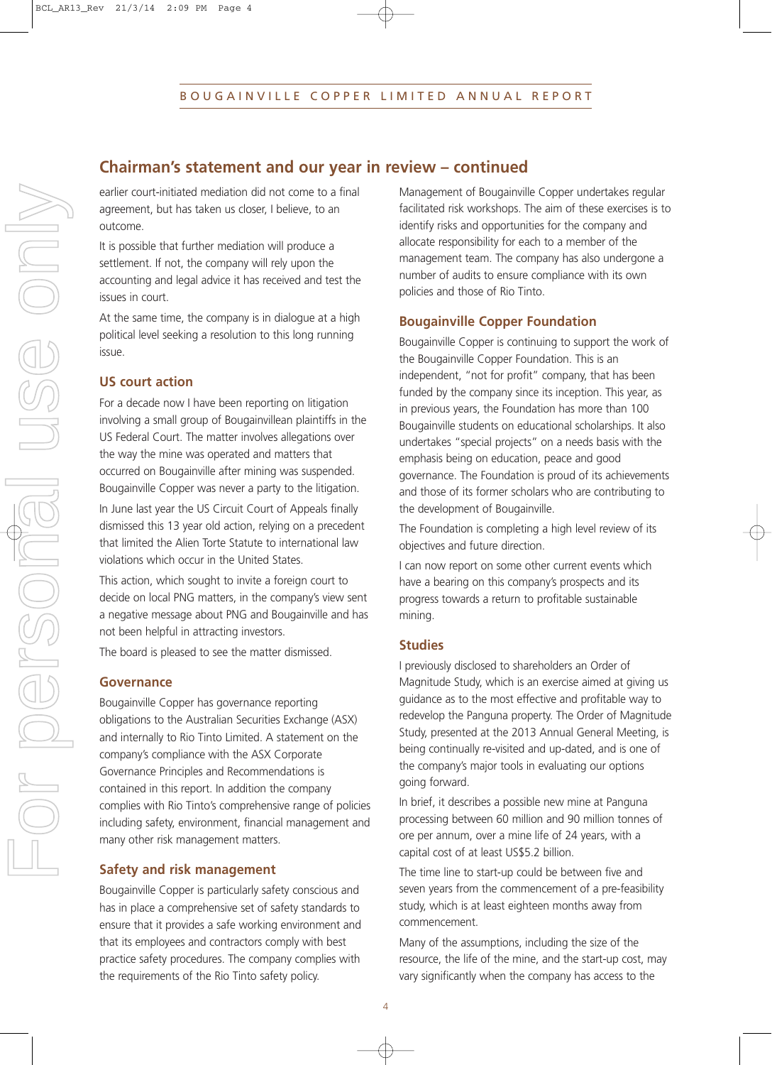## Chairman's statement and our year in review – continued

earlier court-initiated mediation did not come to a final agreement, but has taken us closer, I believe, to an outcome.

It is possible that further mediation will produce a settlement. If not, the company will rely upon the accounting and legal advice it has received and test the issues in court.

At the same time, the company is in dialogue at a high political level seeking a resolution to this long running issue.

### US court action

For a decade now I have been reporting on litigation involving a small group of Bougainvillean plaintiffs in the US Federal Court. The matter involves allegations over the way the mine was operated and matters that occurred on Bougainville after mining was suspended. Bougainville Copper was never a party to the litigation.

In June last year the US Circuit Court of Appeals finally dismissed this 13 year old action, relying on a precedent that limited the Alien Torte Statute to international law violations which occur in the United States.

This action, which sought to invite a foreign court to decide on local PNG matters, in the company's view sent a negative message about PNG and Bougainville and has not been helpful in attracting investors.

The board is pleased to see the matter dismissed.

### Governance

Bougainville Copper has governance reporting obligations to the Australian Securities Exchange (ASX) and internally to Rio Tinto Limited. A statement on the company's compliance with the ASX Corporate Governance Principles and Recommendations is contained in this report. In addition the company complies with Rio Tinto's comprehensive range of policies including safety, environment, financial management and many other risk management matters.

### Safety and risk management

Bougainville Copper is particularly safety conscious and has in place a comprehensive set of safety standards to ensure that it provides a safe working environment and that its employees and contractors comply with best practice safety procedures. The company complies with the requirements of the Rio Tinto safety policy.

Management of Bougainville Copper undertakes regular facilitated risk workshops. The aim of these exercises is to identify risks and opportunities for the company and allocate responsibility for each to a member of the management team. The company has also undergone a number of audits to ensure compliance with its own policies and those of Rio Tinto.

### Bougainville Copper Foundation

Bougainville Copper is continuing to support the work of the Bougainville Copper Foundation. This is an independent, "not for profit" company, that has been funded by the company since its inception. This year, as in previous years, the Foundation has more than 100 Bougainville students on educational scholarships. It also undertakes "special projects" on a needs basis with the emphasis being on education, peace and good governance. The Foundation is proud of its achievements and those of its former scholars who are contributing to the development of Bougainville.

The Foundation is completing a high level review of its objectives and future direction.

I can now report on some other current events which have a bearing on this company's prospects and its progress towards a return to profitable sustainable mining.

### Studies

I previously disclosed to shareholders an Order of Magnitude Study, which is an exercise aimed at giving us guidance as to the most effective and profitable way to redevelop the Panguna property. The Order of Magnitude Study, presented at the 2013 Annual General Meeting, is being continually re-visited and up-dated, and is one of the company's major tools in evaluating our options going forward.

In brief, it describes a possible new mine at Panguna processing between 60 million and 90 million tonnes of ore per annum, over a mine life of 24 years, with a capital cost of at least US$5.2 billion.

The time line to start-up could be between five and seven years from the commencement of a pre-feasibility study, which is at least eighteen months away from commencement.

Many of the assumptions, including the size of the resource, the life of the mine, and the start-up cost, may vary significantly when the company has access to the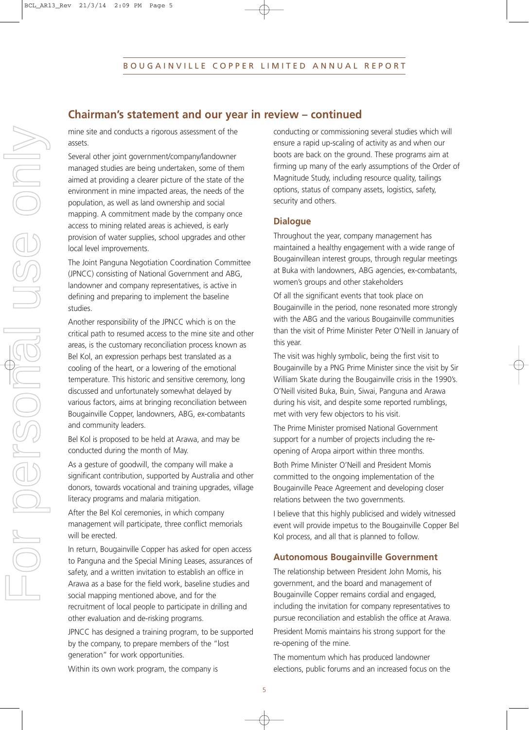## Chairman's statement and our year in review – continued

mine site and conducts a rigorous assessment of the assets.

Several other joint government/company/landowner managed studies are being undertaken, some of them aimed at providing a clearer picture of the state of the environment in mine impacted areas, the needs of the population, as well as land ownership and social mapping. A commitment made by the company once access to mining related areas is achieved, is early provision of water supplies, school upgrades and other local level improvements.

The Joint Panguna Negotiation Coordination Committee (JPNCC) consisting of National Government and ABG, landowner and company representatives, is active in defining and preparing to implement the baseline studies.

Another responsibility of the JPNCC which is on the critical path to resumed access to the mine site and other areas, is the customary reconciliation process known as Bel Kol, an expression perhaps best translated as a cooling of the heart, or a lowering of the emotional temperature. This historic and sensitive ceremony, long discussed and unfortunately somewhat delayed by various factors, aims at bringing reconciliation between Bougainville Copper, landowners, ABG, ex-combatants and community leaders.

Bel Kol is proposed to be held at Arawa, and may be conducted during the month of May.

As a gesture of goodwill, the company will make a significant contribution, supported by Australia and other donors, towards vocational and training upgrades, village literacy programs and malaria mitigation.

After the Bel Kol ceremonies, in which company management will participate, three conflict memorials will be erected.

In return, Bougainville Copper has asked for open access to Panguna and the Special Mining Leases, assurances of safety, and a written invitation to establish an office in Arawa as a base for the field work, baseline studies and social mapping mentioned above, and for the recruitment of local people to participate in drilling and other evaluation and de-risking programs.

JPNCC has designed a training program, to be supported by the company, to prepare members of the "lost generation" for work opportunities.

Within its own work program, the company is conducting or commissioning several studies which will ensure a rapid up-scaling of activity as and when our boots are back on the ground. These programs aim at firming up many of the early assumptions of the Order of Magnitude Study, including resource quality, tailings options, status of company assets, logistics, safety, security and others.

### Dialogue

Throughout the year, company management has maintained a healthy engagement with a wide range of Bougainvillean interest groups, through regular meetings at Buka with landowners, ABG agencies, ex-combatants, women's groups and other stakeholders

Of all the significant events that took place on Bougainville in the period, none resonated more strongly with the ABG and the various Bougainville communities than the visit of Prime Minister Peter O'Neill in January of this year.

The visit was highly symbolic, being the first visit to Bougainville by a PNG Prime Minister since the visit by Sir William Skate during the Bougainville crisis in the 1990's. O'Neill visited Buka, Buin, Siwai, Panguna and Arawa during his visit, and despite some reported rumblings, met with very few objectors to his visit.

The Prime Minister promised National Government support for a number of projects including the re-opening of Aropa airport within three months.

Both Prime Minister O'Neill and President Momis committed to the ongoing implementation of the Bougainville Peace Agreement and developing closer relations between the two governments.

I believe that this highly publicised and widely witnessed event will provide impetus to the Bougainville Copper Bel Kol process, and all that is planned to follow.

### Autonomous Bougainville Government

The relationship between President John Momis, his government, and the board and management of Bougainville Copper remains cordial and engaged, including the invitation for company representatives to pursue reconciliation and establish the office at Arawa.

President Momis maintains his strong support for the re-opening of the mine.

The momentum which has produced landowner elections, public forums and an increased focus on the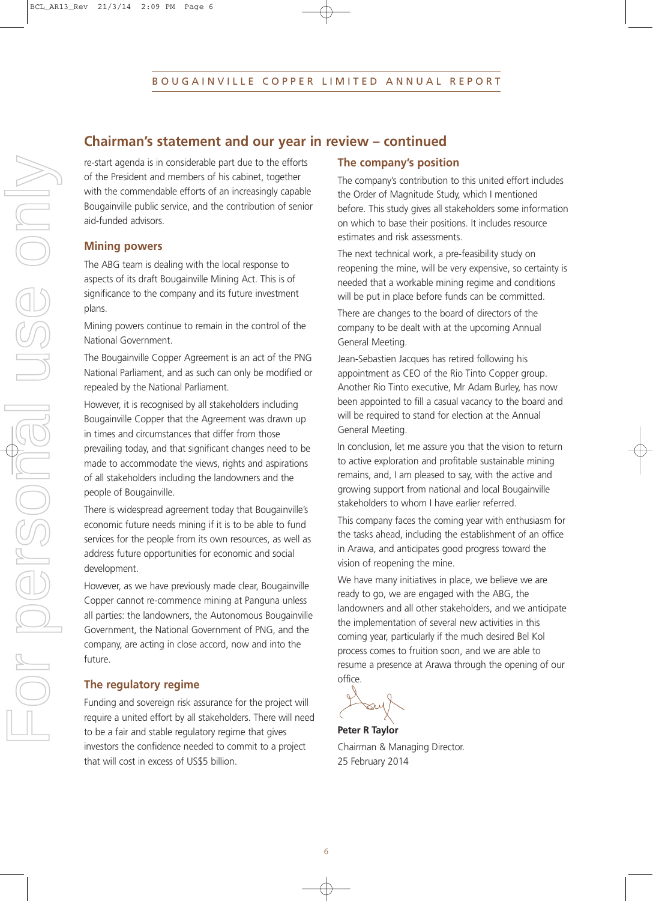## Chairman's statement and our year in review – continued

re-start agenda is in considerable part due to the efforts of the President and members of his cabinet, together with the commendable efforts of an increasingly capable Bougainville public service, and the contribution of senior aid-funded advisors.

### Mining powers

The ABG team is dealing with the local response to aspects of its draft Bougainville Mining Act. This is of significance to the company and its future investment plans.

Mining powers continue to remain in the control of the National Government.

The Bougainville Copper Agreement is an act of the PNG National Parliament, and as such can only be modified or repealed by the National Parliament.

However, it is recognised by all stakeholders including Bougainville Copper that the Agreement was drawn up in times and circumstances that differ from those prevailing today, and that significant changes need to be made to accommodate the views, rights and aspirations of all stakeholders including the landowners and the people of Bougainville.

There is widespread agreement today that Bougainville's economic future needs mining if it is to be able to fund services for the people from its own resources, as well as address future opportunities for economic and social development.

However, as we have previously made clear, Bougainville Copper cannot re-commence mining at Panguna unless all parties: the landowners, the Autonomous Bougainville Government, the National Government of PNG, and the company, are acting in close accord, now and into the future.

### The regulatory regime

Funding and sovereign risk assurance for the project will require a united effort by all stakeholders. There will need to be a fair and stable regulatory regime that gives investors the confidence needed to commit to a project that will cost in excess of US$5 billion.

### The company's position

The company's contribution to this united effort includes the Order of Magnitude Study, which I mentioned before. This study gives all stakeholders some information on which to base their positions. It includes resource estimates and risk assessments.

The next technical work, a pre-feasibility study on reopening the mine, will be very expensive, so certainty is needed that a workable mining regime and conditions will be put in place before funds can be committed.

There are changes to the board of directors of the company to be dealt with at the upcoming Annual General Meeting.

Jean-Sebastien Jacques has retired following his appointment as CEO of the Rio Tinto Copper group. Another Rio Tinto executive, Mr Adam Burley, has now been appointed to fill a casual vacancy to the board and will be required to stand for election at the Annual General Meeting.

In conclusion, let me assure you that the vision to return to active exploration and profitable sustainable mining remains, and, I am pleased to say, with the active and growing support from national and local Bougainville stakeholders to whom I have earlier referred.

This company faces the coming year with enthusiasm for the tasks ahead, including the establishment of an office in Arawa, and anticipates good progress toward the vision of reopening the mine.

We have many initiatives in place, we believe we are ready to go, we are engaged with the ABG, the landowners and all other stakeholders, and we anticipate the implementation of several new activities in this coming year, particularly if the much desired Bel Kol process comes to fruition soon, and we are able to resume a presence at Arawa through the opening of our office.

**Peter R Taylor**
Chairman & Managing Director.
25 February 2014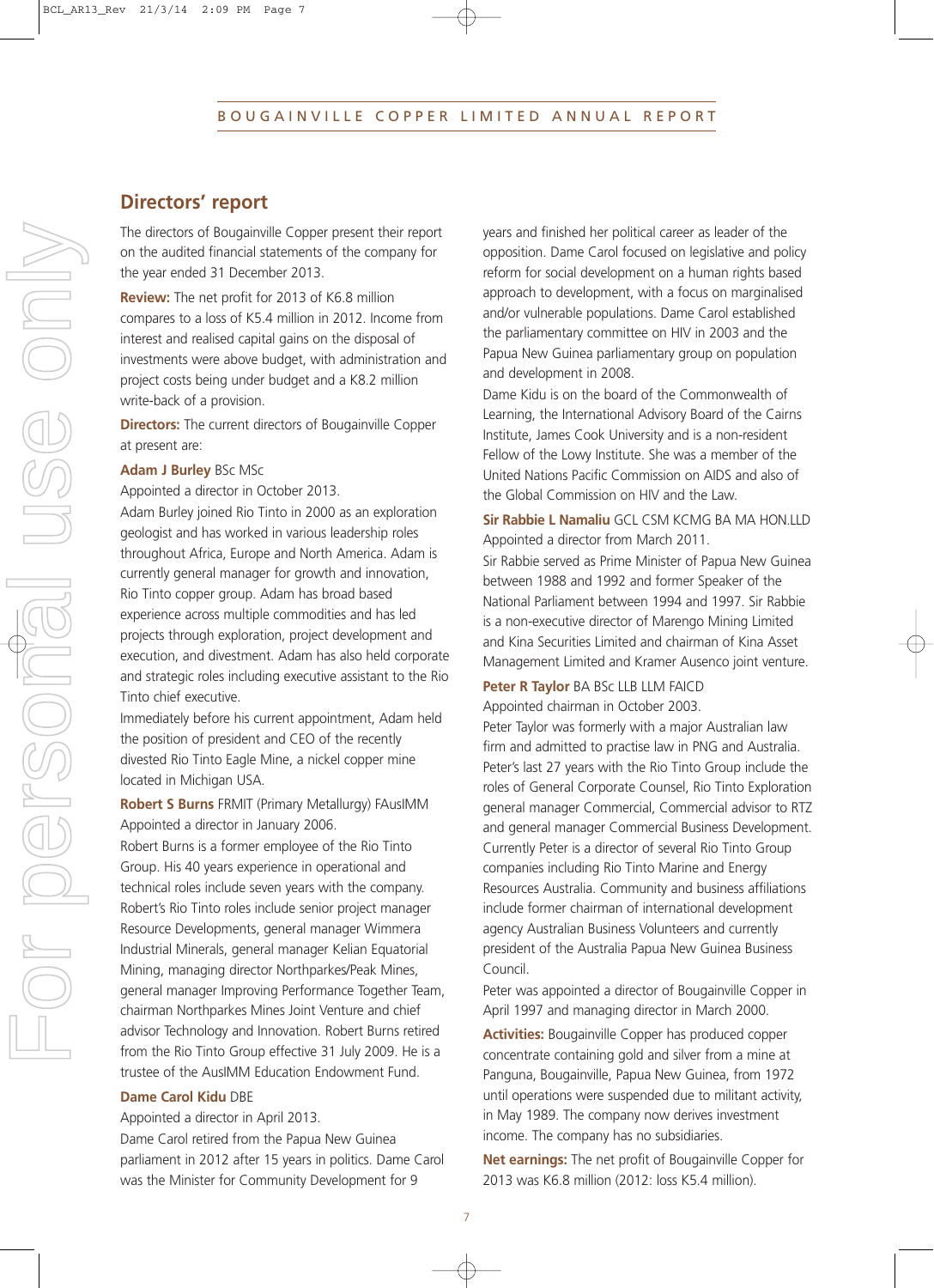## Directors' report

The directors of Bougainville Copper present their report on the audited financial statements of the company for the year ended 31 December 2013.

**Review:** The net profit for 2013 of K6.8 million compares to a loss of K5.4 million in 2012. Income from interest and realised capital gains on the disposal of investments were above budget, with administration and project costs being under budget and a K8.2 million write-back of a provision.

**Directors:** The current directors of Bougainville Copper at present are:

**Adam J Burley** BSc MSc
Appointed a director in October 2013.
Adam Burley joined Rio Tinto in 2000 as an exploration geologist and has worked in various leadership roles throughout Africa, Europe and North America. Adam is currently general manager for growth and innovation, Rio Tinto copper group. Adam has broad based experience across multiple commodities and has led projects through exploration, project development and execution, and divestment. Adam has also held corporate and strategic roles including executive assistant to the Rio Tinto chief executive.
Immediately before his current appointment, Adam held the position of president and CEO of the recently divested Rio Tinto Eagle Mine, a nickel copper mine located in Michigan USA.

**Robert S Burns** FRMIT (Primary Metallurgy) FAusIMM
Appointed a director in January 2006.
Robert Burns is a former employee of the Rio Tinto Group. His 40 years experience in operational and technical roles include seven years with the company. Robert's Rio Tinto roles include senior project manager Resource Developments, general manager Wimmera Industrial Minerals, general manager Kelian Equatorial Mining, managing director Northparkes/Peak Mines, general manager Improving Performance Together Team, chairman Northparkes Mines Joint Venture and chief advisor Technology and Innovation. Robert Burns retired from the Rio Tinto Group effective 31 July 2009. He is a trustee of the AusIMM Education Endowment Fund.

**Dame Carol Kidu** DBE
Appointed a director in April 2013.
Dame Carol retired from the Papua New Guinea parliament in 2012 after 15 years in politics. Dame Carol was the Minister for Community Development for 9 years and finished her political career as leader of the opposition. Dame Carol focused on legislative and policy reform for social development on a human rights based approach to development, with a focus on marginalised and/or vulnerable populations. Dame Carol established the parliamentary committee on HIV in 2003 and the Papua New Guinea parliamentary group on population and development in 2008.
Dame Kidu is on the board of the Commonwealth of Learning, the International Advisory Board of the Cairns Institute, James Cook University and is a non-resident Fellow of the Lowy Institute. She was a member of the United Nations Pacific Commission on AIDS and also of the Global Commission on HIV and the Law.

**Sir Rabbie L Namaliu** GCL CSM KCMG BA MA HON.LLD
Appointed a director from March 2011.
Sir Rabbie served as Prime Minister of Papua New Guinea between 1988 and 1992 and former Speaker of the National Parliament between 1994 and 1997. Sir Rabbie is a non-executive director of Marengo Mining Limited and Kina Securities Limited and chairman of Kina Asset Management Limited and Kramer Ausenco joint venture.

**Peter R Taylor** BA BSc LLB LLM FAICD
Appointed chairman in October 2003.
Peter Taylor was formerly with a major Australian law firm and admitted to practise law in PNG and Australia. Peter's last 27 years with the Rio Tinto Group include the roles of General Corporate Counsel, Rio Tinto Exploration general manager Commercial, Commercial advisor to RTZ and general manager Commercial Business Development. Currently Peter is a director of several Rio Tinto Group companies including Rio Tinto Marine and Energy Resources Australia. Community and business affiliations include former chairman of international development agency Australian Business Volunteers and currently president of the Australia Papua New Guinea Business Council.
Peter was appointed a director of Bougainville Copper in April 1997 and managing director in March 2000.

**Activities:** Bougainville Copper has produced copper concentrate containing gold and silver from a mine at Panguna, Bougainville, Papua New Guinea, from 1972 until operations were suspended due to militant activity, in May 1989. The company now derives investment income. The company has no subsidiaries.

**Net earnings:** The net profit of Bougainville Copper for 2013 was K6.8 million (2012: loss K5.4 million).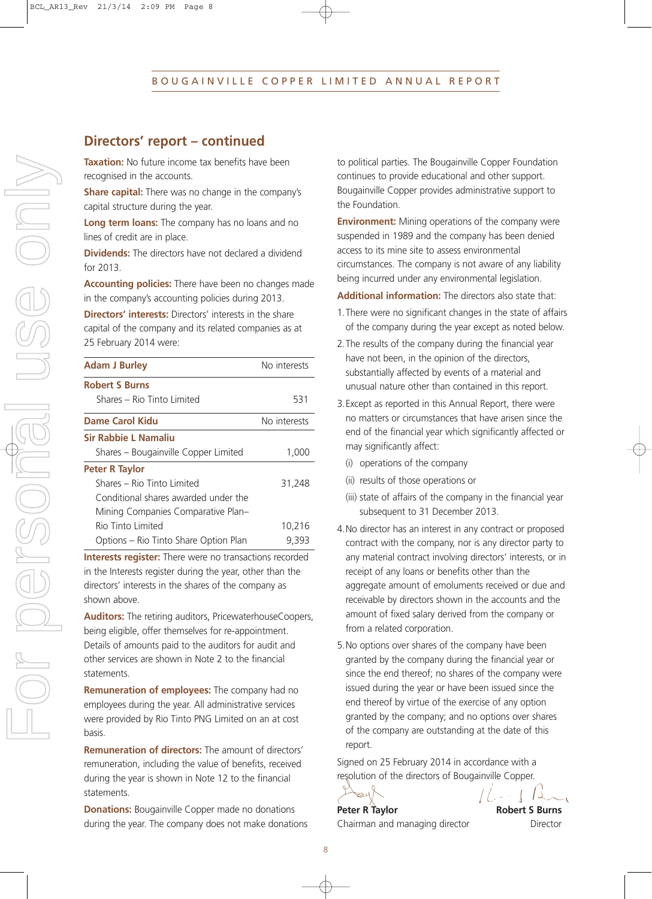## Directors' report – continued

**Taxation:** No future income tax benefits have been recognised in the accounts.

**Share capital:** There was no change in the company's capital structure during the year.

**Long term loans:** The company has no loans and no lines of credit are in place.

**Dividends:** The directors have not declared a dividend for 2013.

**Accounting policies:** There have been no changes made in the company's accounting policies during 2013.

**Directors' interests:** Directors' interests in the share capital of the company and its related companies as at 25 February 2014 were:

| | |
|---|---|
| **Adam J Burley** | No interests |
| **Robert S Burns** | |
| Shares – Rio Tinto Limited | 531 |
| **Dame Carol Kidu** | No interests |
| **Sir Rabbie L Namaliu** | |
| Shares – Bougainville Copper Limited | 1,000 |
| **Peter R Taylor** | |
| Shares – Rio Tinto Limited | 31,248 |
| Conditional shares awarded under the Mining Companies Comparative Plan– Rio Tinto Limited | 10,216 |
| Options – Rio Tinto Share Option Plan | 9,393 |

**Interests register:** There were no transactions recorded in the Interests register during the year, other than the directors' interests in the shares of the company as shown above.

**Auditors:** The retiring auditors, PricewaterhouseCoopers, being eligible, offer themselves for re-appointment. Details of amounts paid to the auditors for audit and other services are shown in Note 2 to the financial statements.

**Remuneration of employees:** The company had no employees during the year. All administrative services were provided by Rio Tinto PNG Limited on an at cost basis.

**Remuneration of directors:** The amount of directors' remuneration, including the value of benefits, received during the year is shown in Note 12 to the financial statements.

**Donations:** Bougainville Copper made no donations during the year. The company does not make donations to political parties. The Bougainville Copper Foundation continues to provide educational and other support. Bougainville Copper provides administrative support to the Foundation.

**Environment:** Mining operations of the company were suspended in 1989 and the company has been denied access to its mine site to assess environmental circumstances. The company is not aware of any liability being incurred under any environmental legislation.

**Additional information:** The directors also state that:

1. There were no significant changes in the state of affairs of the company during the year except as noted below.
2. The results of the company during the financial year have not been, in the opinion of the directors, substantially affected by events of a material and unusual nature other than contained in this report.
3. Except as reported in this Annual Report, there were no matters or circumstances that have arisen since the end of the financial year which significantly affected or may significantly affect:
   - (i) operations of the company
   - (ii) results of those operations or
   - (iii) state of affairs of the company in the financial year subsequent to 31 December 2013.
4. No director has an interest in any contract or proposed contract with the company, nor is any director party to any material contract involving directors' interests, or in receipt of any loans or benefits other than the aggregate amount of emoluments received or due and receivable by directors shown in the accounts and the amount of fixed salary derived from the company or from a related corporation.
5. No options over shares of the company have been granted by the company during the financial year or since the end thereof; no shares of the company were issued during the year or have been issued since the end thereof by virtue of the exercise of any option granted by the company; and no options over shares of the company are outstanding at the date of this report.

Signed on 25 February 2014 in accordance with a resolution of the directors of Bougainville Copper.

**Peter R Taylor**
Chairman and managing director

**Robert S Burns**
Director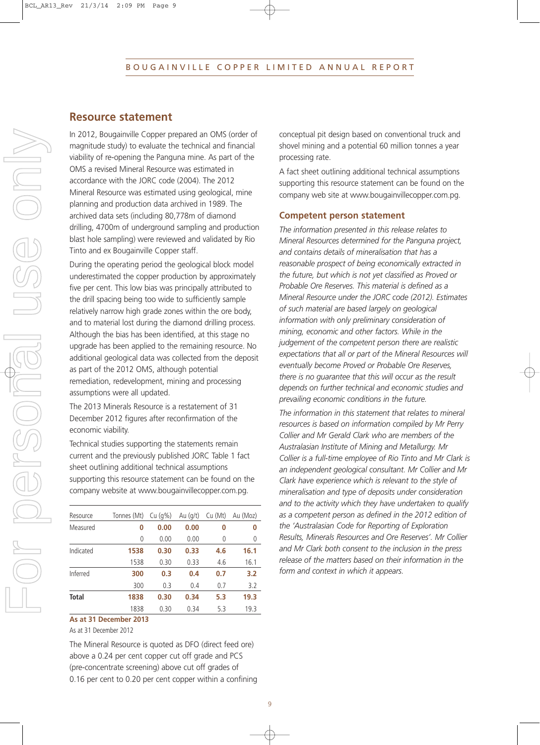## Resource statement

In 2012, Bougainville Copper prepared an OMS (order of magnitude study) to evaluate the technical and financial viability of re-opening the Panguna mine. As part of the OMS a revised Mineral Resource was estimated in accordance with the JORC code (2004). The 2012 Mineral Resource was estimated using geological, mine planning and production data archived in 1989. The archived data sets (including 80,778m of diamond drilling, 4700m of underground sampling and production blast hole sampling) were reviewed and validated by Rio Tinto and ex Bougainville Copper staff.

During the operating period the geological block model underestimated the copper production by approximately five per cent. This low bias was principally attributed to the drill spacing being too wide to sufficiently sample relatively narrow high grade zones within the ore body, and to material lost during the diamond drilling process. Although the bias has been identified, at this stage no upgrade has been applied to the remaining resource. No additional geological data was collected from the deposit as part of the 2012 OMS, although potential remediation, redevelopment, mining and processing assumptions were all updated.

The 2013 Minerals Resource is a restatement of 31 December 2012 figures after reconfirmation of the economic viability.

Technical studies supporting the statements remain current and the previously published JORC Table 1 fact sheet outlining additional technical assumptions supporting this resource statement can be found on the company website at www.bougainvillecopper.com.pg.

| Resource | Tonnes (Mt) | Cu (g%) | Au (g/t) | Cu (Mt) | Au (Moz) |
|---|---|---|---|---|---|
| Measured | **0** | **0.00** | **0.00** | **0** | **0** |
| | 0 | 0.00 | 0.00 | 0 | 0 |
| Indicated | **1538** | **0.30** | **0.33** | **4.6** | **16.1** |
| | 1538 | 0.30 | 0.33 | 4.6 | 16.1 |
| Inferred | **300** | **0.3** | **0.4** | **0.7** | **3.2** |
| | 300 | 0.3 | 0.4 | 0.7 | 3.2 |
| **Total** | **1838** | **0.30** | **0.34** | **5.3** | **19.3** |
| | 1838 | 0.30 | 0.34 | 5.3 | 19.3 |

**As at 31 December 2013**

As at 31 December 2012

The Mineral Resource is quoted as DFO (direct feed ore) above a 0.24 per cent copper cut off grade and PCS (pre-concentrate screening) above cut off grades of 0.16 per cent to 0.20 per cent copper within a confining conceptual pit design based on conventional truck and shovel mining and a potential 60 million tonnes a year processing rate.

A fact sheet outlining additional technical assumptions supporting this resource statement can be found on the company web site at www.bougainvillecopper.com.pg.

### Competent person statement

*The information presented in this release relates to Mineral Resources determined for the Panguna project, and contains details of mineralisation that has a reasonable prospect of being economically extracted in the future, but which is not yet classified as Proved or Probable Ore Reserves. This material is defined as a Mineral Resource under the JORC code (2012). Estimates of such material are based largely on geological information with only preliminary consideration of mining, economic and other factors. While in the judgement of the competent person there are realistic expectations that all or part of the Mineral Resources will eventually become Proved or Probable Ore Reserves, there is no guarantee that this will occur as the result depends on further technical and economic studies and prevailing economic conditions in the future.*

*The information in this statement that relates to mineral resources is based on information compiled by Mr Perry Collier and Mr Gerald Clark who are members of the Australasian Institute of Mining and Metallurgy. Mr Collier is a full-time employee of Rio Tinto and Mr Clark is an independent geological consultant. Mr Collier and Mr Clark have experience which is relevant to the style of mineralisation and type of deposits under consideration and to the activity which they have undertaken to qualify as a competent person as defined in the 2012 edition of the 'Australasian Code for Reporting of Exploration Results, Minerals Resources and Ore Reserves'. Mr Collier and Mr Clark both consent to the inclusion in the press release of the matters based on their information in the form and context in which it appears.*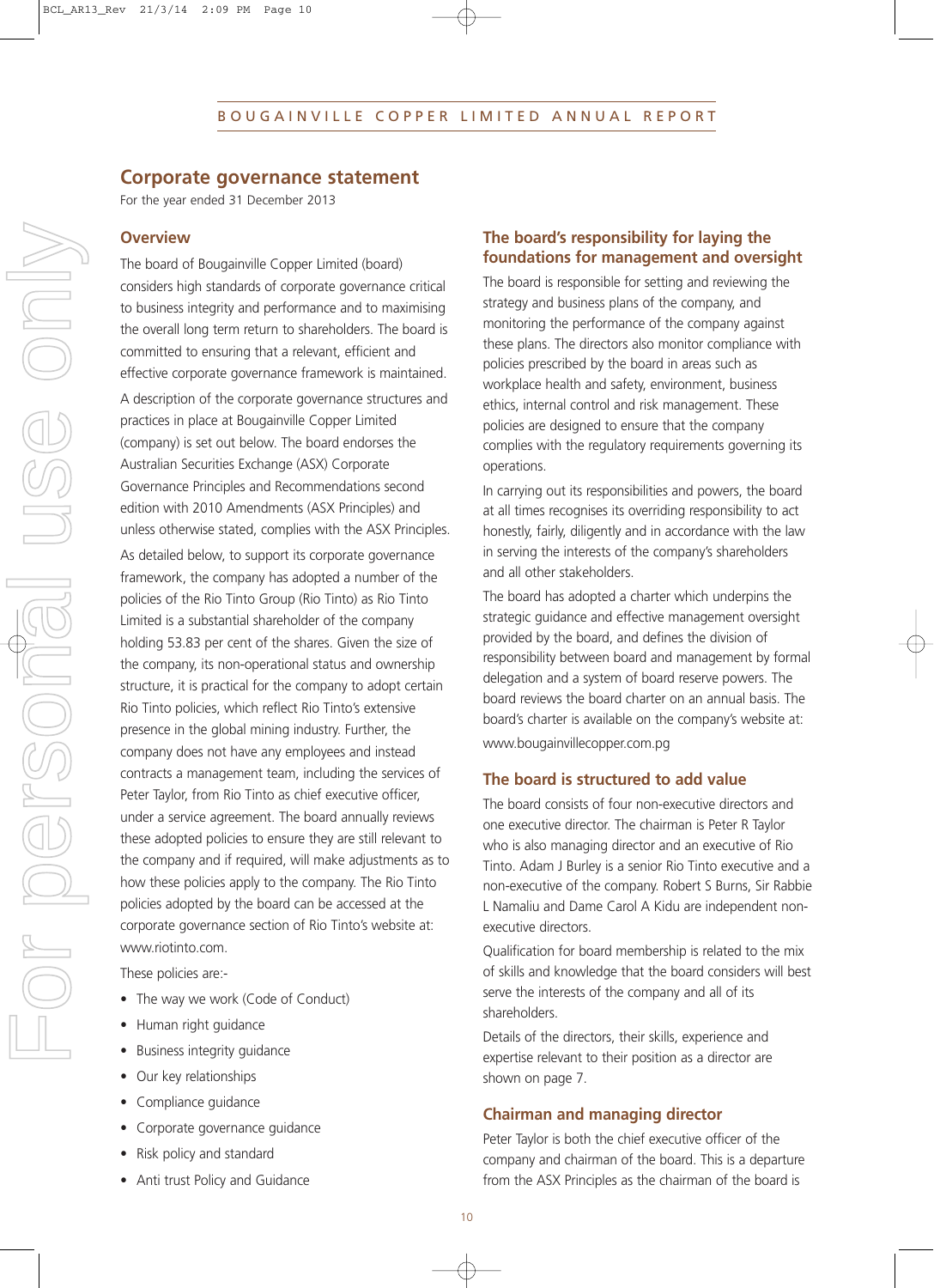## Corporate governance statement

For the year ended 31 December 2013

### Overview

The board of Bougainville Copper Limited (board) considers high standards of corporate governance critical to business integrity and performance and to maximising the overall long term return to shareholders. The board is committed to ensuring that a relevant, efficient and effective corporate governance framework is maintained.

A description of the corporate governance structures and practices in place at Bougainville Copper Limited (company) is set out below. The board endorses the Australian Securities Exchange (ASX) Corporate Governance Principles and Recommendations second edition with 2010 Amendments (ASX Principles) and unless otherwise stated, complies with the ASX Principles.

As detailed below, to support its corporate governance framework, the company has adopted a number of the policies of the Rio Tinto Group (Rio Tinto) as Rio Tinto Limited is a substantial shareholder of the company holding 53.83 per cent of the shares. Given the size of the company, its non-operational status and ownership structure, it is practical for the company to adopt certain Rio Tinto policies, which reflect Rio Tinto's extensive presence in the global mining industry. Further, the company does not have any employees and instead contracts a management team, including the services of Peter Taylor, from Rio Tinto as chief executive officer, under a service agreement. The board annually reviews these adopted policies to ensure they are still relevant to the company and if required, will make adjustments as to how these policies apply to the company. The Rio Tinto policies adopted by the board can be accessed at the corporate governance section of Rio Tinto's website at: www.riotinto.com.

These policies are:-

- The way we work (Code of Conduct)
- Human right guidance
- Business integrity guidance
- Our key relationships
- Compliance guidance
- Corporate governance guidance
- Risk policy and standard
- Anti trust Policy and Guidance

### The board's responsibility for laying the foundations for management and oversight

The board is responsible for setting and reviewing the strategy and business plans of the company, and monitoring the performance of the company against these plans. The directors also monitor compliance with policies prescribed by the board in areas such as workplace health and safety, environment, business ethics, internal control and risk management. These policies are designed to ensure that the company complies with the regulatory requirements governing its operations.

In carrying out its responsibilities and powers, the board at all times recognises its overriding responsibility to act honestly, fairly, diligently and in accordance with the law in serving the interests of the company's shareholders and all other stakeholders.

The board has adopted a charter which underpins the strategic guidance and effective management oversight provided by the board, and defines the division of responsibility between board and management by formal delegation and a system of board reserve powers. The board reviews the board charter on an annual basis. The board's charter is available on the company's website at: www.bougainvillecopper.com.pg

### The board is structured to add value

The board consists of four non-executive directors and one executive director. The chairman is Peter R Taylor who is also managing director and an executive of Rio Tinto. Adam J Burley is a senior Rio Tinto executive and a non-executive of the company. Robert S Burns, Sir Rabbie L Namaliu and Dame Carol A Kidu are independent non-executive directors.

Qualification for board membership is related to the mix of skills and knowledge that the board considers will best serve the interests of the company and all of its shareholders.

Details of the directors, their skills, experience and expertise relevant to their position as a director are shown on page 7.

### Chairman and managing director

Peter Taylor is both the chief executive officer of the company and chairman of the board. This is a departure from the ASX Principles as the chairman of the board is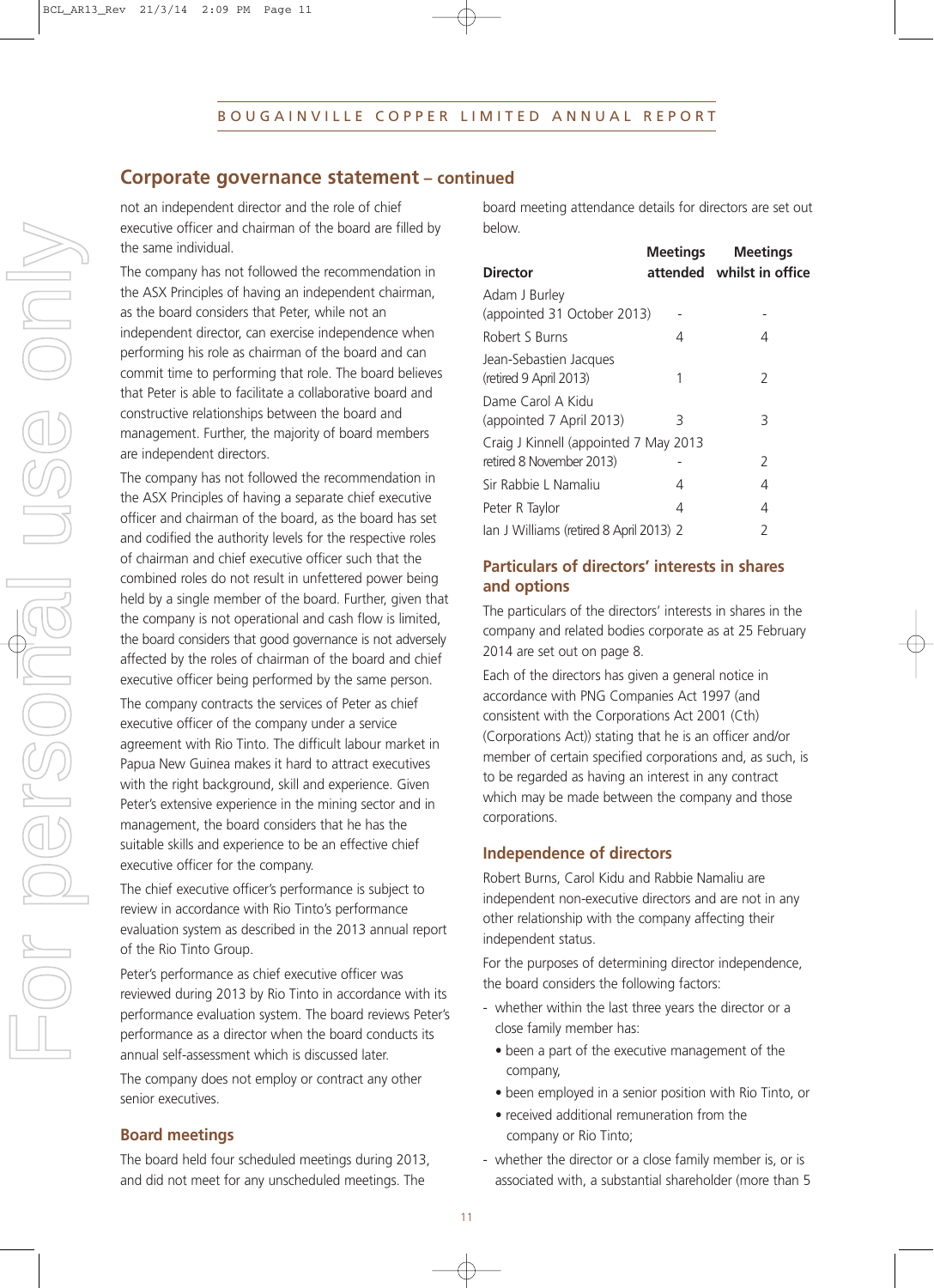## Corporate governance statement – continued

not an independent director and the role of chief executive officer and chairman of the board are filled by the same individual.

The company has not followed the recommendation in the ASX Principles of having an independent chairman, as the board considers that Peter, while not an independent director, can exercise independence when performing his role as chairman of the board and can commit time to performing that role. The board believes that Peter is able to facilitate a collaborative board and constructive relationships between the board and management. Further, the majority of board members are independent directors.

The company has not followed the recommendation in the ASX Principles of having a separate chief executive officer and chairman of the board, as the board has set and codified the authority levels for the respective roles of chairman and chief executive officer such that the combined roles do not result in unfettered power being held by a single member of the board. Further, given that the company is not operational and cash flow is limited, the board considers that good governance is not adversely affected by the roles of chairman of the board and chief executive officer being performed by the same person.

The company contracts the services of Peter as chief executive officer of the company under a service agreement with Rio Tinto. The difficult labour market in Papua New Guinea makes it hard to attract executives with the right background, skill and experience. Given Peter's extensive experience in the mining sector and in management, the board considers that he has the suitable skills and experience to be an effective chief executive officer for the company.

The chief executive officer's performance is subject to review in accordance with Rio Tinto's performance evaluation system as described in the 2013 annual report of the Rio Tinto Group.

Peter's performance as chief executive officer was reviewed during 2013 by Rio Tinto in accordance with its performance evaluation system. The board reviews Peter's performance as a director when the board conducts its annual self-assessment which is discussed later.

The company does not employ or contract any other senior executives.

### Board meetings

The board held four scheduled meetings during 2013, and did not meet for any unscheduled meetings. The board meeting attendance details for directors are set out below.

| Director | Meetings attended | Meetings whilst in office |
|---|---|---|
| Adam J Burley (appointed 31 October 2013) | - | - |
| Robert S Burns | 4 | 4 |
| Jean-Sebastien Jacques (retired 9 April 2013) | 1 | 2 |
| Dame Carol A Kidu (appointed 7 April 2013) | 3 | 3 |
| Craig J Kinnell (appointed 7 May 2013 retired 8 November 2013) | - | 2 |
| Sir Rabbie L Namaliu | 4 | 4 |
| Peter R Taylor | 4 | 4 |
| Ian J Williams (retired 8 April 2013) | 2 | 2 |

### Particulars of directors' interests in shares and options

The particulars of the directors' interests in shares in the company and related bodies corporate as at 25 February 2014 are set out on page 8.

Each of the directors has given a general notice in accordance with PNG Companies Act 1997 (and consistent with the Corporations Act 2001 (Cth) (Corporations Act)) stating that he is an officer and/or member of certain specified corporations and, as such, is to be regarded as having an interest in any contract which may be made between the company and those corporations.

### Independence of directors

Robert Burns, Carol Kidu and Rabbie Namaliu are independent non-executive directors and are not in any other relationship with the company affecting their independent status.

For the purposes of determining director independence, the board considers the following factors:

- whether within the last three years the director or a close family member has:
  - been a part of the executive management of the company,
  - been employed in a senior position with Rio Tinto, or
  - received additional remuneration from the company or Rio Tinto;
- whether the director or a close family member is, or is associated with, a substantial shareholder (more than 5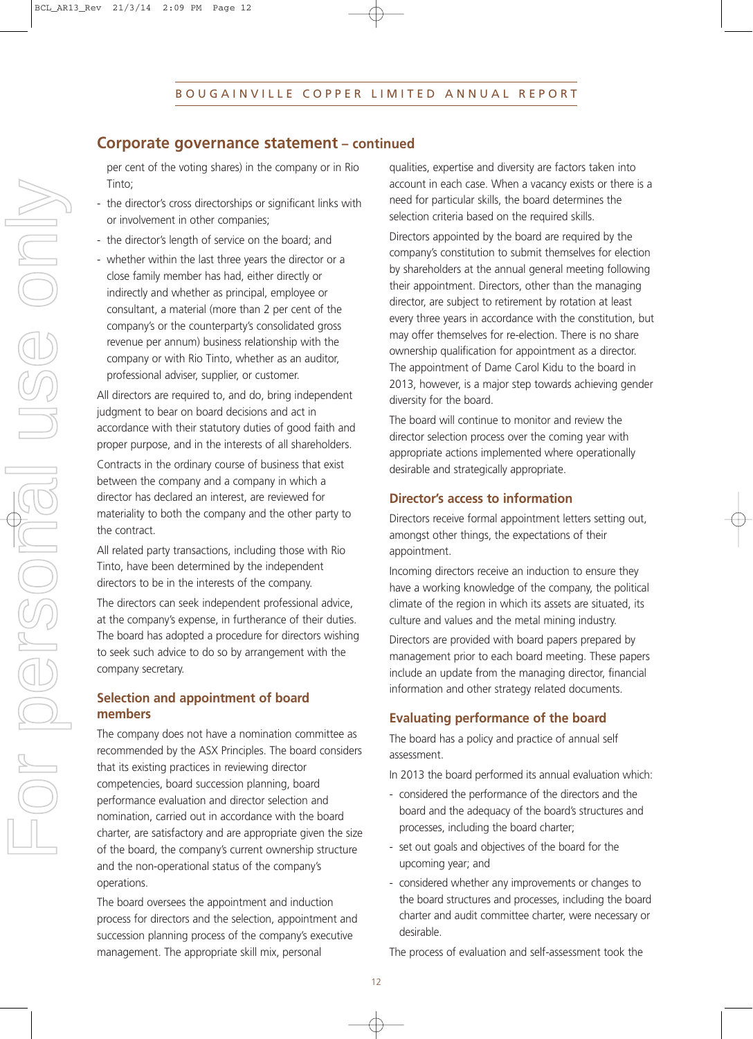## Corporate governance statement – continued

per cent of the voting shares) in the company or in Rio Tinto;

- the director's cross directorships or significant links with or involvement in other companies;
- the director's length of service on the board; and
- whether within the last three years the director or a close family member has had, either directly or indirectly and whether as principal, employee or consultant, a material (more than 2 per cent of the company's or the counterparty's consolidated gross revenue per annum) business relationship with the company or with Rio Tinto, whether as an auditor, professional adviser, supplier, or customer.

All directors are required to, and do, bring independent judgment to bear on board decisions and act in accordance with their statutory duties of good faith and proper purpose, and in the interests of all shareholders.

Contracts in the ordinary course of business that exist between the company and a company in which a director has declared an interest, are reviewed for materiality to both the company and the other party to the contract.

All related party transactions, including those with Rio Tinto, have been determined by the independent directors to be in the interests of the company.

The directors can seek independent professional advice, at the company's expense, in furtherance of their duties. The board has adopted a procedure for directors wishing to seek such advice to do so by arrangement with the company secretary.

### Selection and appointment of board members

The company does not have a nomination committee as recommended by the ASX Principles. The board considers that its existing practices in reviewing director competencies, board succession planning, board performance evaluation and director selection and nomination, carried out in accordance with the board charter, are satisfactory and are appropriate given the size of the board, the company's current ownership structure and the non-operational status of the company's operations.

The board oversees the appointment and induction process for directors and the selection, appointment and succession planning process of the company's executive management. The appropriate skill mix, personal qualities, expertise and diversity are factors taken into account in each case. When a vacancy exists or there is a need for particular skills, the board determines the selection criteria based on the required skills.

Directors appointed by the board are required by the company's constitution to submit themselves for election by shareholders at the annual general meeting following their appointment. Directors, other than the managing director, are subject to retirement by rotation at least every three years in accordance with the constitution, but may offer themselves for re-election. There is no share ownership qualification for appointment as a director. The appointment of Dame Carol Kidu to the board in 2013, however, is a major step towards achieving gender diversity for the board.

The board will continue to monitor and review the director selection process over the coming year with appropriate actions implemented where operationally desirable and strategically appropriate.

### Director's access to information

Directors receive formal appointment letters setting out, amongst other things, the expectations of their appointment.

Incoming directors receive an induction to ensure they have a working knowledge of the company, the political climate of the region in which its assets are situated, its culture and values and the metal mining industry.

Directors are provided with board papers prepared by management prior to each board meeting. These papers include an update from the managing director, financial information and other strategy related documents.

### Evaluating performance of the board

The board has a policy and practice of annual self assessment.

In 2013 the board performed its annual evaluation which:

- considered the performance of the directors and the board and the adequacy of the board's structures and processes, including the board charter;
- set out goals and objectives of the board for the upcoming year; and
- considered whether any improvements or changes to the board structures and processes, including the board charter and audit committee charter, were necessary or desirable.

The process of evaluation and self-assessment took the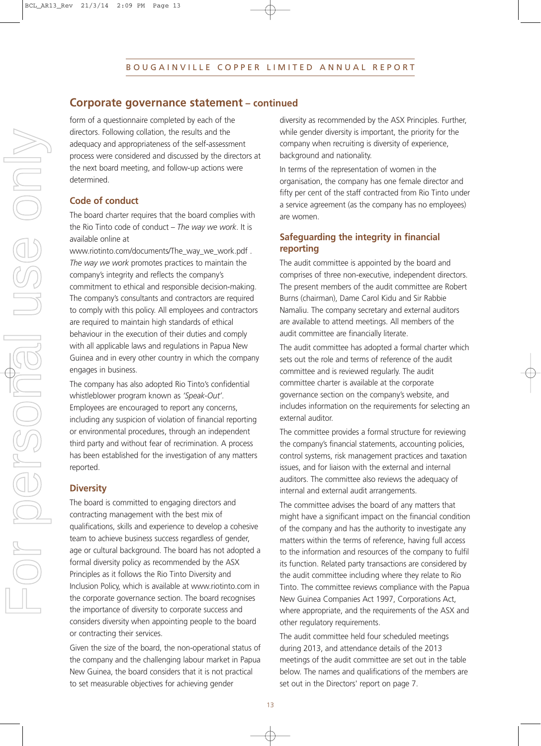## Corporate governance statement – continued

form of a questionnaire completed by each of the directors. Following collation, the results and the adequacy and appropriateness of the self-assessment process were considered and discussed by the directors at the next board meeting, and follow-up actions were determined.

### Code of conduct

The board charter requires that the board complies with the Rio Tinto code of conduct – *The way we work*. It is available online at www.riotinto.com/documents/The_way_we_work.pdf . *The way we work* promotes practices to maintain the company's integrity and reflects the company's commitment to ethical and responsible decision-making. The company's consultants and contractors are required to comply with this policy. All employees and contractors are required to maintain high standards of ethical behaviour in the execution of their duties and comply with all applicable laws and regulations in Papua New Guinea and in every other country in which the company engages in business.

The company has also adopted Rio Tinto's confidential whistleblower program known as *'Speak-Out'*. Employees are encouraged to report any concerns, including any suspicion of violation of financial reporting or environmental procedures, through an independent third party and without fear of recrimination. A process has been established for the investigation of any matters reported.

### Diversity

The board is committed to engaging directors and contracting management with the best mix of qualifications, skills and experience to develop a cohesive team to achieve business success regardless of gender, age or cultural background. The board has not adopted a formal diversity policy as recommended by the ASX Principles as it follows the Rio Tinto Diversity and Inclusion Policy, which is available at www.riotinto.com in the corporate governance section. The board recognises the importance of diversity to corporate success and considers diversity when appointing people to the board or contracting their services.

Given the size of the board, the non-operational status of the company and the challenging labour market in Papua New Guinea, the board considers that it is not practical to set measurable objectives for achieving gender diversity as recommended by the ASX Principles. Further, while gender diversity is important, the priority for the company when recruiting is diversity of experience, background and nationality.

In terms of the representation of women in the organisation, the company has one female director and fifty per cent of the staff contracted from Rio Tinto under a service agreement (as the company has no employees) are women.

### Safeguarding the integrity in financial reporting

The audit committee is appointed by the board and comprises of three non-executive, independent directors. The present members of the audit committee are Robert Burns (chairman), Dame Carol Kidu and Sir Rabbie Namaliu. The company secretary and external auditors are available to attend meetings. All members of the audit committee are financially literate.

The audit committee has adopted a formal charter which sets out the role and terms of reference of the audit committee and is reviewed regularly. The audit committee charter is available at the corporate governance section on the company's website, and includes information on the requirements for selecting an external auditor.

The committee provides a formal structure for reviewing the company's financial statements, accounting policies, control systems, risk management practices and taxation issues, and for liaison with the external and internal auditors. The committee also reviews the adequacy of internal and external audit arrangements.

The committee advises the board of any matters that might have a significant impact on the financial condition of the company and has the authority to investigate any matters within the terms of reference, having full access to the information and resources of the company to fulfil its function. Related party transactions are considered by the audit committee including where they relate to Rio Tinto. The committee reviews compliance with the Papua New Guinea Companies Act 1997, Corporations Act, where appropriate, and the requirements of the ASX and other regulatory requirements.

The audit committee held four scheduled meetings during 2013, and attendance details of the 2013 meetings of the audit committee are set out in the table below. The names and qualifications of the members are set out in the Directors' report on page 7.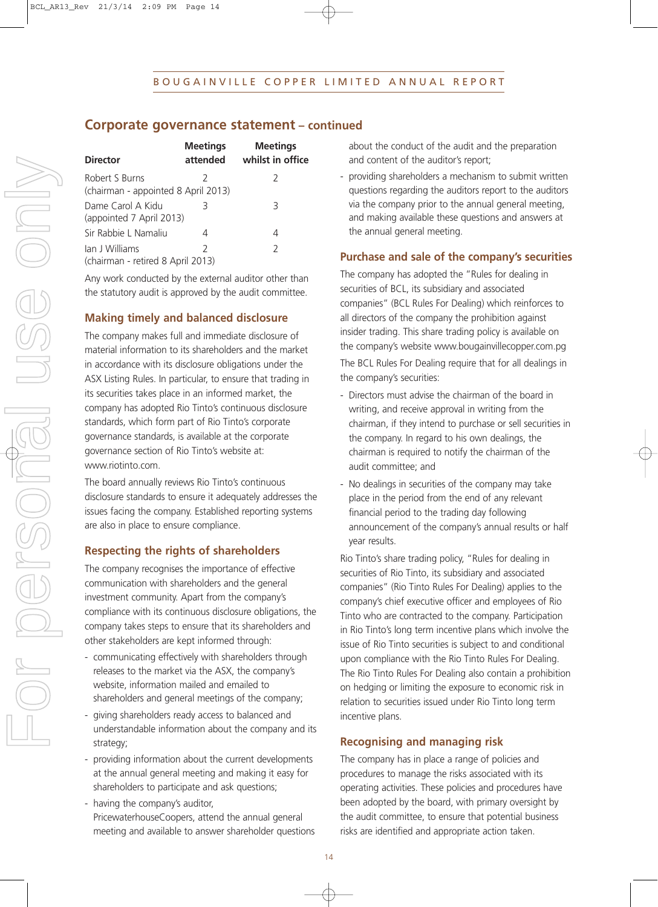## Corporate governance statement – continued

| Director | Meetings attended | Meetings whilst in office |
|---|---|---|
| Robert S Burns (chairman - appointed 8 April 2013) | 2 | 2 |
| Dame Carol A Kidu (appointed 7 April 2013) | 3 | 3 |
| Sir Rabbie L Namaliu | 4 | 4 |
| Ian J Williams (chairman - retired 8 April 2013) | 2 | 2 |

Any work conducted by the external auditor other than the statutory audit is approved by the audit committee.

### Making timely and balanced disclosure

The company makes full and immediate disclosure of material information to its shareholders and the market in accordance with its disclosure obligations under the ASX Listing Rules. In particular, to ensure that trading in its securities takes place in an informed market, the company has adopted Rio Tinto's continuous disclosure standards, which form part of Rio Tinto's corporate governance standards, is available at the corporate governance section of Rio Tinto's website at: www.riotinto.com.

The board annually reviews Rio Tinto's continuous disclosure standards to ensure it adequately addresses the issues facing the company. Established reporting systems are also in place to ensure compliance.

### Respecting the rights of shareholders

The company recognises the importance of effective communication with shareholders and the general investment community. Apart from the company's compliance with its continuous disclosure obligations, the company takes steps to ensure that its shareholders and other stakeholders are kept informed through:

- communicating effectively with shareholders through releases to the market via the ASX, the company's website, information mailed and emailed to shareholders and general meetings of the company;
- giving shareholders ready access to balanced and understandable information about the company and its strategy;
- providing information about the current developments at the annual general meeting and making it easy for shareholders to participate and ask questions;
- having the company's auditor, PricewaterhouseCoopers, attend the annual general meeting and available to answer shareholder questions about the conduct of the audit and the preparation and content of the auditor's report;
- providing shareholders a mechanism to submit written questions regarding the auditors report to the auditors via the company prior to the annual general meeting, and making available these questions and answers at the annual general meeting.

### Purchase and sale of the company's securities

The company has adopted the "Rules for dealing in securities of BCL, its subsidiary and associated companies" (BCL Rules For Dealing) which reinforces to all directors of the company the prohibition against insider trading. This share trading policy is available on the company's website www.bougainvillecopper.com.pg

The BCL Rules For Dealing require that for all dealings in the company's securities:

- Directors must advise the chairman of the board in writing, and receive approval in writing from the chairman, if they intend to purchase or sell securities in the company. In regard to his own dealings, the chairman is required to notify the chairman of the audit committee; and
- No dealings in securities of the company may take place in the period from the end of any relevant financial period to the trading day following announcement of the company's annual results or half year results.

Rio Tinto's share trading policy, "Rules for dealing in securities of Rio Tinto, its subsidiary and associated companies" (Rio Tinto Rules For Dealing) applies to the company's chief executive officer and employees of Rio Tinto who are contracted to the company. Participation in Rio Tinto's long term incentive plans which involve the issue of Rio Tinto securities is subject to and conditional upon compliance with the Rio Tinto Rules For Dealing. The Rio Tinto Rules For Dealing also contain a prohibition on hedging or limiting the exposure to economic risk in relation to securities issued under Rio Tinto long term incentive plans.

### Recognising and managing risk

The company has in place a range of policies and procedures to manage the risks associated with its operating activities. These policies and procedures have been adopted by the board, with primary oversight by the audit committee, to ensure that potential business risks are identified and appropriate action taken.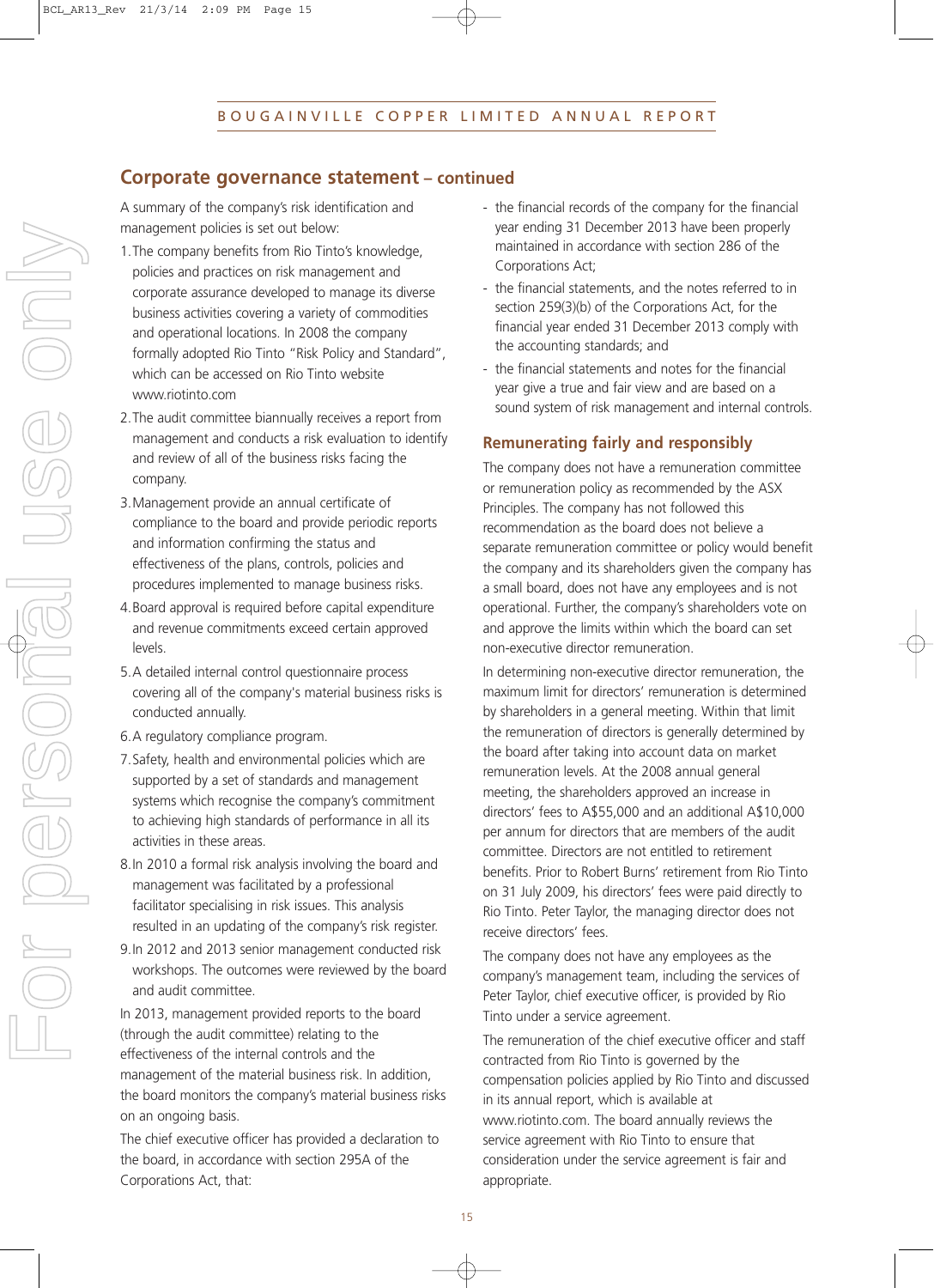## Corporate governance statement – continued

A summary of the company's risk identification and management policies is set out below:

1. The company benefits from Rio Tinto's knowledge, policies and practices on risk management and corporate assurance developed to manage its diverse business activities covering a variety of commodities and operational locations. In 2008 the company formally adopted Rio Tinto "Risk Policy and Standard", which can be accessed on Rio Tinto website www.riotinto.com
2. The audit committee biannually receives a report from management and conducts a risk evaluation to identify and review of all of the business risks facing the company.
3. Management provide an annual certificate of compliance to the board and provide periodic reports and information confirming the status and effectiveness of the plans, controls, policies and procedures implemented to manage business risks.
4. Board approval is required before capital expenditure and revenue commitments exceed certain approved levels.
5. A detailed internal control questionnaire process covering all of the company's material business risks is conducted annually.
6. A regulatory compliance program.
7. Safety, health and environmental policies which are supported by a set of standards and management systems which recognise the company's commitment to achieving high standards of performance in all its activities in these areas.
8. In 2010 a formal risk analysis involving the board and management was facilitated by a professional facilitator specialising in risk issues. This analysis resulted in an updating of the company's risk register.
9. In 2012 and 2013 senior management conducted risk workshops. The outcomes were reviewed by the board and audit committee.

In 2013, management provided reports to the board (through the audit committee) relating to the effectiveness of the internal controls and the management of the material business risk. In addition, the board monitors the company's material business risks on an ongoing basis.

The chief executive officer has provided a declaration to the board, in accordance with section 295A of the Corporations Act, that:

- the financial records of the company for the financial year ending 31 December 2013 have been properly maintained in accordance with section 286 of the Corporations Act;
- the financial statements, and the notes referred to in section 259(3)(b) of the Corporations Act, for the financial year ended 31 December 2013 comply with the accounting standards; and
- the financial statements and notes for the financial year give a true and fair view and are based on a sound system of risk management and internal controls.

### Remunerating fairly and responsibly

The company does not have a remuneration committee or remuneration policy as recommended by the ASX Principles. The company has not followed this recommendation as the board does not believe a separate remuneration committee or policy would benefit the company and its shareholders given the company has a small board, does not have any employees and is not operational. Further, the company's shareholders vote on and approve the limits within which the board can set non-executive director remuneration.

In determining non-executive director remuneration, the maximum limit for directors' remuneration is determined by shareholders in a general meeting. Within that limit the remuneration of directors is generally determined by the board after taking into account data on market remuneration levels. At the 2008 annual general meeting, the shareholders approved an increase in directors' fees to A$55,000 and an additional A$10,000 per annum for directors that are members of the audit committee. Directors are not entitled to retirement benefits. Prior to Robert Burns' retirement from Rio Tinto on 31 July 2009, his directors' fees were paid directly to Rio Tinto. Peter Taylor, the managing director does not receive directors' fees.

The company does not have any employees as the company's management team, including the services of Peter Taylor, chief executive officer, is provided by Rio Tinto under a service agreement.

The remuneration of the chief executive officer and staff contracted from Rio Tinto is governed by the compensation policies applied by Rio Tinto and discussed in its annual report, which is available at www.riotinto.com. The board annually reviews the service agreement with Rio Tinto to ensure that consideration under the service agreement is fair and appropriate.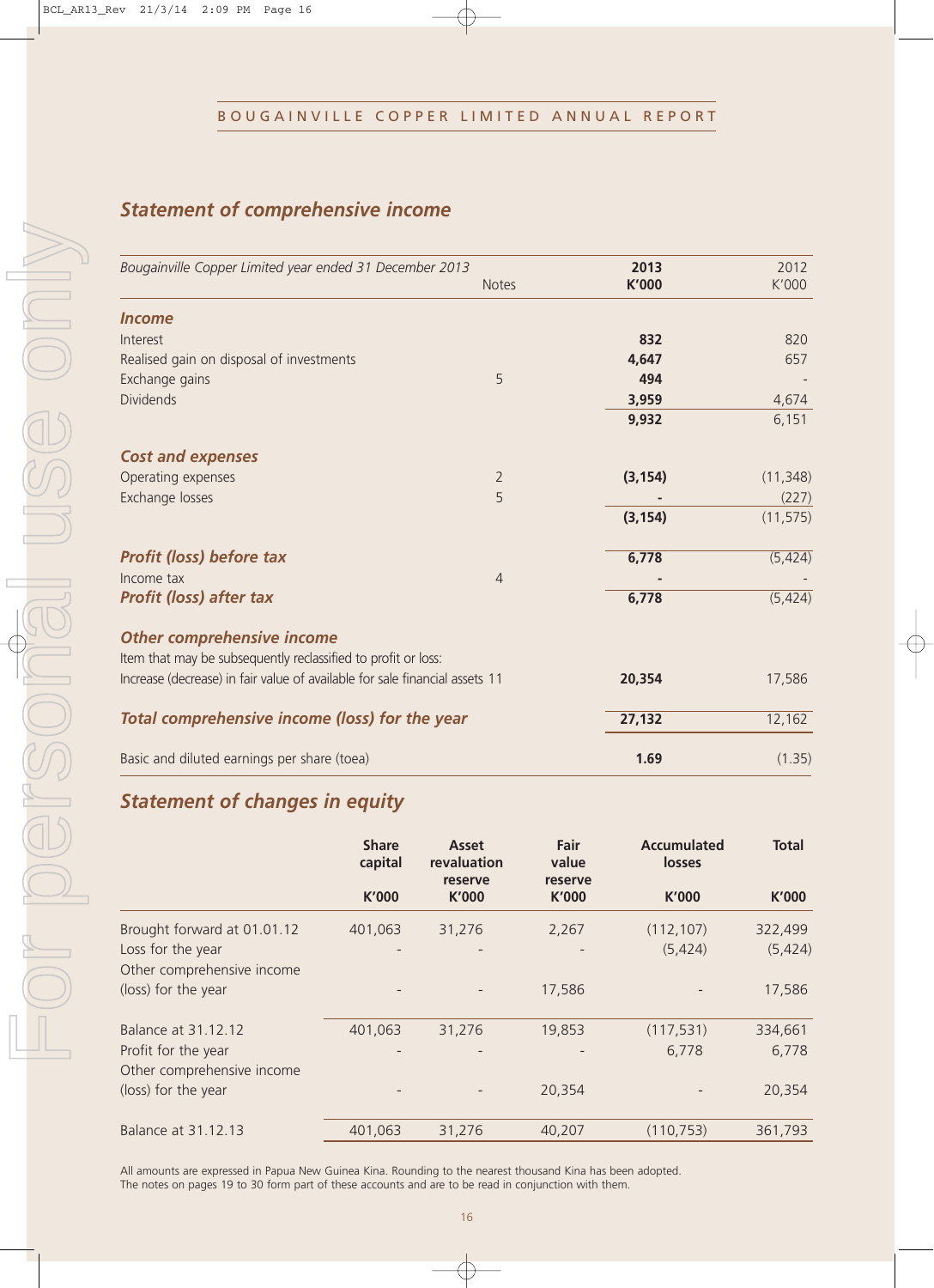## Statement of comprehensive income

| *Bougainville Copper Limited year ended 31 December 2013* | Notes | **2013 K'000** | 2012 K'000 |
|---|---|---|---|
| ***Income*** | | | |
| Interest | | **832** | 820 |
| Realised gain on disposal of investments | | **4,647** | 657 |
| Exchange gains | 5 | **494** | - |
| Dividends | | **3,959** | 4,674 |
| | | **9,932** | 6,151 |
| ***Cost and expenses*** | | | |
| Operating expenses | 2 | **(3,154)** | (11,348) |
| Exchange losses | 5 | **-** | (227) |
| | | **(3,154)** | (11,575) |
| ***Profit (loss) before tax*** | | **6,778** | (5,424) |
| Income tax | 4 | **-** | - |
| ***Profit (loss) after tax*** | | **6,778** | (5,424) |
| ***Other comprehensive income*** | | | |
| Item that may be subsequently reclassified to profit or loss: | | | |
| Increase (decrease) in fair value of available for sale financial assets | 11 | **20,354** | 17,586 |
| ***Total comprehensive income (loss) for the year*** | | **27,132** | 12,162 |
| Basic and diluted earnings per share (toea) | | **1.69** | (1.35) |

## Statement of changes in equity

| | Share capital K'000 | Asset revaluation reserve K'000 | Fair value reserve K'000 | Accumulated losses K'000 | Total K'000 |
|---|---|---|---|---|---|
| Brought forward at 01.01.12 | 401,063 | 31,276 | 2,267 | (112,107) | 322,499 |
| Loss for the year | - | - | - | (5,424) | (5,424) |
| Other comprehensive income (loss) for the year | - | - | 17,586 | - | 17,586 |
| Balance at 31.12.12 | 401,063 | 31,276 | 19,853 | (117,531) | 334,661 |
| Profit for the year | - | - | - | 6,778 | 6,778 |
| Other comprehensive income (loss) for the year | - | - | 20,354 | - | 20,354 |
| Balance at 31.12.13 | 401,063 | 31,276 | 40,207 | (110,753) | 361,793 |

All amounts are expressed in Papua New Guinea Kina. Rounding to the nearest thousand Kina has been adopted.
The notes on pages 19 to 30 form part of these accounts and are to be read in conjunction with them.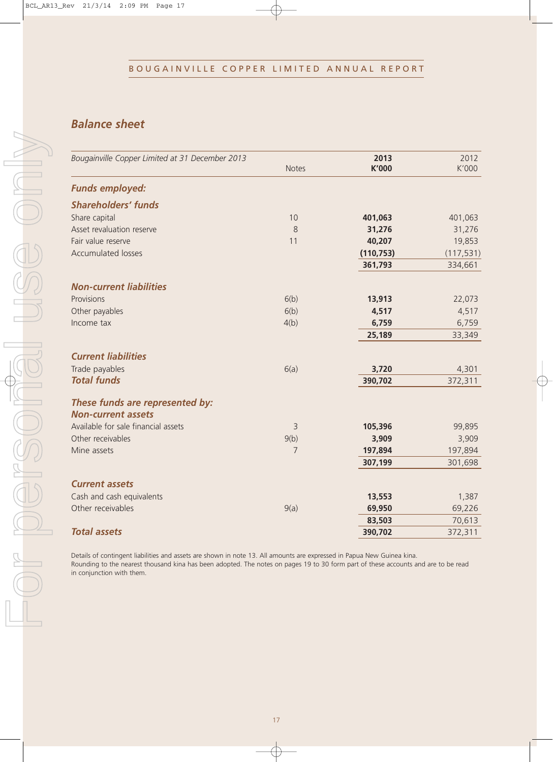## Balance sheet

| *Bougainville Copper Limited at 31 December 2013* | Notes | **2013 K'000** | 2012 K'000 |
|---|---|---|---|
| ***Funds employed:*** | | | |
| ***Shareholders' funds*** | | | |
| Share capital | 10 | **401,063** | 401,063 |
| Asset revaluation reserve | 8 | **31,276** | 31,276 |
| Fair value reserve | 11 | **40,207** | 19,853 |
| Accumulated losses | | **(110,753)** | (117,531) |
| | | **361,793** | 334,661 |
| ***Non-current liabilities*** | | | |
| Provisions | 6(b) | **13,913** | 22,073 |
| Other payables | 6(b) | **4,517** | 4,517 |
| Income tax | 4(b) | **6,759** | 6,759 |
| | | **25,189** | 33,349 |
| ***Current liabilities*** | | | |
| Trade payables | 6(a) | **3,720** | 4,301 |
| ***Total funds*** | | **390,702** | 372,311 |
| ***These funds are represented by:*** | | | |
| ***Non-current assets*** | | | |
| Available for sale financial assets | 3 | **105,396** | 99,895 |
| Other receivables | 9(b) | **3,909** | 3,909 |
| Mine assets | 7 | **197,894** | 197,894 |
| | | **307,199** | 301,698 |
| ***Current assets*** | | | |
| Cash and cash equivalents | | **13,553** | 1,387 |
| Other receivables | 9(a) | **69,950** | 69,226 |
| | | **83,503** | 70,613 |
| ***Total assets*** | | **390,702** | 372,311 |

Details of contingent liabilities and assets are shown in note 13. All amounts are expressed in Papua New Guinea kina. Rounding to the nearest thousand kina has been adopted. The notes on pages 19 to 30 form part of these accounts and are to be read in conjunction with them.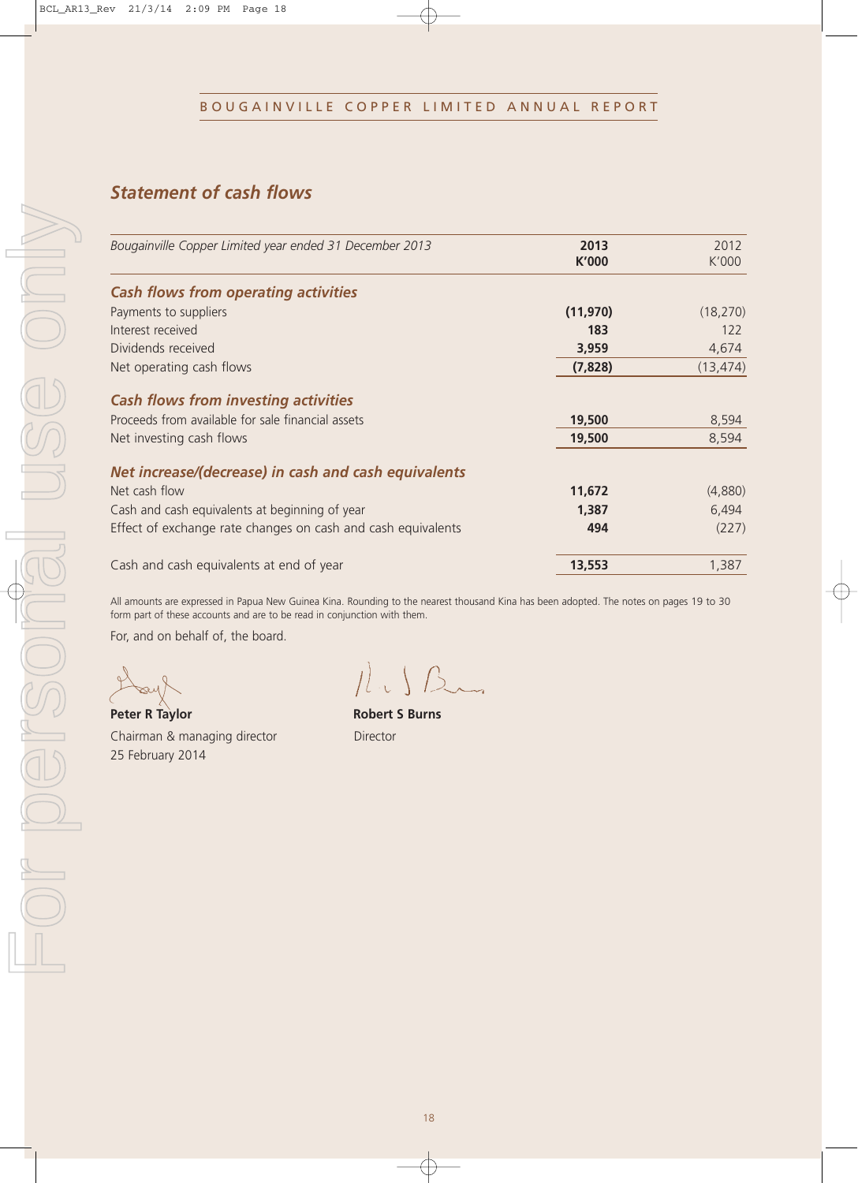## Statement of cash flows

| *Bougainville Copper Limited year ended 31 December 2013* | **2013 K'000** | 2012 K'000 |
|---|---|---|
| ***Cash flows from operating activities*** | | |
| Payments to suppliers | **(11,970)** | (18,270) |
| Interest received | **183** | 122 |
| Dividends received | **3,959** | 4,674 |
| Net operating cash flows | **(7,828)** | (13,474) |
| ***Cash flows from investing activities*** | | |
| Proceeds from available for sale financial assets | **19,500** | 8,594 |
| Net investing cash flows | **19,500** | 8,594 |
| ***Net increase/(decrease) in cash and cash equivalents*** | | |
| Net cash flow | **11,672** | (4,880) |
| Cash and cash equivalents at beginning of year | **1,387** | 6,494 |
| Effect of exchange rate changes on cash and cash equivalents | **494** | (227) |
| Cash and cash equivalents at end of year | **13,553** | 1,387 |

All amounts are expressed in Papua New Guinea Kina. Rounding to the nearest thousand Kina has been adopted. The notes on pages 19 to 30 form part of these accounts and are to be read in conjunction with them.

For, and on behalf of, the board.

**Peter R Taylor**
Chairman & managing director
25 February 2014

**Robert S Burns**
Director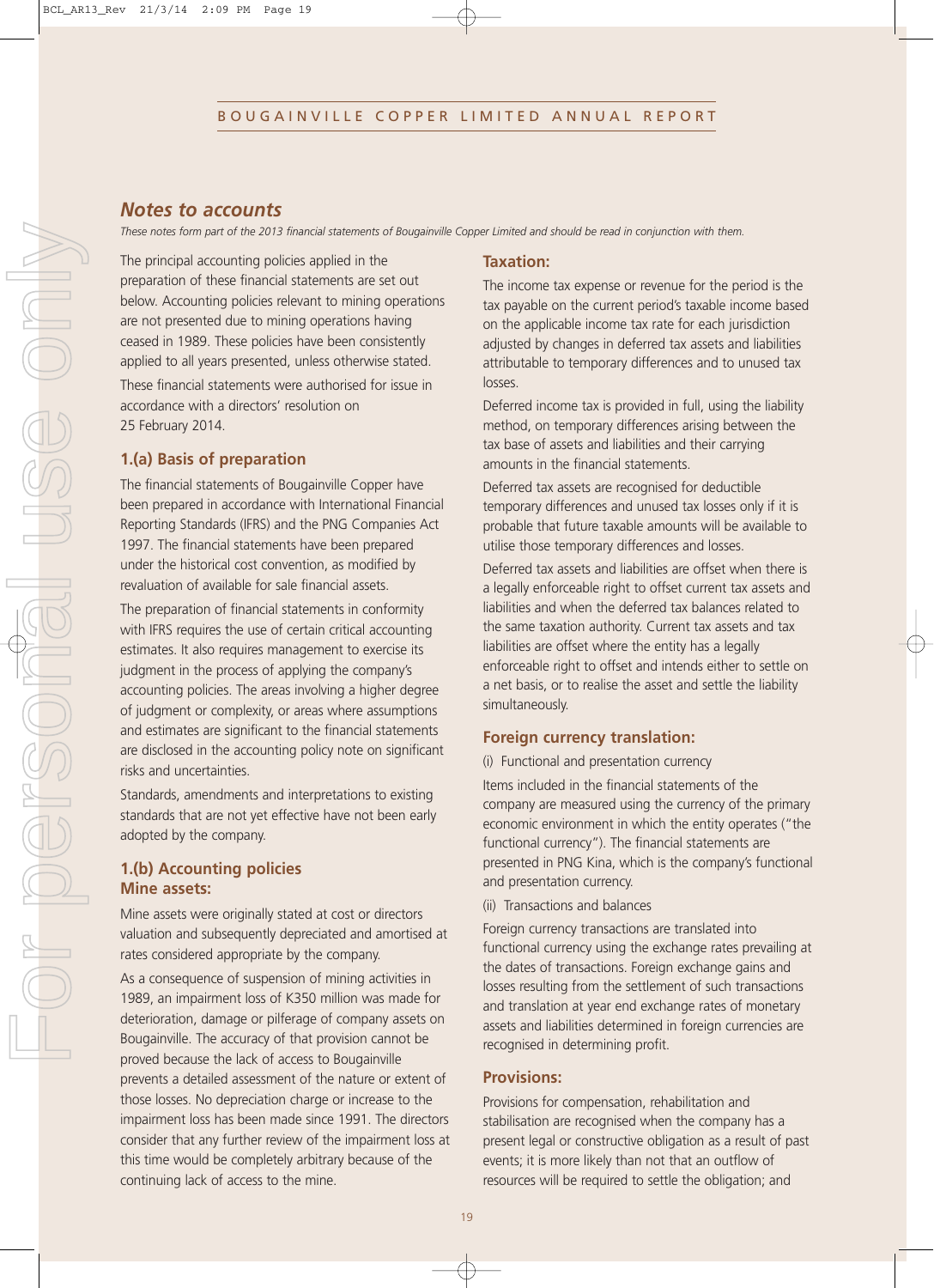## Notes to accounts

*These notes form part of the 2013 financial statements of Bougainville Copper Limited and should be read in conjunction with them.*

The principal accounting policies applied in the preparation of these financial statements are set out below. Accounting policies relevant to mining operations are not presented due to mining operations having ceased in 1989. These policies have been consistently applied to all years presented, unless otherwise stated.

These financial statements were authorised for issue in accordance with a directors' resolution on 25 February 2014.

### 1.(a) Basis of preparation

The financial statements of Bougainville Copper have been prepared in accordance with International Financial Reporting Standards (IFRS) and the PNG Companies Act 1997. The financial statements have been prepared under the historical cost convention, as modified by revaluation of available for sale financial assets.

The preparation of financial statements in conformity with IFRS requires the use of certain critical accounting estimates. It also requires management to exercise its judgment in the process of applying the company's accounting policies. The areas involving a higher degree of judgment or complexity, or areas where assumptions and estimates are significant to the financial statements are disclosed in the accounting policy note on significant risks and uncertainties.

Standards, amendments and interpretations to existing standards that are not yet effective have not been early adopted by the company.

### 1.(b) Accounting policies

#### Mine assets:

Mine assets were originally stated at cost or directors valuation and subsequently depreciated and amortised at rates considered appropriate by the company.

As a consequence of suspension of mining activities in 1989, an impairment loss of K350 million was made for deterioration, damage or pilferage of company assets on Bougainville. The accuracy of that provision cannot be proved because the lack of access to Bougainville prevents a detailed assessment of the nature or extent of those losses. No depreciation charge or increase to the impairment loss has been made since 1991. The directors consider that any further review of the impairment loss at this time would be completely arbitrary because of the continuing lack of access to the mine.

#### Taxation:

The income tax expense or revenue for the period is the tax payable on the current period's taxable income based on the applicable income tax rate for each jurisdiction adjusted by changes in deferred tax assets and liabilities attributable to temporary differences and to unused tax losses.

Deferred income tax is provided in full, using the liability method, on temporary differences arising between the tax base of assets and liabilities and their carrying amounts in the financial statements.

Deferred tax assets are recognised for deductible temporary differences and unused tax losses only if it is probable that future taxable amounts will be available to utilise those temporary differences and losses.

Deferred tax assets and liabilities are offset when there is a legally enforceable right to offset current tax assets and liabilities and when the deferred tax balances related to the same taxation authority. Current tax assets and tax liabilities are offset where the entity has a legally enforceable right to offset and intends either to settle on a net basis, or to realise the asset and settle the liability simultaneously.

#### Foreign currency translation:

(i) Functional and presentation currency

Items included in the financial statements of the company are measured using the currency of the primary economic environment in which the entity operates ("the functional currency"). The financial statements are presented in PNG Kina, which is the company's functional and presentation currency.

(ii) Transactions and balances

Foreign currency transactions are translated into functional currency using the exchange rates prevailing at the dates of transactions. Foreign exchange gains and losses resulting from the settlement of such transactions and translation at year end exchange rates of monetary assets and liabilities determined in foreign currencies are recognised in determining profit.

#### Provisions:

Provisions for compensation, rehabilitation and stabilisation are recognised when the company has a present legal or constructive obligation as a result of past events; it is more likely than not that an outflow of resources will be required to settle the obligation; and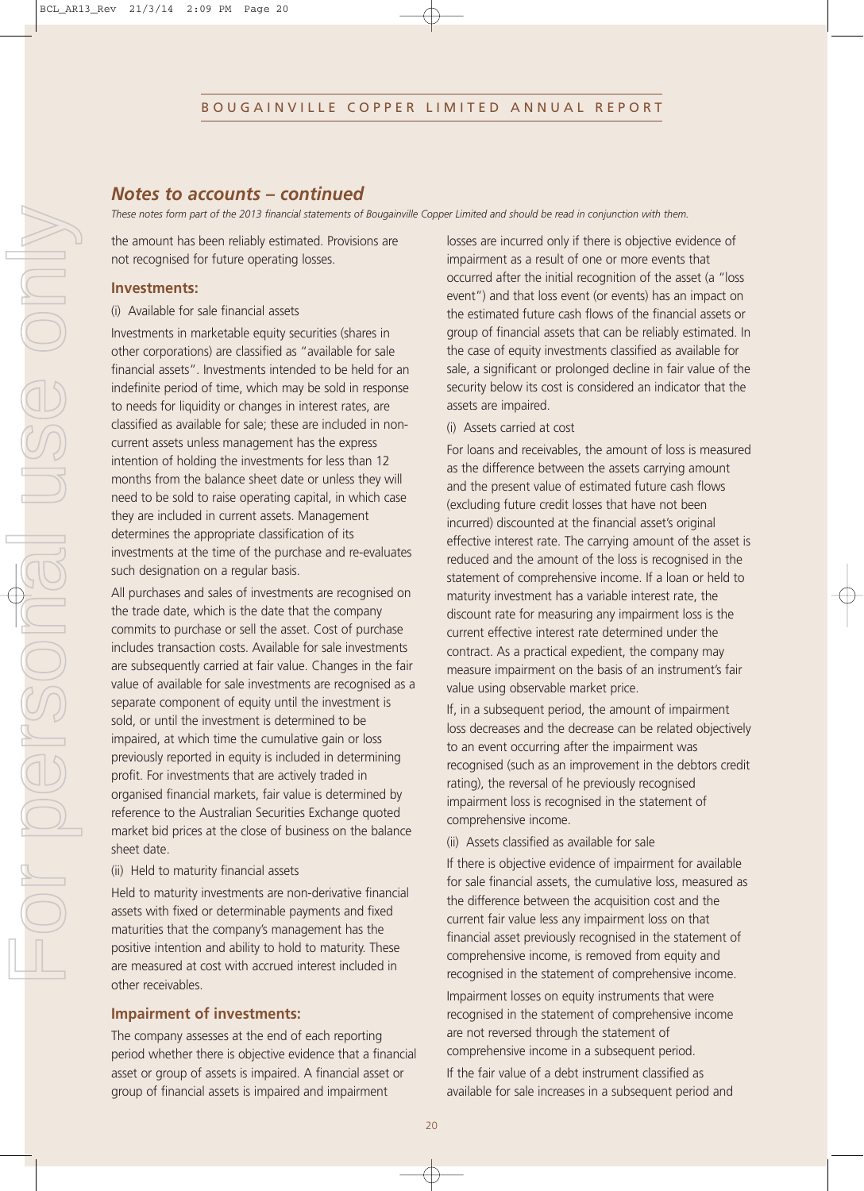## Notes to accounts – continued

*These notes form part of the 2013 financial statements of Bougainville Copper Limited and should be read in conjunction with them.*

the amount has been reliably estimated. Provisions are not recognised for future operating losses.

### Investments:

(i) Available for sale financial assets

Investments in marketable equity securities (shares in other corporations) are classified as "available for sale financial assets". Investments intended to be held for an indefinite period of time, which may be sold in response to needs for liquidity or changes in interest rates, are classified as available for sale; these are included in non-current assets unless management has the express intention of holding the investments for less than 12 months from the balance sheet date or unless they will need to be sold to raise operating capital, in which case they are included in current assets. Management determines the appropriate classification of its investments at the time of the purchase and re-evaluates such designation on a regular basis.

All purchases and sales of investments are recognised on the trade date, which is the date that the company commits to purchase or sell the asset. Cost of purchase includes transaction costs. Available for sale investments are subsequently carried at fair value. Changes in the fair value of available for sale investments are recognised as a separate component of equity until the investment is sold, or until the investment is determined to be impaired, at which time the cumulative gain or loss previously reported in equity is included in determining profit. For investments that are actively traded in organised financial markets, fair value is determined by reference to the Australian Securities Exchange quoted market bid prices at the close of business on the balance sheet date.

(ii) Held to maturity financial assets

Held to maturity investments are non-derivative financial assets with fixed or determinable payments and fixed maturities that the company's management has the positive intention and ability to hold to maturity. These are measured at cost with accrued interest included in other receivables.

### Impairment of investments:

The company assesses at the end of each reporting period whether there is objective evidence that a financial asset or group of financial assets is impaired. A financial asset or group of financial assets is impaired and impairment losses are incurred only if there is objective evidence of impairment as a result of one or more events that occurred after the initial recognition of the asset (a "loss event") and that loss event (or events) has an impact on the estimated future cash flows of the financial assets or group of financial assets that can be reliably estimated. In the case of equity investments classified as available for sale, a significant or prolonged decline in fair value of the security below its cost is considered an indicator that the assets are impaired.

(i) Assets carried at cost

For loans and receivables, the amount of loss is measured as the difference between the assets carrying amount and the present value of estimated future cash flows (excluding future credit losses that have not been incurred) discounted at the financial asset's original effective interest rate. The carrying amount of the asset is reduced and the amount of the loss is recognised in the statement of comprehensive income. If a loan or held to maturity investment has a variable interest rate, the discount rate for measuring any impairment loss is the current effective interest rate determined under the contract. As a practical expedient, the company may measure impairment on the basis of an instrument's fair value using observable market price.

If, in a subsequent period, the amount of impairment loss decreases and the decrease can be related objectively to an event occurring after the impairment was recognised (such as an improvement in the debtors credit rating), the reversal of he previously recognised impairment loss is recognised in the statement of comprehensive income.

(ii) Assets classified as available for sale

If there is objective evidence of impairment for available for sale financial assets, the cumulative loss, measured as the difference between the acquisition cost and the current fair value less any impairment loss on that financial asset previously recognised in the statement of comprehensive income, is removed from equity and recognised in the statement of comprehensive income.

Impairment losses on equity instruments that were recognised in the statement of comprehensive income are not reversed through the statement of comprehensive income in a subsequent period.

If the fair value of a debt instrument classified as available for sale increases in a subsequent period and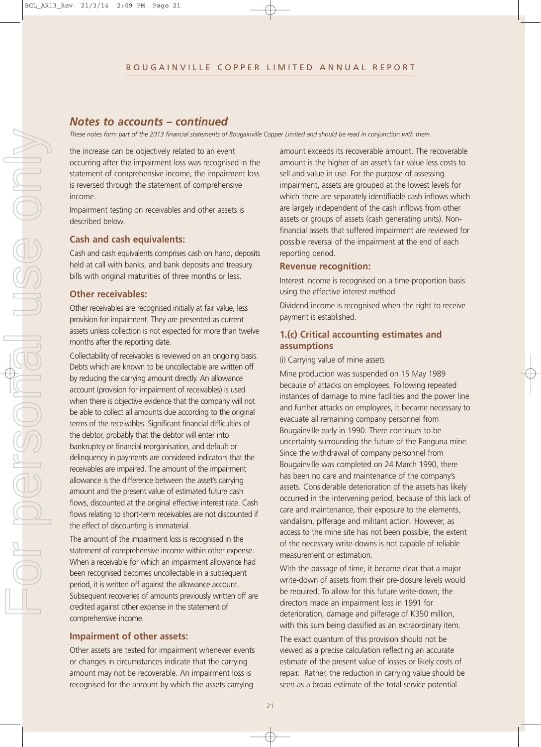## Notes to accounts – continued

*These notes form part of the 2013 financial statements of Bougainville Copper Limited and should be read in conjunction with them.*

the increase can be objectively related to an event occurring after the impairment loss was recognised in the statement of comprehensive income, the impairment loss is reversed through the statement of comprehensive income.

Impairment testing on receivables and other assets is described below.

### Cash and cash equivalents:

Cash and cash equivalents comprises cash on hand, deposits held at call with banks, and bank deposits and treasury bills with original maturities of three months or less.

### Other receivables:

Other receivables are recognised initially at fair value, less provision for impairment. They are presented as current assets unless collection is not expected for more than twelve months after the reporting date.

Collectability of receivables is reviewed on an ongoing basis. Debts which are known to be uncollectable are written off by reducing the carrying amount directly. An allowance account (provision for impairment of receivables) is used when there is objective evidence that the company will not be able to collect all amounts due according to the original terms of the receivables. Significant financial difficulties of the debtor, probably that the debtor will enter into bankruptcy or financial reorganisation, and default or delinquency in payments are considered indicators that the receivables are impaired. The amount of the impairment allowance is the difference between the asset's carrying amount and the present value of estimated future cash flows, discounted at the original effective interest rate. Cash flows relating to short-term receivables are not discounted if the effect of discounting is immaterial.

The amount of the impairment loss is recognised in the statement of comprehensive income within other expense. When a receivable for which an impairment allowance had been recognised becomes uncollectable in a subsequent period, it is written off against the allowance account. Subsequent recoveries of amounts previously written off are credited against other expense in the statement of comprehensive income.

### Impairment of other assets:

Other assets are tested for impairment whenever events or changes in circumstances indicate that the carrying amount may not be recoverable. An impairment loss is recognised for the amount by which the assets carrying amount exceeds its recoverable amount. The recoverable amount is the higher of an asset's fair value less costs to sell and value in use. For the purpose of assessing impairment, assets are grouped at the lowest levels for which there are separately identifiable cash inflows which are largely independent of the cash inflows from other assets or groups of assets (cash generating units). Non-financial assets that suffered impairment are reviewed for possible reversal of the impairment at the end of each reporting period.

### Revenue recognition:

Interest income is recognised on a time-proportion basis using the effective interest method.

Dividend income is recognised when the right to receive payment is established.

### 1.(c) Critical accounting estimates and assumptions

(i) Carrying value of mine assets

Mine production was suspended on 15 May 1989 because of attacks on employees. Following repeated instances of damage to mine facilities and the power line and further attacks on employees, it became necessary to evacuate all remaining company personnel from Bougainville early in 1990. There continues to be uncertainty surrounding the future of the Panguna mine. Since the withdrawal of company personnel from Bougainville was completed on 24 March 1990, there has been no care and maintenance of the company's assets. Considerable deterioration of the assets has likely occurred in the intervening period, because of this lack of care and maintenance, their exposure to the elements, vandalism, pilferage and militant action. However, as access to the mine site has not been possible, the extent of the necessary write-downs is not capable of reliable measurement or estimation.

With the passage of time, it became clear that a major write-down of assets from their pre-closure levels would be required. To allow for this future write-down, the directors made an impairment loss in 1991 for deterioration, damage and pilferage of K350 million, with this sum being classified as an extraordinary item.

The exact quantum of this provision should not be viewed as a precise calculation reflecting an accurate estimate of the present value of losses or likely costs of repair. Rather, the reduction in carrying value should be seen as a broad estimate of the total service potential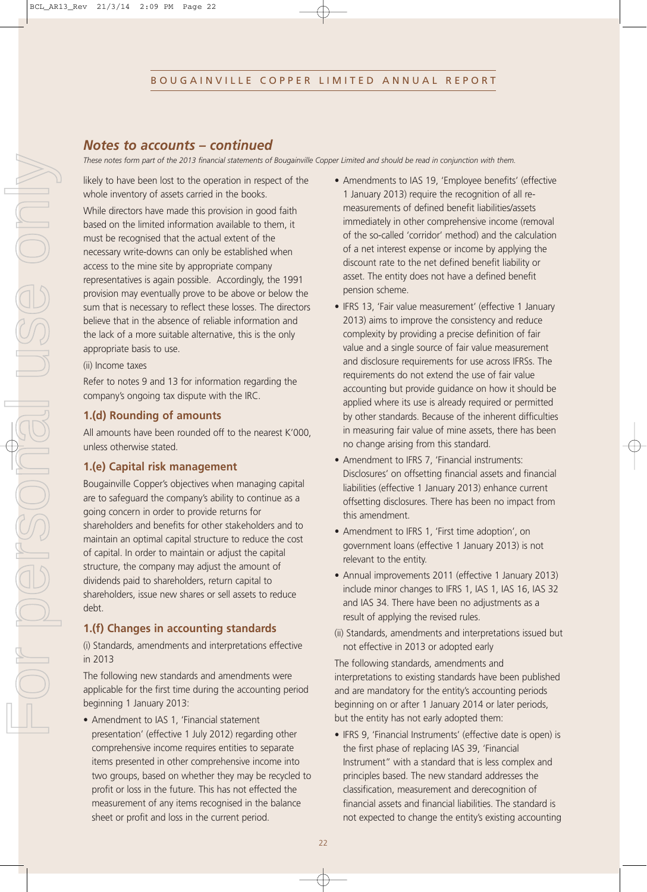## Notes to accounts – continued

*These notes form part of the 2013 financial statements of Bougainville Copper Limited and should be read in conjunction with them.*

likely to have been lost to the operation in respect of the whole inventory of assets carried in the books.

While directors have made this provision in good faith based on the limited information available to them, it must be recognised that the actual extent of the necessary write-downs can only be established when access to the mine site by appropriate company representatives is again possible. Accordingly, the 1991 provision may eventually prove to be above or below the sum that is necessary to reflect these losses. The directors believe that in the absence of reliable information and the lack of a more suitable alternative, this is the only appropriate basis to use.

(ii) Income taxes

Refer to notes 9 and 13 for information regarding the company's ongoing tax dispute with the IRC.

### 1.(d) Rounding of amounts

All amounts have been rounded off to the nearest K'000, unless otherwise stated.

### 1.(e) Capital risk management

Bougainville Copper's objectives when managing capital are to safeguard the company's ability to continue as a going concern in order to provide returns for shareholders and benefits for other stakeholders and to maintain an optimal capital structure to reduce the cost of capital. In order to maintain or adjust the capital structure, the company may adjust the amount of dividends paid to shareholders, return capital to shareholders, issue new shares or sell assets to reduce debt.

### 1.(f) Changes in accounting standards

(i) Standards, amendments and interpretations effective in 2013

The following new standards and amendments were applicable for the first time during the accounting period beginning 1 January 2013:

- Amendment to IAS 1, 'Financial statement presentation' (effective 1 July 2012) regarding other comprehensive income requires entities to separate items presented in other comprehensive income into two groups, based on whether they may be recycled to profit or loss in the future. This has not effected the measurement of any items recognised in the balance sheet or profit and loss in the current period.
- Amendments to IAS 19, 'Employee benefits' (effective 1 January 2013) require the recognition of all re-measurements of defined benefit liabilities/assets immediately in other comprehensive income (removal of the so-called 'corridor' method) and the calculation of a net interest expense or income by applying the discount rate to the net defined benefit liability or asset. The entity does not have a defined benefit pension scheme.
- IFRS 13, 'Fair value measurement' (effective 1 January 2013) aims to improve the consistency and reduce complexity by providing a precise definition of fair value and a single source of fair value measurement and disclosure requirements for use across IFRSs. The requirements do not extend the use of fair value accounting but provide guidance on how it should be applied where its use is already required or permitted by other standards. Because of the inherent difficulties in measuring fair value of mine assets, there has been no change arising from this standard.
- Amendment to IFRS 7, 'Financial instruments: Disclosures' on offsetting financial assets and financial liabilities (effective 1 January 2013) enhance current offsetting disclosures. There has been no impact from this amendment.
- Amendment to IFRS 1, 'First time adoption', on government loans (effective 1 January 2013) is not relevant to the entity.
- Annual improvements 2011 (effective 1 January 2013) include minor changes to IFRS 1, IAS 1, IAS 16, IAS 32 and IAS 34. There have been no adjustments as a result of applying the revised rules.

(ii) Standards, amendments and interpretations issued but not effective in 2013 or adopted early

The following standards, amendments and interpretations to existing standards have been published and are mandatory for the entity's accounting periods beginning on or after 1 January 2014 or later periods, but the entity has not early adopted them:

- IFRS 9, 'Financial Instruments' (effective date is open) is the first phase of replacing IAS 39, 'Financial Instrument" with a standard that is less complex and principles based. The new standard addresses the classification, measurement and derecognition of financial assets and financial liabilities. The standard is not expected to change the entity's existing accounting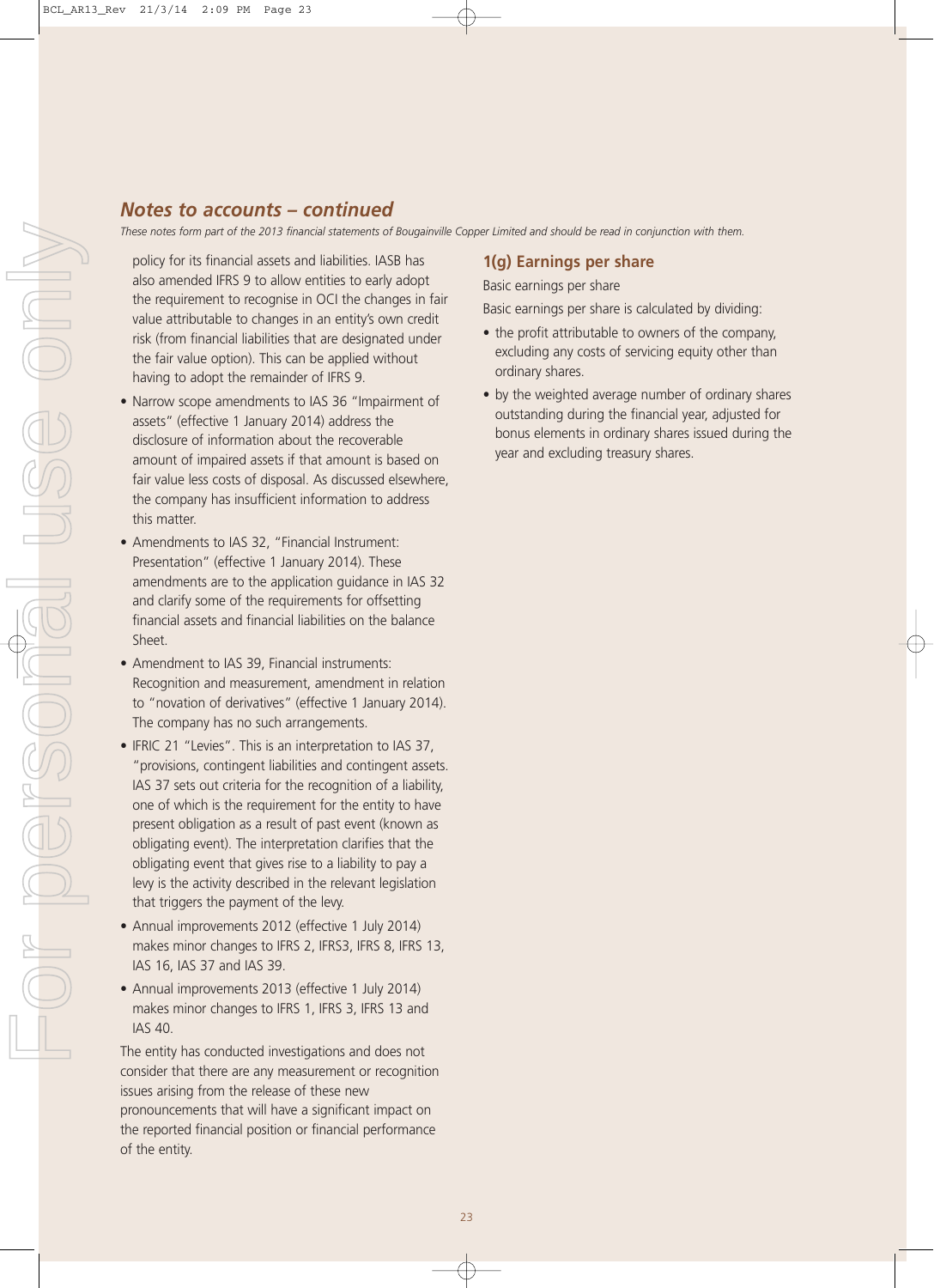## Notes to accounts – continued

*These notes form part of the 2013 financial statements of Bougainville Copper Limited and should be read in conjunction with them.*

policy for its financial assets and liabilities. IASB has also amended IFRS 9 to allow entities to early adopt the requirement to recognise in OCI the changes in fair value attributable to changes in an entity's own credit risk (from financial liabilities that are designated under the fair value option). This can be applied without having to adopt the remainder of IFRS 9.

- Narrow scope amendments to IAS 36 "Impairment of assets" (effective 1 January 2014) address the disclosure of information about the recoverable amount of impaired assets if that amount is based on fair value less costs of disposal. As discussed elsewhere, the company has insufficient information to address this matter.
- Amendments to IAS 32, "Financial Instrument: Presentation" (effective 1 January 2014). These amendments are to the application guidance in IAS 32 and clarify some of the requirements for offsetting financial assets and financial liabilities on the balance Sheet.
- Amendment to IAS 39, Financial instruments: Recognition and measurement, amendment in relation to "novation of derivatives" (effective 1 January 2014). The company has no such arrangements.
- IFRIC 21 "Levies". This is an interpretation to IAS 37, "provisions, contingent liabilities and contingent assets. IAS 37 sets out criteria for the recognition of a liability, one of which is the requirement for the entity to have present obligation as a result of past event (known as obligating event). The interpretation clarifies that the obligating event that gives rise to a liability to pay a levy is the activity described in the relevant legislation that triggers the payment of the levy.
- Annual improvements 2012 (effective 1 July 2014) makes minor changes to IFRS 2, IFRS3, IFRS 8, IFRS 13, IAS 16, IAS 37 and IAS 39.
- Annual improvements 2013 (effective 1 July 2014) makes minor changes to IFRS 1, IFRS 3, IFRS 13 and IAS 40.

The entity has conducted investigations and does not consider that there are any measurement or recognition issues arising from the release of these new pronouncements that will have a significant impact on the reported financial position or financial performance of the entity.

### 1(g) Earnings per share

Basic earnings per share

Basic earnings per share is calculated by dividing:

- the profit attributable to owners of the company, excluding any costs of servicing equity other than ordinary shares.
- by the weighted average number of ordinary shares outstanding during the financial year, adjusted for bonus elements in ordinary shares issued during the year and excluding treasury shares.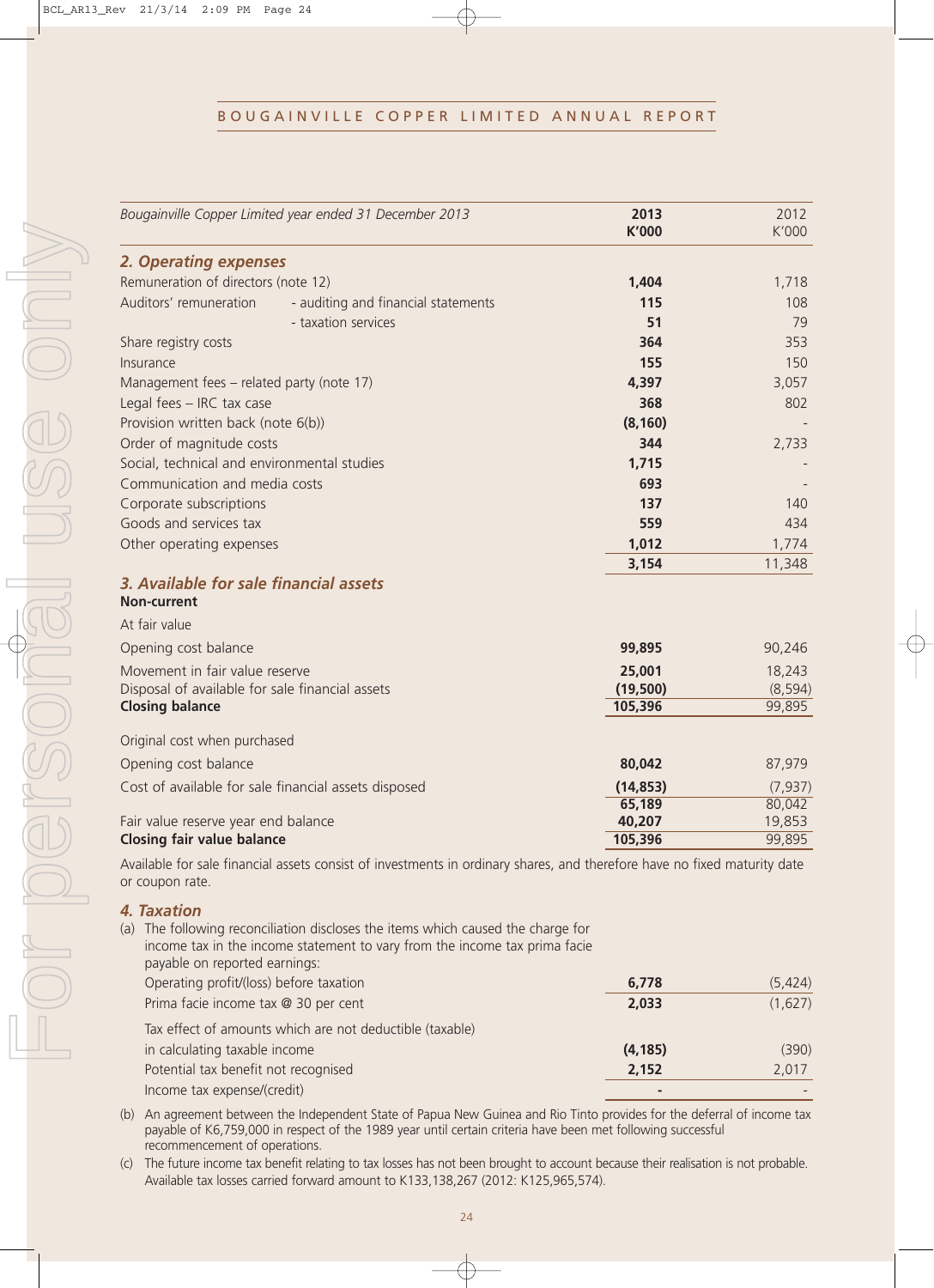| Bougainville Copper Limited year ended 31 December 2013 | | 2013 K'000 | 2012 K'000 |
|---|---|---|---|
| ***2. Operating expenses*** | | | |
| Remuneration of directors (note 12) | | **1,404** | 1,718 |
| Auditors' remuneration | - auditing and financial statements | **115** | 108 |
| | - taxation services | **51** | 79 |
| Share registry costs | | **364** | 353 |
| Insurance | | **155** | 150 |
| Management fees – related party (note 17) | | **4,397** | 3,057 |
| Legal fees – IRC tax case | | **368** | 802 |
| Provision written back (note 6(b)) | | **(8,160)** | - |
| Order of magnitude costs | | **344** | 2,733 |
| Social, technical and environmental studies | | **1,715** | - |
| Communication and media costs | | **693** | - |
| Corporate subscriptions | | **137** | 140 |
| Goods and services tax | | **559** | 434 |
| Other operating expenses | | **1,012** | 1,774 |
| | | **3,154** | 11,348 |

## *3. Available for sale financial assets*

| | 2013 K'000 | 2012 K'000 |
|---|---|---|
| **Non-current** | | |
| At fair value | | |
| Opening cost balance | **99,895** | 90,246 |
| Movement in fair value reserve | **25,001** | 18,243 |
| Disposal of available for sale financial assets | **(19,500)** | (8,594) |
| **Closing balance** | **105,396** | 99,895 |
| Original cost when purchased | | |
| Opening cost balance | **80,042** | 87,979 |
| Cost of available for sale financial assets disposed | **(14,853)** | (7,937) |
| | **65,189** | 80,042 |
| Fair value reserve year end balance | **40,207** | 19,853 |
| **Closing fair value balance** | **105,396** | 99,895 |

Available for sale financial assets consist of investments in ordinary shares, and therefore have no fixed maturity date or coupon rate.

## *4. Taxation*

(a) The following reconciliation discloses the items which caused the charge for income tax in the income statement to vary from the income tax prima facie payable on reported earnings:

| | 2013 K'000 | 2012 K'000 |
|---|---|---|
| Operating profit/(loss) before taxation | **6,778** | (5,424) |
| Prima facie income tax @ 30 per cent | **2,033** | (1,627) |
| Tax effect of amounts which are not deductible (taxable) in calculating taxable income | **(4,185)** | (390) |
| Potential tax benefit not recognised | **2,152** | 2,017 |
| Income tax expense/(credit) | **-** | - |

(b) An agreement between the Independent State of Papua New Guinea and Rio Tinto provides for the deferral of income tax payable of K6,759,000 in respect of the 1989 year until certain criteria have been met following successful recommencement of operations.

(c) The future income tax benefit relating to tax losses has not been brought to account because their realisation is not probable. Available tax losses carried forward amount to K133,138,267 (2012: K125,965,574).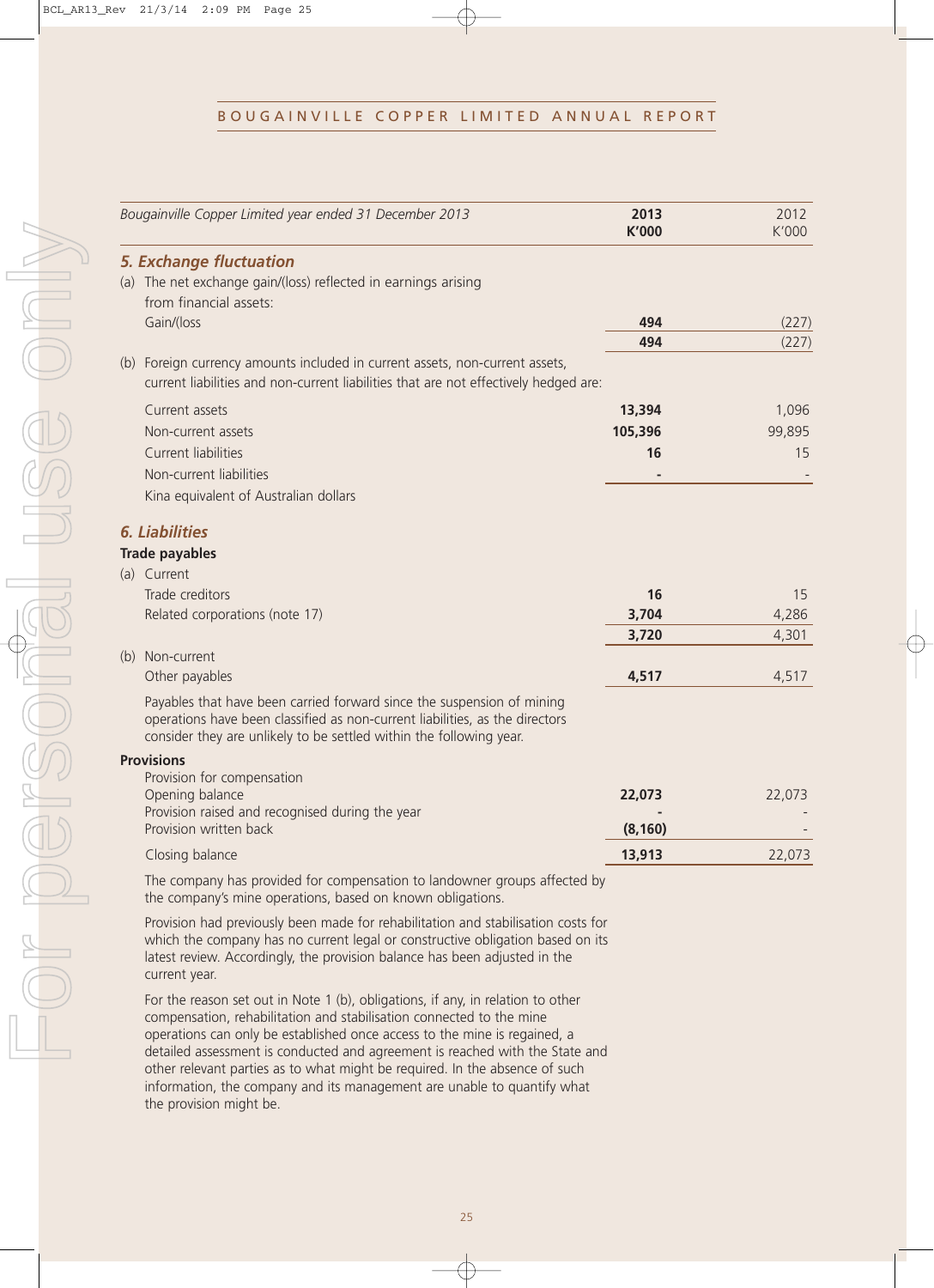| Bougainville Copper Limited year ended 31 December 2013 | **2013 K'000** | 2012 K'000 |
|---|---|---|
| ***5. Exchange fluctuation*** | | |
| (a) The net exchange gain/(loss) reflected in earnings arising from financial assets: | | |
| Gain/(loss | **494** | (227) |
| | **494** | (227) |
| (b) Foreign currency amounts included in current assets, non-current assets, current liabilities and non-current liabilities that are not effectively hedged are: | | |
| Current assets | **13,394** | 1,096 |
| Non-current assets | **105,396** | 99,895 |
| Current liabilities | **16** | 15 |
| Non-current liabilities | **-** | - |
| Kina equivalent of Australian dollars | | |

## *6. Liabilities*

**Trade payables**

| | **2013 K'000** | 2012 K'000 |
|---|---|---|
| (a) Current | | |
| Trade creditors | **16** | 15 |
| Related corporations (note 17) | **3,704** | 4,286 |
| | **3,720** | 4,301 |
| (b) Non-current | | |
| Other payables | **4,517** | 4,517 |

Payables that have been carried forward since the suspension of mining operations have been classified as non-current liabilities, as the directors consider they are unlikely to be settled within the following year.

**Provisions**

| | **2013 K'000** | 2012 K'000 |
|---|---|---|
| Provision for compensation | | |
| Opening balance | **22,073** | 22,073 |
| Provision raised and recognised during the year | **-** | - |
| Provision written back | **(8,160)** | - |
| Closing balance | **13,913** | 22,073 |

The company has provided for compensation to landowner groups affected by the company's mine operations, based on known obligations.

Provision had previously been made for rehabilitation and stabilisation costs for which the company has no current legal or constructive obligation based on its latest review. Accordingly, the provision balance has been adjusted in the current year.

For the reason set out in Note 1 (b), obligations, if any, in relation to other compensation, rehabilitation and stabilisation connected to the mine operations can only be established once access to the mine is regained, a detailed assessment is conducted and agreement is reached with the State and other relevant parties as to what might be required. In the absence of such information, the company and its management are unable to quantify what the provision might be.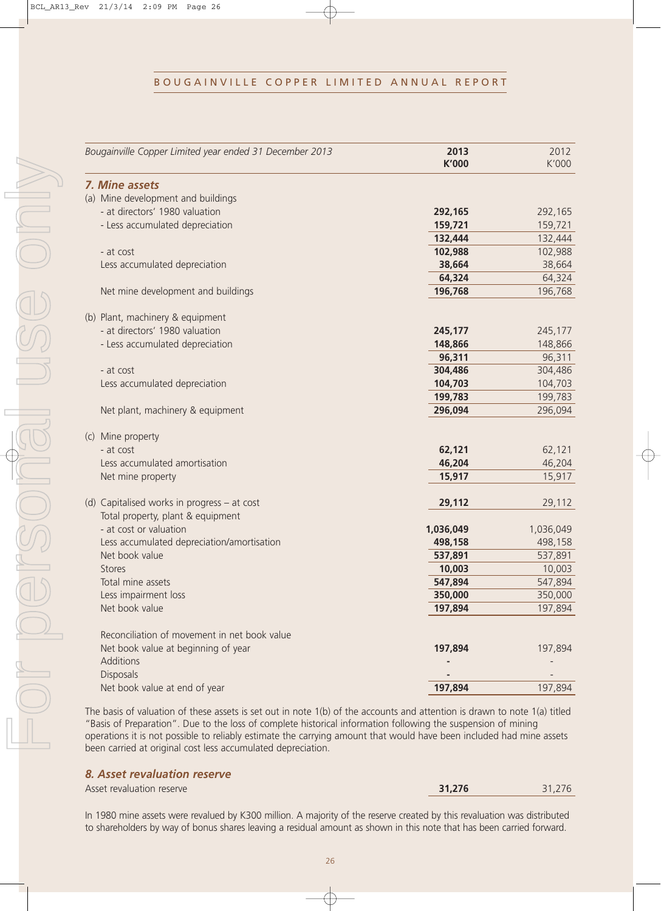| Bougainville Copper Limited year ended 31 December 2013 | 2013 K'000 | 2012 K'000 |
|---|---|---|
| ***7. Mine assets*** | | |
| (a) Mine development and buildings | | |
| - at directors' 1980 valuation | **292,165** | 292,165 |
| - Less accumulated depreciation | **159,721** | 159,721 |
| | **132,444** | 132,444 |
| - at cost | **102,988** | 102,988 |
| Less accumulated depreciation | **38,664** | 38,664 |
| | **64,324** | 64,324 |
| Net mine development and buildings | **196,768** | 196,768 |
| (b) Plant, machinery & equipment | | |
| - at directors' 1980 valuation | **245,177** | 245,177 |
| - Less accumulated depreciation | **148,866** | 148,866 |
| | **96,311** | 96,311 |
| - at cost | **304,486** | 304,486 |
| Less accumulated depreciation | **104,703** | 104,703 |
| | **199,783** | 199,783 |
| Net plant, machinery & equipment | **296,094** | 296,094 |
| (c) Mine property | | |
| - at cost | **62,121** | 62,121 |
| Less accumulated amortisation | **46,204** | 46,204 |
| Net mine property | **15,917** | 15,917 |
| (d) Capitalised works in progress – at cost | **29,112** | 29,112 |
| Total property, plant & equipment | | |
| - at cost or valuation | **1,036,049** | 1,036,049 |
| Less accumulated depreciation/amortisation | **498,158** | 498,158 |
| Net book value | **537,891** | 537,891 |
| Stores | **10,003** | 10,003 |
| Total mine assets | **547,894** | 547,894 |
| Less impairment loss | **350,000** | 350,000 |
| Net book value | **197,894** | 197,894 |
| Reconciliation of movement in net book value | | |
| Net book value at beginning of year | **197,894** | 197,894 |
| Additions | **-** | - |
| Disposals | **-** | - |
| Net book value at end of year | **197,894** | 197,894 |

The basis of valuation of these assets is set out in note 1(b) of the accounts and attention is drawn to note 1(a) titled "Basis of Preparation". Due to the loss of complete historical information following the suspension of mining operations it is not possible to reliably estimate the carrying amount that would have been included had mine assets been carried at original cost less accumulated depreciation.

### *8. Asset revaluation reserve*

| | 2013 K'000 | 2012 K'000 |
|---|---|---|
| Asset revaluation reserve | **31,276** | 31,276 |

In 1980 mine assets were revalued by K300 million. A majority of the reserve created by this revaluation was distributed to shareholders by way of bonus shares leaving a residual amount as shown in this note that has been carried forward.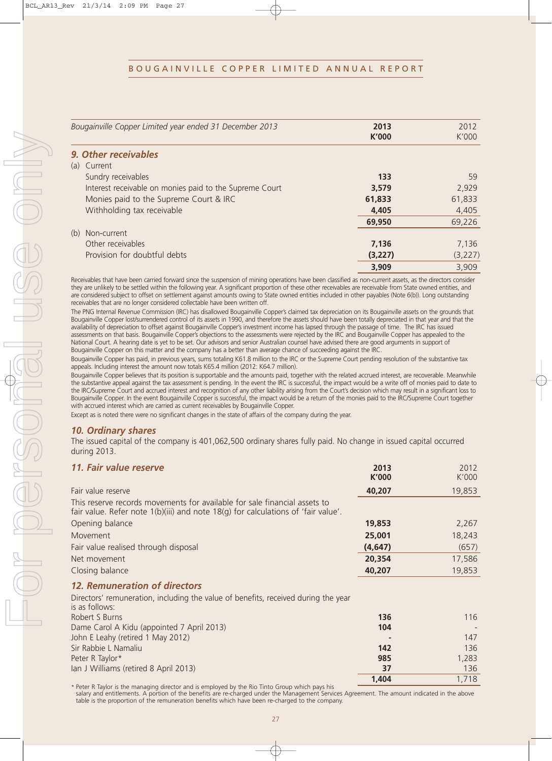| Bougainville Copper Limited year ended 31 December 2013 | **2013 K'000** | 2012 K'000 |
|---|---|---|
| ***9. Other receivables*** | | |
| (a) Current | | |
| Sundry receivables | **133** | 59 |
| Interest receivable on monies paid to the Supreme Court | **3,579** | 2,929 |
| Monies paid to the Supreme Court & IRC | **61,833** | 61,833 |
| Withholding tax receivable | **4,405** | 4,405 |
| | **69,950** | 69,226 |
| (b) Non-current | | |
| Other receivables | **7,136** | 7,136 |
| Provision for doubtful debts | **(3,227)** | (3,227) |
| | **3,909** | 3,909 |

Receivables that have been carried forward since the suspension of mining operations have been classified as non-current assets, as the directors consider they are unlikely to be settled within the following year. A significant proportion of these other receivables are receivable from State owned entities, and are considered subject to offset on settlement against amounts owing to State owned entities included in other payables (Note 6(b)). Long outstanding receivables that are no longer considered collectable have been written off.

The PNG Internal Revenue Commission (IRC) has disallowed Bougainville Copper's claimed tax depreciation on its Bougainville assets on the grounds that Bougainville Copper lost/surrendered control of its assets in 1990, and therefore the assets should have been totally depreciated in that year and that the availability of depreciation to offset against Bougainville Copper's investment income has lapsed through the passage of time. The IRC has issued assessments on that basis. Bougainville Copper's objections to the assessments were rejected by the IRC and Bougainville Copper has appealed to the National Court. A hearing date is yet to be set. Our advisors and senior Australian counsel have advised there are good arguments in support of Bougainville Copper on this matter and the company has a better than average chance of succeeding against the IRC.

Bougainville Copper has paid, in previous years, sums totaling K61.8 million to the IRC or the Supreme Court pending resolution of the substantive tax appeals. Including interest the amount now totals K65.4 million (2012: K64.7 million).

Bougainville Copper believes that its position is supportable and the amounts paid, together with the related accrued interest, are recoverable. Meanwhile the substantive appeal against the tax assessment is pending. In the event the IRC is successful, the impact would be a write off of monies paid to date to the IRC/Supreme Court and accrued interest and recognition of any other liability arising from the Court's decision which may result in a significant loss to Bougainville Copper. In the event Bougainville Copper is successful, the impact would be a return of the monies paid to the IRC/Supreme Court together with accrued interest which are carried as current receivables by Bougainville Copper.

Except as is noted there were no significant changes in the state of affairs of the company during the year.

## *10. Ordinary shares*

The issued capital of the company is 401,062,500 ordinary shares fully paid. No change in issued capital occurred during 2013.

## *11. Fair value reserve*

| | **2013 K'000** | 2012 K'000 |
|---|---|---|
| Fair value reserve | **40,207** | 19,853 |
| This reserve records movements for available for sale financial assets to fair value. Refer note 1(b)(iii) and note 18(g) for calculations of 'fair value'. | | |
| Opening balance | **19,853** | 2,267 |
| Movement | **25,001** | 18,243 |
| Fair value realised through disposal | **(4,647)** | (657) |
| Net movement | **20,354** | 17,586 |
| Closing balance | **40,207** | 19,853 |

## *12. Remuneration of directors*

| Directors' remuneration, including the value of benefits, received during the year is as follows: | **2013 K'000** | 2012 K'000 |
|---|---|---|
| Robert S Burns | **136** | 116 |
| Dame Carol A Kidu (appointed 7 April 2013) | **104** | - |
| John E Leahy (retired 1 May 2012) | **-** | 147 |
| Sir Rabbie L Namaliu | **142** | 136 |
| Peter R Taylor* | **985** | 1,283 |
| Ian J Williams (retired 8 April 2013) | **37** | 136 |
| | **1,404** | 1,718 |

\* Peter R Taylor is the managing director and is employed by the Rio Tinto Group which pays his salary and entitlements. A portion of the benefits are re-charged under the Management Services Agreement. The amount indicated in the above table is the proportion of the remuneration benefits which have been re-charged to the company.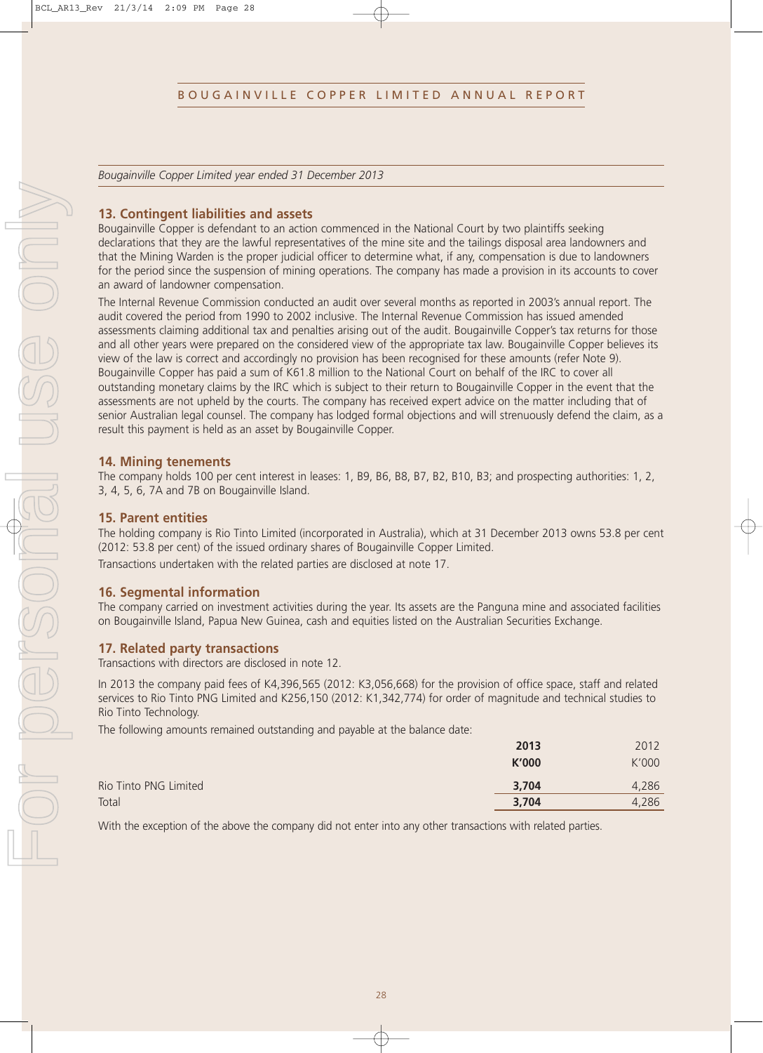*Bougainville Copper Limited year ended 31 December 2013*

## 13. Contingent liabilities and assets

Bougainville Copper is defendant to an action commenced in the National Court by two plaintiffs seeking declarations that they are the lawful representatives of the mine site and the tailings disposal area landowners and that the Mining Warden is the proper judicial officer to determine what, if any, compensation is due to landowners for the period since the suspension of mining operations. The company has made a provision in its accounts to cover an award of landowner compensation.

The Internal Revenue Commission conducted an audit over several months as reported in 2003's annual report. The audit covered the period from 1990 to 2002 inclusive. The Internal Revenue Commission has issued amended assessments claiming additional tax and penalties arising out of the audit. Bougainville Copper's tax returns for those and all other years were prepared on the considered view of the appropriate tax law. Bougainville Copper believes its view of the law is correct and accordingly no provision has been recognised for these amounts (refer Note 9). Bougainville Copper has paid a sum of K61.8 million to the National Court on behalf of the IRC to cover all outstanding monetary claims by the IRC which is subject to their return to Bougainville Copper in the event that the assessments are not upheld by the courts. The company has received expert advice on the matter including that of senior Australian legal counsel. The company has lodged formal objections and will strenuously defend the claim, as a result this payment is held as an asset by Bougainville Copper.

## 14. Mining tenements

The company holds 100 per cent interest in leases: 1, B9, B6, B8, B7, B2, B10, B3; and prospecting authorities: 1, 2, 3, 4, 5, 6, 7A and 7B on Bougainville Island.

## 15. Parent entities

The holding company is Rio Tinto Limited (incorporated in Australia), which at 31 December 2013 owns 53.8 per cent (2012: 53.8 per cent) of the issued ordinary shares of Bougainville Copper Limited.

Transactions undertaken with the related parties are disclosed at note 17.

## 16. Segmental information

The company carried on investment activities during the year. Its assets are the Panguna mine and associated facilities on Bougainville Island, Papua New Guinea, cash and equities listed on the Australian Securities Exchange.

## 17. Related party transactions

Transactions with directors are disclosed in note 12.

In 2013 the company paid fees of K4,396,565 (2012: K3,056,668) for the provision of office space, staff and related services to Rio Tinto PNG Limited and K256,150 (2012: K1,342,774) for order of magnitude and technical studies to Rio Tinto Technology.

The following amounts remained outstanding and payable at the balance date:

| | **2013** | 2012 |
|---|---|---|
| | **K'000** | K'000 |
| Rio Tinto PNG Limited | **3,704** | 4,286 |
| Total | **3,704** | 4,286 |

With the exception of the above the company did not enter into any other transactions with related parties.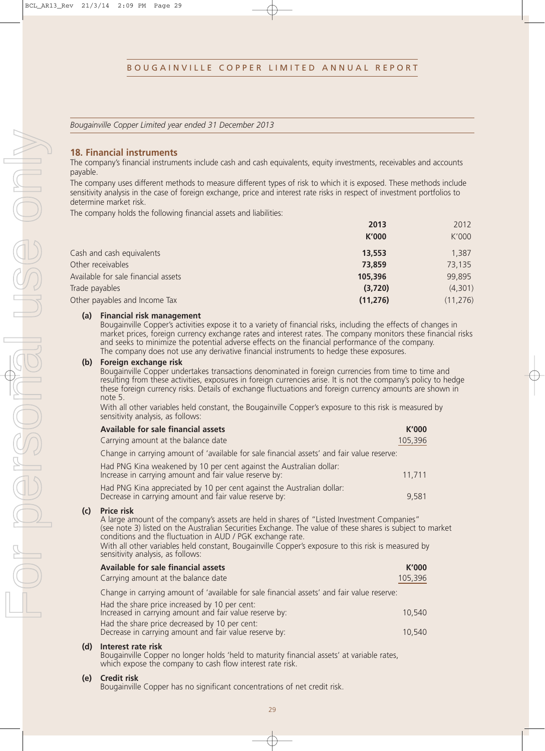*Bougainville Copper Limited year ended 31 December 2013*

## 18. Financial instruments

The company's financial instruments include cash and cash equivalents, equity investments, receivables and accounts payable.

The company uses different methods to measure different types of risk to which it is exposed. These methods include sensitivity analysis in the case of foreign exchange, price and interest rate risks in respect of investment portfolios to determine market risk.

The company holds the following financial assets and liabilities:

| | **2013** | 2012 |
|---|---|---|
| | **K'000** | K'000 |
| Cash and cash equivalents | **13,553** | 1,387 |
| Other receivables | **73,859** | 73,135 |
| Available for sale financial assets | **105,396** | 99,895 |
| Trade payables | **(3,720)** | (4,301) |
| Other payables and Income Tax | **(11,276)** | (11,276) |

**(a) Financial risk management**

Bougainville Copper's activities expose it to a variety of financial risks, including the effects of changes in market prices, foreign currency exchange rates and interest rates. The company monitors these financial risks and seeks to minimize the potential adverse effects on the financial performance of the company.

The company does not use any derivative financial instruments to hedge these exposures.

**(b) Foreign exchange risk**

Bougainville Copper undertakes transactions denominated in foreign currencies from time to time and resulting from these activities, exposures in foreign currencies arise. It is not the company's policy to hedge these foreign currency risks. Details of exchange fluctuations and foreign currency amounts are shown in note 5.

With all other variables held constant, the Bougainville Copper's exposure to this risk is measured by sensitivity analysis, as follows:

| **Available for sale financial assets** | **K'000** |
|---|---|
| Carrying amount at the balance date | 105,396 |
| Change in carrying amount of 'available for sale financial assets' and fair value reserve: | |
| Had PNG Kina weakened by 10 per cent against the Australian dollar: Increase in carrying amount and fair value reserve by: | 11,711 |
| Had PNG Kina appreciated by 10 per cent against the Australian dollar: Decrease in carrying amount and fair value reserve by: | 9,581 |

**(c) Price risk**

A large amount of the company's assets are held in shares of "Listed Investment Companies" (see note 3) listed on the Australian Securities Exchange. The value of these shares is subject to market conditions and the fluctuation in AUD / PGK exchange rate.

With all other variables held constant, Bougainville Copper's exposure to this risk is measured by sensitivity analysis, as follows:

| **Available for sale financial assets** | **K'000** |
|---|---|
| Carrying amount at the balance date | 105,396 |
| Change in carrying amount of 'available for sale financial assets' and fair value reserve: | |
| Had the share price increased by 10 per cent: Increased in carrying amount and fair value reserve by: | 10,540 |
| Had the share price decreased by 10 per cent: Decrease in carrying amount and fair value reserve by: | 10,540 |

**(d) Interest rate risk**

Bougainville Copper no longer holds 'held to maturity financial assets' at variable rates, which expose the company to cash flow interest rate risk.

**(e) Credit risk**

Bougainville Copper has no significant concentrations of net credit risk.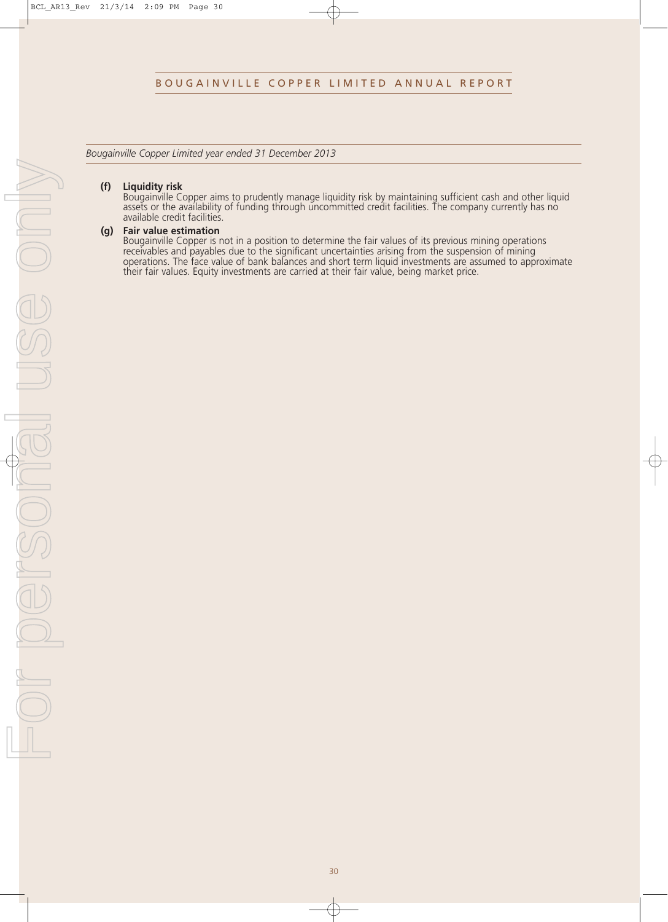*Bougainville Copper Limited year ended 31 December 2013*

**(f) Liquidity risk**

Bougainville Copper aims to prudently manage liquidity risk by maintaining sufficient cash and other liquid assets or the availability of funding through uncommitted credit facilities. The company currently has no available credit facilities.

**(g) Fair value estimation**

Bougainville Copper is not in a position to determine the fair values of its previous mining operations receivables and payables due to the significant uncertainties arising from the suspension of mining operations. The face value of bank balances and short term liquid investments are assumed to approximate their fair values. Equity investments are carried at their fair value, being market price.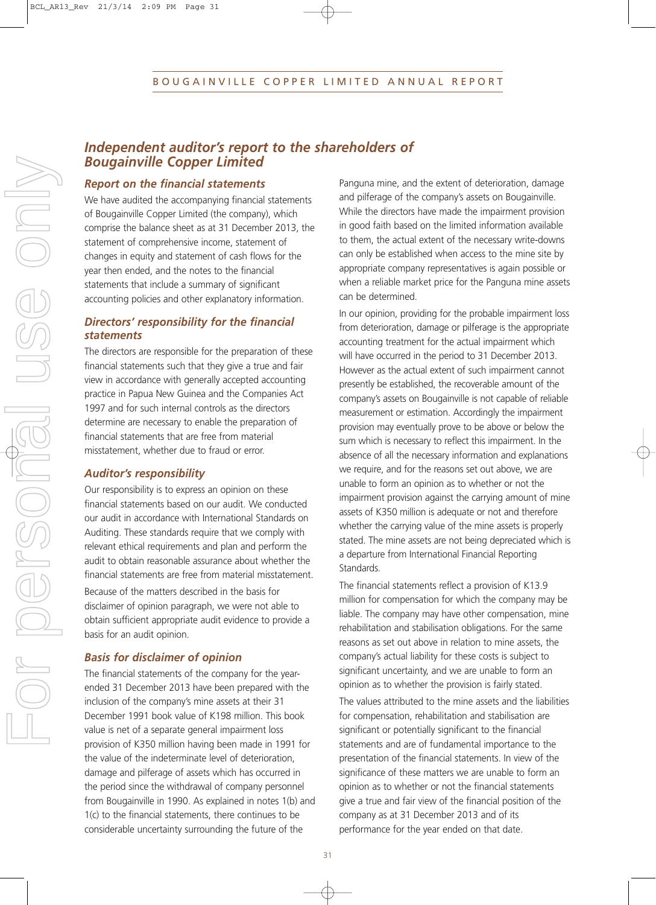# Independent auditor's report to the shareholders of Bougainville Copper Limited

## Report on the financial statements

We have audited the accompanying financial statements of Bougainville Copper Limited (the company), which comprise the balance sheet as at 31 December 2013, the statement of comprehensive income, statement of changes in equity and statement of cash flows for the year then ended, and the notes to the financial statements that include a summary of significant accounting policies and other explanatory information.

## Directors' responsibility for the financial statements

The directors are responsible for the preparation of these financial statements such that they give a true and fair view in accordance with generally accepted accounting practice in Papua New Guinea and the Companies Act 1997 and for such internal controls as the directors determine are necessary to enable the preparation of financial statements that are free from material misstatement, whether due to fraud or error.

## Auditor's responsibility

Our responsibility is to express an opinion on these financial statements based on our audit. We conducted our audit in accordance with International Standards on Auditing. These standards require that we comply with relevant ethical requirements and plan and perform the audit to obtain reasonable assurance about whether the financial statements are free from material misstatement.

Because of the matters described in the basis for disclaimer of opinion paragraph, we were not able to obtain sufficient appropriate audit evidence to provide a basis for an audit opinion.

## Basis for disclaimer of opinion

The financial statements of the company for the year-ended 31 December 2013 have been prepared with the inclusion of the company's mine assets at their 31 December 1991 book value of K198 million. This book value is net of a separate general impairment loss provision of K350 million having been made in 1991 for the value of the indeterminate level of deterioration, damage and pilferage of assets which has occurred in the period since the withdrawal of company personnel from Bougainville in 1990. As explained in notes 1(b) and 1(c) to the financial statements, there continues to be considerable uncertainty surrounding the future of the Panguna mine, and the extent of deterioration, damage and pilferage of the company's assets on Bougainville. While the directors have made the impairment provision in good faith based on the limited information available to them, the actual extent of the necessary write-downs can only be established when access to the mine site by appropriate company representatives is again possible or when a reliable market price for the Panguna mine assets can be determined.

In our opinion, providing for the probable impairment loss from deterioration, damage or pilferage is the appropriate accounting treatment for the actual impairment which will have occurred in the period to 31 December 2013. However as the actual extent of such impairment cannot presently be established, the recoverable amount of the company's assets on Bougainville is not capable of reliable measurement or estimation. Accordingly the impairment provision may eventually prove to be above or below the sum which is necessary to reflect this impairment. In the absence of all the necessary information and explanations we require, and for the reasons set out above, we are unable to form an opinion as to whether or not the impairment provision against the carrying amount of mine assets of K350 million is adequate or not and therefore whether the carrying value of the mine assets is properly stated. The mine assets are not being depreciated which is a departure from International Financial Reporting Standards.

The financial statements reflect a provision of K13.9 million for compensation for which the company may be liable. The company may have other compensation, mine rehabilitation and stabilisation obligations. For the same reasons as set out above in relation to mine assets, the company's actual liability for these costs is subject to significant uncertainty, and we are unable to form an opinion as to whether the provision is fairly stated.

The values attributed to the mine assets and the liabilities for compensation, rehabilitation and stabilisation are significant or potentially significant to the financial statements and are of fundamental importance to the presentation of the financial statements. In view of the significance of these matters we are unable to form an opinion as to whether or not the financial statements give a true and fair view of the financial position of the company as at 31 December 2013 and of its performance for the year ended on that date.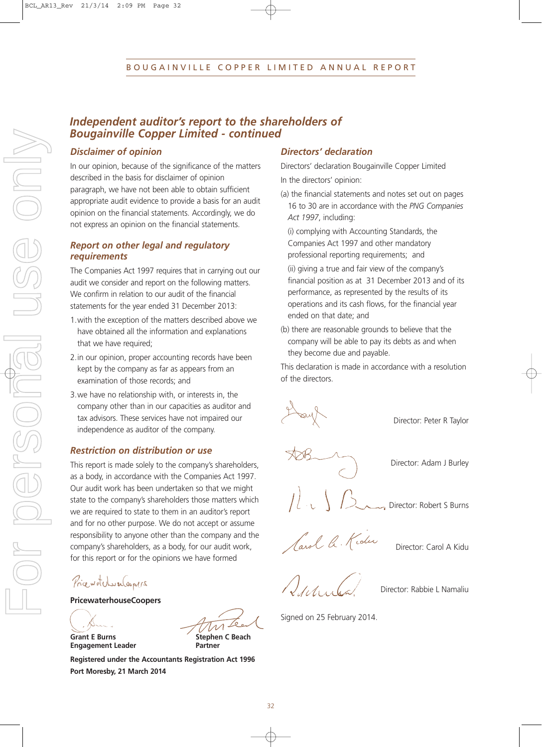## Independent auditor's report to the shareholders of Bougainville Copper Limited - continued

### Disclaimer of opinion

In our opinion, because of the significance of the matters described in the basis for disclaimer of opinion paragraph, we have not been able to obtain sufficient appropriate audit evidence to provide a basis for an audit opinion on the financial statements. Accordingly, we do not express an opinion on the financial statements.

### Report on other legal and regulatory requirements

The Companies Act 1997 requires that in carrying out our audit we consider and report on the following matters. We confirm in relation to our audit of the financial statements for the year ended 31 December 2013:

1. with the exception of the matters described above we have obtained all the information and explanations that we have required;
2. in our opinion, proper accounting records have been kept by the company as far as appears from an examination of those records; and
3. we have no relationship with, or interests in, the company other than in our capacities as auditor and tax advisors. These services have not impaired our independence as auditor of the company.

### Restriction on distribution or use

This report is made solely to the company's shareholders, as a body, in accordance with the Companies Act 1997. Our audit work has been undertaken so that we might state to the company's shareholders those matters which we are required to state to them in an auditor's report and for no other purpose. We do not accept or assume responsibility to anyone other than the company and the company's shareholders, as a body, for our audit work, for this report or for the opinions we have formed

**PricewaterhouseCoopers**

**Grant E Burns**
**Engagement Leader**

**Stephen C Beach**
**Partner**

**Registered under the Accountants Registration Act 1996**
**Port Moresby, 21 March 2014**

### Directors' declaration

Directors' declaration Bougainville Copper Limited

In the directors' opinion:

(a) the financial statements and notes set out on pages 16 to 30 are in accordance with the *PNG Companies Act 1997*, including:

(i) complying with Accounting Standards, the Companies Act 1997 and other mandatory professional reporting requirements; and

(ii) giving a true and fair view of the company's financial position as at 31 December 2013 and of its performance, as represented by the results of its operations and its cash flows, for the financial year ended on that date; and

(b) there are reasonable grounds to believe that the company will be able to pay its debts as and when they become due and payable.

This declaration is made in accordance with a resolution of the directors.

Director: Peter R Taylor

Director: Adam J Burley

Director: Robert S Burns

Director: Carol A Kidu

Director: Rabbie L Namaliu

Signed on 25 February 2014.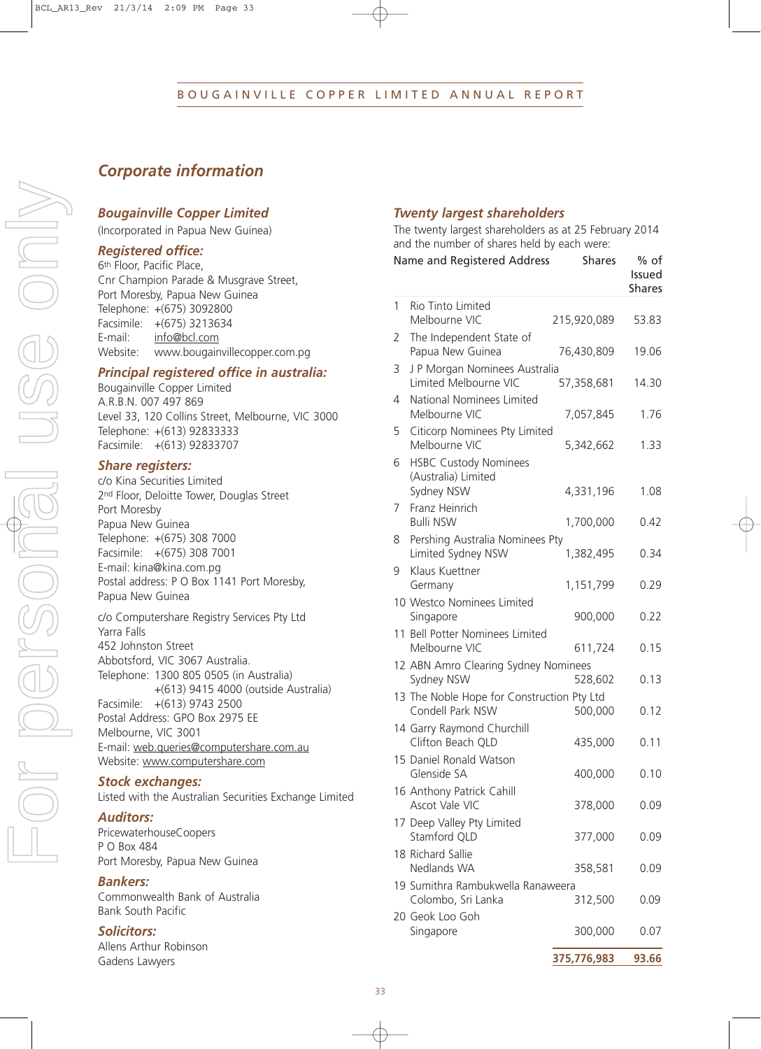# Corporate information

## *Bougainville Copper Limited*

(Incorporated in Papua New Guinea)

### *Registered office:*

6th Floor, Pacific Place,
Cnr Champion Parade & Musgrave Street,
Port Moresby, Papua New Guinea
Telephone: +(675) 3092800
Facsimile: +(675) 3213634
E-mail: info@bcl.com
Website: www.bougainvillecopper.com.pg

### *Principal registered office in australia:*

Bougainville Copper Limited
A.R.B.N. 007 497 869
Level 33, 120 Collins Street, Melbourne, VIC 3000
Telephone: +(613) 92833333
Facsimile: +(613) 92833707

### *Share registers:*

c/o Kina Securities Limited
2nd Floor, Deloitte Tower, Douglas Street
Port Moresby
Papua New Guinea
Telephone: +(675) 308 7000
Facsimile: +(675) 308 7001
E-mail: kina@kina.com.pg
Postal address: P O Box 1141 Port Moresby,
Papua New Guinea

c/o Computershare Registry Services Pty Ltd
Yarra Falls
452 Johnston Street
Abbotsford, VIC 3067 Australia.
Telephone: 1300 805 0505 (in Australia)
+(613) 9415 4000 (outside Australia)
Facsimile: +(613) 9743 2500
Postal Address: GPO Box 2975 EE
Melbourne, VIC 3001
E-mail: web.queries@computershare.com.au
Website: www.computershare.com

### *Stock exchanges:*

Listed with the Australian Securities Exchange Limited

### *Auditors:*

PricewaterhouseCoopers
P O Box 484
Port Moresby, Papua New Guinea

### *Bankers:*

Commonwealth Bank of Australia
Bank South Pacific

### *Solicitors:*

Allens Arthur Robinson
Gadens Lawyers

## *Twenty largest shareholders*

The twenty largest shareholders as at 25 February 2014 and the number of shares held by each were:

| | Name and Registered Address | Shares | % of Issued Shares |
|---|---|---|---|
| 1 | Rio Tinto Limited Melbourne VIC | 215,920,089 | 53.83 |
| 2 | The Independent State of Papua New Guinea | 76,430,809 | 19.06 |
| 3 | J P Morgan Nominees Australia Limited Melbourne VIC | 57,358,681 | 14.30 |
| 4 | National Nominees Limited Melbourne VIC | 7,057,845 | 1.76 |
| 5 | Citicorp Nominees Pty Limited Melbourne VIC | 5,342,662 | 1.33 |
| 6 | HSBC Custody Nominees (Australia) Limited Sydney NSW | 4,331,196 | 1.08 |
| 7 | Franz Heinrich Bulli NSW | 1,700,000 | 0.42 |
| 8 | Pershing Australia Nominees Pty Limited Sydney NSW | 1,382,495 | 0.34 |
| 9 | Klaus Kuettner Germany | 1,151,799 | 0.29 |
| 10 | Westco Nominees Limited Singapore | 900,000 | 0.22 |
| 11 | Bell Potter Nominees Limited Melbourne VIC | 611,724 | 0.15 |
| 12 | ABN Amro Clearing Sydney Nominees Sydney NSW | 528,602 | 0.13 |
| 13 | The Noble Hope for Construction Pty Ltd Condell Park NSW | 500,000 | 0.12 |
| 14 | Garry Raymond Churchill Clifton Beach QLD | 435,000 | 0.11 |
| 15 | Daniel Ronald Watson Glenside SA | 400,000 | 0.10 |
| 16 | Anthony Patrick Cahill Ascot Vale VIC | 378,000 | 0.09 |
| 17 | Deep Valley Pty Limited Stamford QLD | 377,000 | 0.09 |
| 18 | Richard Sallie Nedlands WA | 358,581 | 0.09 |
| 19 | Sumithra Rambukwella Ranaweera Colombo, Sri Lanka | 312,500 | 0.09 |
| 20 | Geok Loo Goh Singapore | 300,000 | 0.07 |
| | | **375,776,983** | **93.66** |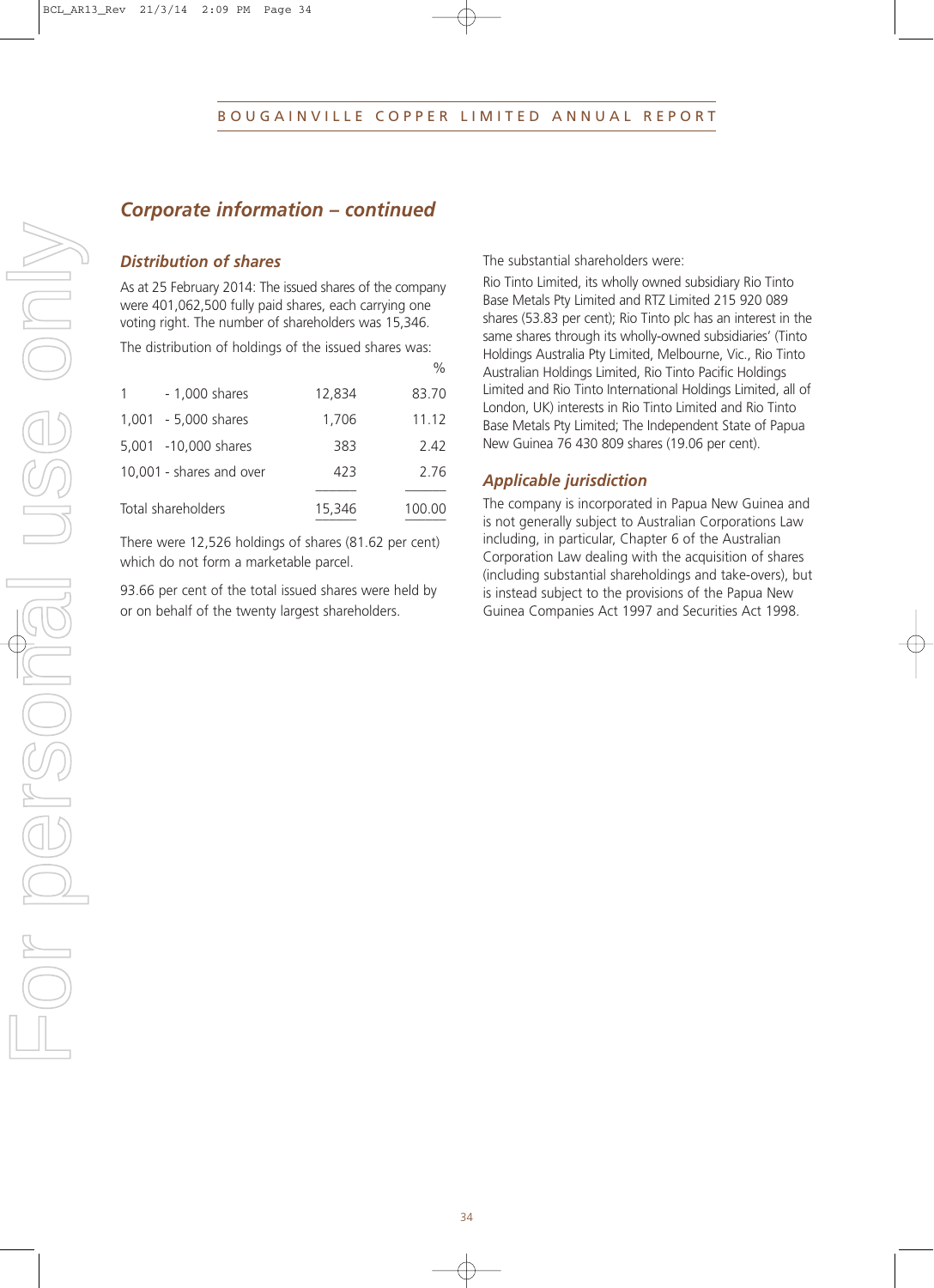## *Corporate information – continued*

### *Distribution of shares*

As at 25 February 2014: The issued shares of the company were 401,062,500 fully paid shares, each carrying one voting right. The number of shareholders was 15,346.

The distribution of holdings of the issued shares was:

| | | % |
|---|---|---|
| 1 - 1,000 shares | 12,834 | 83.70 |
| 1,001 - 5,000 shares | 1,706 | 11.12 |
| 5,001 -10,000 shares | 383 | 2.42 |
| 10,001 - shares and over | 423 | 2.76 |
| Total shareholders | 15,346 | 100.00 |

There were 12,526 holdings of shares (81.62 per cent) which do not form a marketable parcel.

93.66 per cent of the total issued shares were held by or on behalf of the twenty largest shareholders.

The substantial shareholders were:

Rio Tinto Limited, its wholly owned subsidiary Rio Tinto Base Metals Pty Limited and RTZ Limited 215 920 089 shares (53.83 per cent); Rio Tinto plc has an interest in the same shares through its wholly-owned subsidiaries' (Tinto Holdings Australia Pty Limited, Melbourne, Vic., Rio Tinto Australian Holdings Limited, Rio Tinto Pacific Holdings Limited and Rio Tinto International Holdings Limited, all of London, UK) interests in Rio Tinto Limited and Rio Tinto Base Metals Pty Limited; The Independent State of Papua New Guinea 76 430 809 shares (19.06 per cent).

### *Applicable jurisdiction*

The company is incorporated in Papua New Guinea and is not generally subject to Australian Corporations Law including, in particular, Chapter 6 of the Australian Corporation Law dealing with the acquisition of shares (including substantial shareholdings and take-overs), but is instead subject to the provisions of the Papua New Guinea Companies Act 1997 and Securities Act 1998.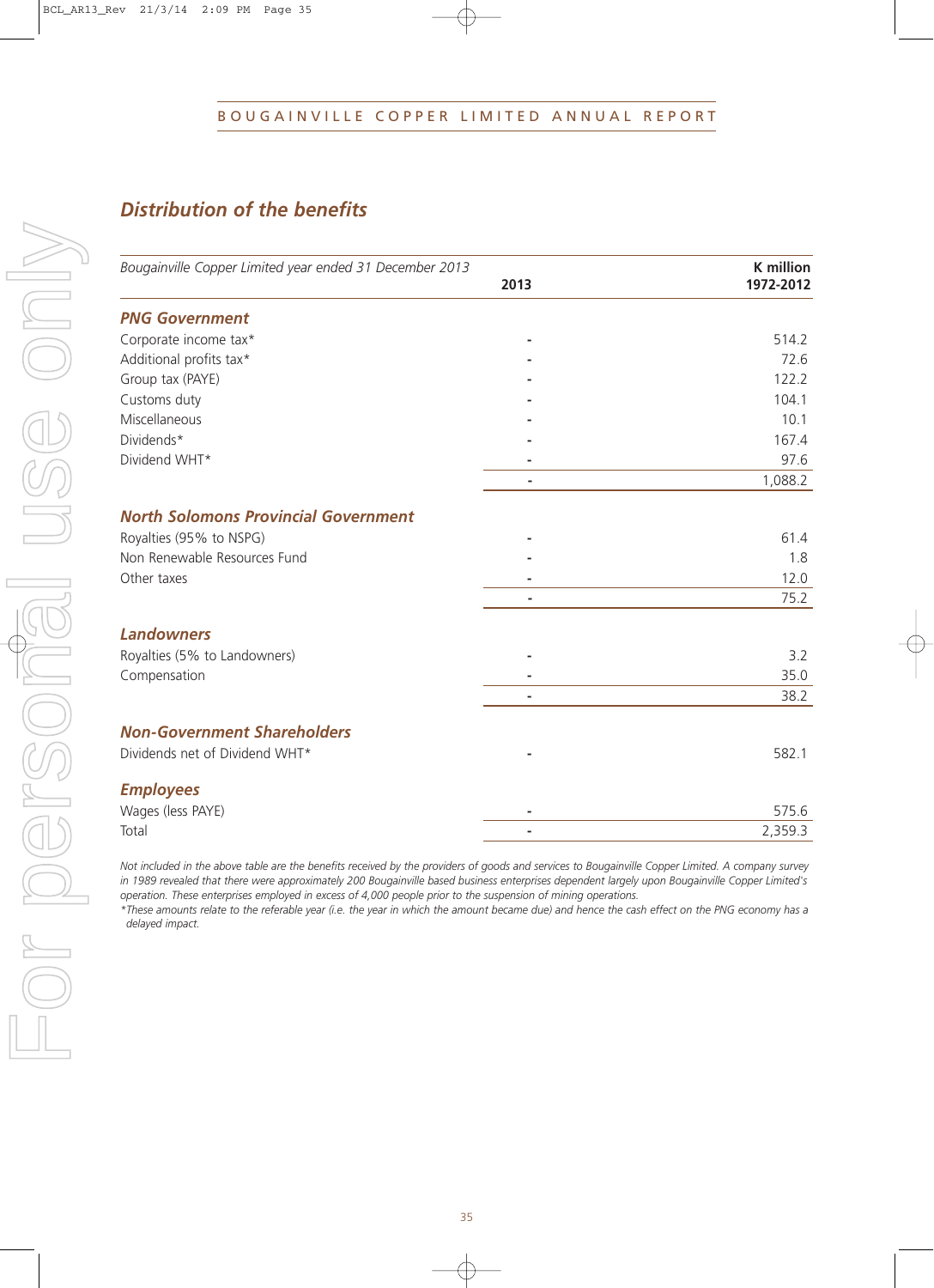## *Distribution of the benefits*

| *Bougainville Copper Limited year ended 31 December 2013* | 2013 | K million 1972-2012 |
|---|---|---|
| ***PNG Government*** | | |
| Corporate income tax* | - | 514.2 |
| Additional profits tax* | - | 72.6 |
| Group tax (PAYE) | - | 122.2 |
| Customs duty | - | 104.1 |
| Miscellaneous | - | 10.1 |
| Dividends* | - | 167.4 |
| Dividend WHT* | - | 97.6 |
| | - | 1,088.2 |
| ***North Solomons Provincial Government*** | | |
| Royalties (95% to NSPG) | - | 61.4 |
| Non Renewable Resources Fund | - | 1.8 |
| Other taxes | - | 12.0 |
| | - | 75.2 |
| ***Landowners*** | | |
| Royalties (5% to Landowners) | - | 3.2 |
| Compensation | - | 35.0 |
| | - | 38.2 |
| ***Non-Government Shareholders*** | | |
| Dividends net of Dividend WHT* | - | 582.1 |
| ***Employees*** | | |
| Wages (less PAYE) | - | 575.6 |
| Total | - | 2,359.3 |

*Not included in the above table are the benefits received by the providers of goods and services to Bougainville Copper Limited. A company survey in 1989 revealed that there were approximately 200 Bougainville based business enterprises dependent largely upon Bougainville Copper Limited's operation. These enterprises employed in excess of 4,000 people prior to the suspension of mining operations.*

**These amounts relate to the referable year (i.e. the year in which the amount became due) and hence the cash effect on the PNG economy has a delayed impact.*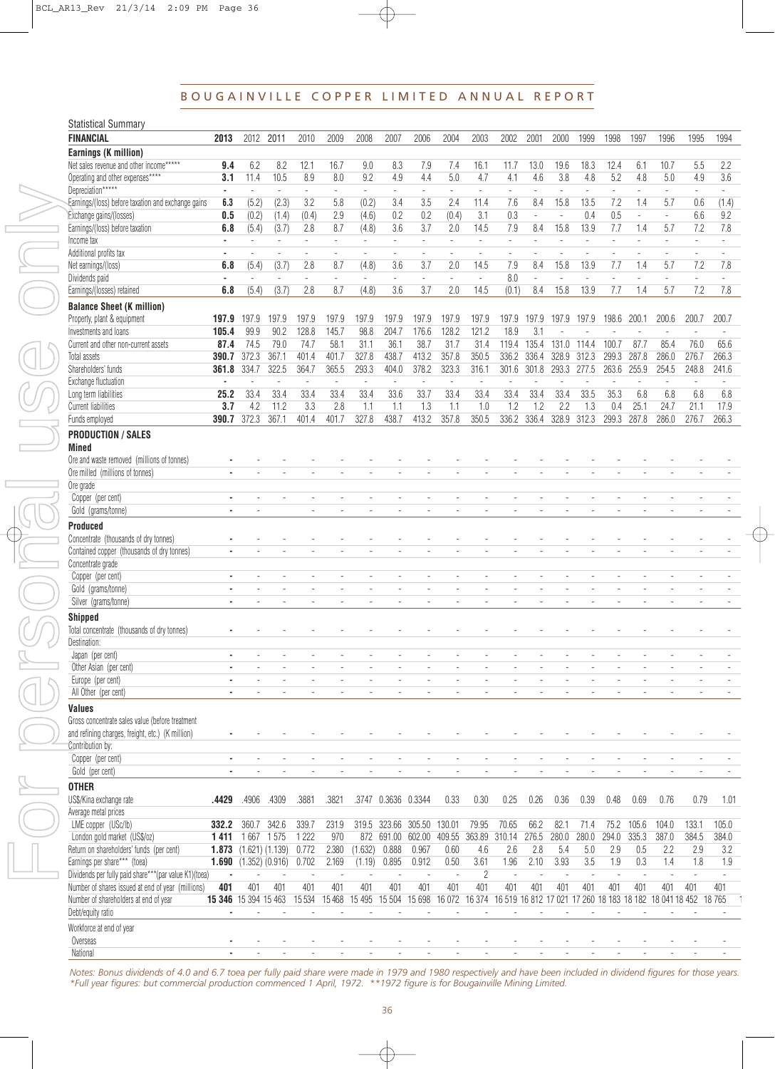# BOUGAINVILLE COPPER LIMITED ANNUAL REPORT

Statistical Summary

| FINANCIAL | 2013 | 2012 | 2011 | 2010 | 2009 | 2008 | 2007 | 2006 | 2004 | 2003 | 2002 | 2001 | 2000 | 1999 | 1998 | 1997 | 1996 | 1995 | 1994 |
|---|---|---|---|---|---|---|---|---|---|---|---|---|---|---|---|---|---|---|---|
| **Earnings (K million)** | | | | | | | | | | | | | | | | | | | |
| Net sales revenue and other income***** | **9.4** | 6.2 | 8.2 | 12.1 | 16.7 | 9.0 | 8.3 | 7.9 | 7.4 | 16.1 | 11.7 | 13.0 | 19.6 | 18.3 | 12.4 | 6.1 | 10.7 | 5.5 | 2.2 |
| Operating and other expenses**** | **3.1** | 11.4 | 10.5 | 8.9 | 8.0 | 9.2 | 4.9 | 4.4 | 5.0 | 4.7 | 4.1 | 4.6 | 3.8 | 4.8 | 5.2 | 4.8 | 5.0 | 4.9 | 3.6 |
| Depreciation***** | **-** | - | - | - | - | - | - | - | - | - | - | - | - | - | - | - | - | - | - |
| Earnings/(loss) before taxation and exchange gains | **6.3** | (5.2) | (2.3) | 3.2 | 5.8 | (0.2) | 3.4 | 3.5 | 2.4 | 11.4 | 7.6 | 8.4 | 15.8 | 13.5 | 7.2 | 1.4 | 5.7 | 0.6 | (1.4) |
| Exchange gains/(losses) | **0.5** | (0.2) | (1.4) | (0.4) | 2.9 | (4.6) | 0.2 | 0.2 | (0.4) | 3.1 | 0.3 | - | - | 0.4 | 0.5 | - | - | 6.6 | 9.2 |
| Earnings/(loss) before taxation | **6.8** | (5.4) | (3.7) | 2.8 | 8.7 | (4.8) | 3.6 | 3.7 | 2.0 | 14.5 | 7.9 | 8.4 | 15.8 | 13.9 | 7.7 | 1.4 | 5.7 | 7.2 | 7.8 |
| Income tax | **-** | - | - | - | - | - | - | - | - | - | - | - | - | - | - | - | - | - | - |
| Additional profits tax | **-** | - | - | - | - | - | - | - | - | - | - | - | - | - | - | - | - | - | - |
| Net earnings/(loss) | **6.8** | (5.4) | (3.7) | 2.8 | 8.7 | (4.8) | 3.6 | 3.7 | 2.0 | 14.5 | 7.9 | 8.4 | 15.8 | 13.9 | 7.7 | 1.4 | 5.7 | 7.2 | 7.8 |
| Dividends paid | **-** | - | - | - | - | - | - | - | - | - | 8.0 | - | - | - | - | - | - | - | - |
| Earnings/(losses) retained | **6.8** | (5.4) | (3.7) | 2.8 | 8.7 | (4.8) | 3.6 | 3.7 | 2.0 | 14.5 | (0.1) | 8.4 | 15.8 | 13.9 | 7.7 | 1.4 | 5.7 | 7.2 | 7.8 |
| **Balance Sheet (K million)** | | | | | | | | | | | | | | | | | | | |
| Property, plant & equipment | **197.9** | 197.9 | 197.9 | 197.9 | 197.9 | 197.9 | 197.9 | 197.9 | 197.9 | 197.9 | 197.9 | 197.9 | 197.9 | 197.9 | 198.6 | 200.1 | 200.6 | 200.7 | 200.7 |
| Investments and loans | **105.4** | 99.9 | 90.2 | 128.8 | 145.7 | 98.8 | 204.7 | 176.6 | 128.2 | 121.2 | 18.9 | 3.1 | - | - | - | - | - | - | - |
| Current and other non-current assets | **87.4** | 74.5 | 79.0 | 74.7 | 58.1 | 31.1 | 36.1 | 38.7 | 31.7 | 31.4 | 119.4 | 135.4 | 131.0 | 114.4 | 100.7 | 87.7 | 85.4 | 76.0 | 65.6 |
| Total assets | **390.7** | 372.3 | 367.1 | 401.4 | 401.7 | 327.8 | 438.7 | 413.2 | 357.8 | 350.5 | 336.2 | 336.4 | 328.9 | 312.3 | 299.3 | 287.8 | 286.0 | 276.7 | 266.3 |
| Shareholders' funds | **361.8** | 334.7 | 322.5 | 364.7 | 365.5 | 293.3 | 404.0 | 378.2 | 323.3 | 316.1 | 301.6 | 301.8 | 293.3 | 277.5 | 263.6 | 255.9 | 254.5 | 248.8 | 241.6 |
| Exchange fluctuation | **-** | - | - | - | - | - | - | - | - | - | - | - | - | - | - | - | - | - | - |
| Long term liabilities | **25.2** | 33.4 | 33.4 | 33.4 | 33.4 | 33.4 | 33.6 | 33.7 | 33.4 | 33.4 | 33.4 | 33.4 | 33.4 | 33.5 | 35.3 | 6.8 | 6.8 | 6.8 | 6.8 |
| Current liabilities | **3.7** | 4.2 | 11.2 | 3.3 | 2.8 | 1.1 | 1.1 | 1.3 | 1.1 | 1.0 | 1.2 | 1.2 | 2.2 | 1.3 | 0.4 | 25.1 | 24.7 | 21.1 | 17.9 |
| Funds employed | **390.7** | 372.3 | 367.1 | 401.4 | 401.7 | 327.8 | 438.7 | 413.2 | 357.8 | 350.5 | 336.2 | 336.4 | 328.9 | 312.3 | 299.3 | 287.8 | 286.0 | 276.7 | 266.3 |
| **PRODUCTION / SALES** | | | | | | | | | | | | | | | | | | | |
| **Mined** | | | | | | | | | | | | | | | | | | | |
| Ore and waste removed (millions of tonnes) | **-** | - | - | - | - | - | - | - | - | - | - | - | - | - | - | - | - | - | - |
| Ore milled (millions of tonnes) | **-** | - | - | - | - | - | - | - | - | - | - | - | - | - | - | - | - | - | - |
| Ore grade | | | | | | | | | | | | | | | | | | | |
| Copper (per cent) | **-** | - | - | - | - | - | - | - | - | - | - | - | - | - | - | - | - | - | - |
| Gold (grams/tonne) | **-** | - | - | - | - | - | - | - | - | - | - | - | - | - | - | - | - | - | - |
| **Produced** | | | | | | | | | | | | | | | | | | | |
| Concentrate (thousands of dry tonnes) | **-** | - | - | - | - | - | - | - | - | - | - | - | - | - | - | - | - | - | - |
| Contained copper (thousands of dry tonnes) | **-** | - | - | - | - | - | - | - | - | - | - | - | - | - | - | - | - | - | - |
| Concentrate grade | | | | | | | | | | | | | | | | | | | |
| Copper (per cent) | **-** | - | - | - | - | - | - | - | - | - | - | - | - | - | - | - | - | - | - |
| Gold (grams/tonne) | **-** | - | - | - | - | - | - | - | - | - | - | - | - | - | - | - | - | - | - |
| Silver (grams/tonne) | **-** | - | - | - | - | - | - | - | - | - | - | - | - | - | - | - | - | - | - |
| **Shipped** | | | | | | | | | | | | | | | | | | | |
| Total concentrate (thousands of dry tonnes) | **-** | - | - | - | - | - | - | - | - | - | - | - | - | - | - | - | - | - | - |
| Destination: | | | | | | | | | | | | | | | | | | | |
| Japan (per cent) | **-** | - | - | - | - | - | - | - | - | - | - | - | - | - | - | - | - | - | - |
| Other Asian (per cent) | **-** | - | - | - | - | - | - | - | - | - | - | - | - | - | - | - | - | - | - |
| Europe (per cent) | **-** | - | - | - | - | - | - | - | - | - | - | - | - | - | - | - | - | - | - |
| All Other (per cent) | **-** | - | - | - | - | - | - | - | - | - | - | - | - | - | - | - | - | - | - |
| **Values** | | | | | | | | | | | | | | | | | | | |
| Gross concentrate sales value (before treatment and refining charges, freight, etc.) (K million) | **-** | - | - | - | - | - | - | - | - | - | - | - | - | - | - | - | - | - | - |
| Contribution by: | | | | | | | | | | | | | | | | | | | |
| Copper (per cent) | **-** | - | - | - | - | - | - | - | - | - | - | - | - | - | - | - | - | - | - |
| Gold (per cent) | **-** | - | - | - | - | - | - | - | - | - | - | - | - | - | - | - | - | - | - |
| **OTHER** | | | | | | | | | | | | | | | | | | | |
| US$/Kina exchange rate | **.4429** | .4906 | .4309 | .3881 | .3821 | .3747 | 0.3636 | 0.3344 | 0.33 | 0.30 | 0.25 | 0.26 | 0.36 | 0.39 | 0.48 | 0.69 | 0.76 | 0.79 | 1.01 |
| Average metal prices | | | | | | | | | | | | | | | | | | | |
| LME copper (USc/lb) | **332.2** | 360.7 | 342.6 | 339.7 | 231.9 | 319.5 | 323.66 | 305.50 | 130.01 | 79.95 | 70.65 | 66.2 | 82.1 | 71.4 | 75.2 | 105.6 | 104.0 | 133.1 | 105.0 |
| London gold market (US$/oz) | **1 411** | 1 667 | 1 575 | 1 222 | 970 | 872 | 691.00 | 602.00 | 409.55 | 363.89 | 310.14 | 276.5 | 280.0 | 280.0 | 294.0 | 335.3 | 387.0 | 384.5 | 384.0 |
| Return on shareholders' funds (per cent) | **1.873** | (1.621) | (1.139) | 0.772 | 2.380 | (1.632) | 0.888 | 0.967 | 0.60 | 4.6 | 2.6 | 2.8 | 5.4 | 5.0 | 2.9 | 0.5 | 2.2 | 2.9 | 3.2 |
| Earnings per share*** (toea) | **1.690** | (1.352) | (0.916) | 0.702 | 2.169 | (1.19) | 0.895 | 0.912 | 0.50 | 3.61 | 1.96 | 2.10 | 3.93 | 3.5 | 1.9 | 0.3 | 1.4 | 1.8 | 1.9 |
| Dividends per fully paid share***(par value K1)(toea) | **-** | - | - | - | - | - | - | - | - | 2 | - | - | - | - | - | - | - | - | - |
| Number of shares issued at end of year (millions) | **401** | 401 | 401 | 401 | 401 | 401 | 401 | 401 | 401 | 401 | 401 | 401 | 401 | 401 | 401 | 401 | 401 | 401 | 401 |
| Number of shareholders at end of year | **15 346** | 15 394 | 15 463 | 15 534 | 15 468 | 15 495 | 15 504 | 15 698 | 16 072 | 16 374 | 16 519 | 16 812 | 17 021 | 17 260 | 18 183 | 18 182 | 18 041 | 18 452 | 18 765 |
| Debt/equity ratio | **-** | - | - | - | - | - | - | - | - | - | - | - | - | - | - | - | - | - | - |
| Workforce at end of year | | | | | | | | | | | | | | | | | | | |
| Overseas | **-** | - | - | - | - | - | - | - | - | - | - | - | - | - | - | - | - | - | - |
| National | **-** | - | - | - | - | - | - | - | - | - | - | - | - | - | - | - | - | - | - |

*Notes: Bonus dividends of 4.0 and 6.7 toea per fully paid share were made in 1979 and 1980 respectively and have been included in dividend figures for those years. *Full year figures: but commercial production commenced 1 April, 1972. **1972 figure is for Bougainville Mining Limited.*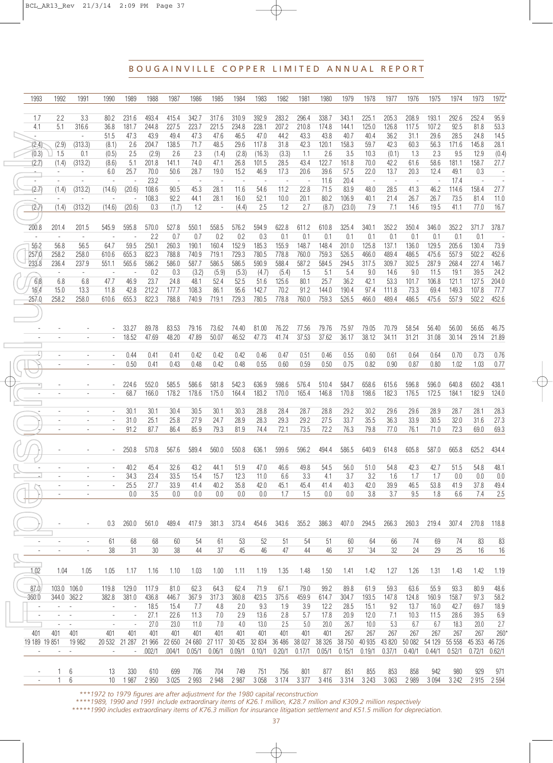| 1993 | 1992 | 1991 | 1990 | 1989 | 1988 | 1987 | 1986 | 1985 | 1984 | 1983 | 1982 | 1981 | 1980 | 1979 | 1978 | 1977 | 1976 | 1975 | 1974 | 1973 | 1972* |
|---|---|---|---|---|---|---|---|---|---|---|---|---|---|---|---|---|---|---|---|---|---|
| 1.7 | 2.2 | 3.3 | 80.2 | 231.6 | 493.4 | 415.4 | 342.7 | 317.6 | 310.9 | 392.9 | 283.2 | 296.4 | 338.7 | 343.1 | 225.1 | 205.3 | 208.9 | 193.1 | 292.6 | 252.4 | 95.9 |
| 4.1 | 5.1 | 316.6 | 36.8 | 181.7 | 244.8 | 227.5 | 223.7 | 221.5 | 234.8 | 228.1 | 207.2 | 210.8 | 174.8 | 144.1 | 125.0 | 126.8 | 117.5 | 107.2 | 92.5 | 81.8 | 53.3 |
| - | - | - | 51.5 | 47.3 | 43.9 | 49.4 | 47.3 | 47.6 | 46.5 | 47.0 | 44.2 | 43.3 | 43.8 | 40.7 | 40.4 | 36.2 | 31.1 | 29.6 | 28.5 | 24.8 | 14.5 |
| (2.4) | (2.9) | (313.3) | (8.1) | 2.6 | 204.7 | 138.5 | 71.7 | 48.5 | 29.6 | 117.8 | 31.8 | 42.3 | 120.1 | 158.3 | 59.7 | 42.3 | 60.3 | 56.3 | 171.6 | 145.8 | 28.1 |
| (0.3) | 1.5 | 0.1 | (0.5) | 2.5 | (2.9) | 2.6 | 2.3 | (1.4) | (2.8) | (16.3) | (3.3) | 1.1 | 2.6 | 3.5 | 10.3 | (0.1) | 1.3 | 2.3 | 9.5 | 12.9 | (0.4) |
| (2.7) | (1.4) | (313.2) | (8.6) | 5.1 | 201.8 | 141.1 | 74.0 | 47.1 | 26.8 | 101.5 | 28.5 | 43.4 | 122.7 | 161.8 | 70.0 | 42.2 | 61.6 | 58.6 | 181.1 | 158.7 | 27.7 |
| - | - | - | 6.0 | 25.7 | 70.0 | 50.6 | 28.7 | 19.0 | 15.2 | 46.9 | 17.3 | 20.6 | 39.6 | 57.5 | 22.0 | 13.7 | 20.3 | 12.4 | 49.1 | 0.3 | - |
| - | - | - | - | - | 23.2 | - | - | - | - | - | - | - | 11.6 | 20.4 | - | - | - | - | 17.4 | - | - |
| (2.7) | (1.4) | (313.2) | (14.6) | (20.6) | 108.6 | 90.5 | 45.3 | 28.1 | 11.6 | 54.6 | 11.2 | 22.8 | 71.5 | 83.9 | 48.0 | 28.5 | 41.3 | 46.2 | 114.6 | 158.4 | 27.7 |
| - | - | - | - | - | 108.3 | 92.2 | 44.1 | 28.1 | 16.0 | 52.1 | 10.0 | 20.1 | 80.2 | 106.9 | 40.1 | 21.4 | 26.7 | 26.7 | 73.5 | 81.4 | 11.0 |
| (2.7) | (1.4) | (313.2) | (14.6) | (20.6) | 0.3 | (1.7) | 1.2 | - | (4.4) | 2.5 | 1.2 | 2.7 | (8.7) | (23.0) | 7.9 | 7.1 | 14.6 | 19.5 | 41.1 | 77.0 | 16.7 |
| 200.8 | 201.4 | 201.5 | 545.9 | 595.8 | 570.0 | 527.8 | 550.1 | 558.5 | 576.2 | 594.9 | 622.8 | 611.2 | 610.8 | 325.4 | 340.1 | 352.2 | 350.4 | 346.0 | 352.2 | 371.7 | 378.7 |
| - | - | - | - | - | 2.2 | 0.7 | 0.7 | 0.2 | 0.2 | 0.3 | 0.1 | 0.1 | 0.1 | 0.1 | 0.1 | 0.1 | 0.1 | 0.1 | 0.1 | 0.1 | - |
| 56.2 | 56.8 | 56.5 | 64.7 | 59.5 | 250.1 | 260.3 | 190.1 | 160.4 | 152.9 | 185.3 | 155.9 | 148.7 | 148.4 | 201.0 | 125.8 | 137.1 | 136.0 | 129.5 | 205.6 | 130.4 | 73.9 |
| 257.0 | 258.2 | 258.0 | 610.6 | 655.3 | 822.3 | 788.8 | 740.9 | 719.1 | 729.3 | 780.5 | 778.8 | 760.0 | 759.3 | 526.5 | 466.0 | 489.4 | 486.5 | 475.6 | 557.9 | 502.2 | 452.6 |
| 233.8 | 236.4 | 237.9 | 551.1 | 565.6 | 586.2 | 586.0 | 587.7 | 586.5 | 586.5 | 590.9 | 588.4 | 587.2 | 584.5 | 294.5 | 317.5 | 309.7 | 302.5 | 287.9 | 268.4 | 227.4 | 146.7 |
| - | - | - | - | - | 0.2 | 0.3 | (3.2) | (5.9) | (5.3) | (4.7) | (5.4) | 1.5 | 5.1 | 5.4 | 9.0 | 14.6 | 9.0 | 11.5 | 19.1 | 39.5 | 24.2 |
| 6.8 | 6.8 | 6.8 | 47.7 | 46.9 | 23.7 | 24.8 | 48.1 | 52.4 | 52.5 | 51.6 | 125.6 | 80.1 | 25.7 | 36.2 | 42.1 | 53.3 | 101.7 | 106.8 | 121.1 | 127.5 | 204.0 |
| 16.4 | 15.0 | 13.3 | 11.8 | 42.8 | 212.2 | 177.7 | 108.3 | 86.1 | 95.6 | 142.7 | 70.2 | 91.2 | 144.0 | 190.4 | 97.4 | 111.8 | 73.3 | 69.4 | 149.3 | 107.8 | 77.7 |
| 257.0 | 258.2 | 258.0 | 610.6 | 655.3 | 822.3 | 788.8 | 740.9 | 719.1 | 729.3 | 780.5 | 778.8 | 760.0 | 759.3 | 526.5 | 466.0 | 489.4 | 486.5 | 475.6 | 557.9 | 502.2 | 452.6 |
| - | - | - | - | 33.27 | 89.78 | 83.53 | 79.16 | 73.62 | 74.40 | 81.00 | 76.22 | 77.56 | 79.76 | 75.97 | 79.05 | 70.79 | 58.54 | 56.40 | 56.00 | 56.65 | 46.75 |
| - | - | - | - | 18.52 | 47.69 | 48.20 | 47.89 | 50.07 | 46.52 | 47.73 | 41.74 | 37.53 | 37.62 | 36.17 | 38.12 | 34.11 | 31.21 | 31.08 | 30.14 | 29.14 | 21.89 |
| - | - | - | - | 0.44 | 0.41 | 0.41 | 0.42 | 0.42 | 0.42 | 0.46 | 0.47 | 0.51 | 0.46 | 0.55 | 0.60 | 0.61 | 0.64 | 0.64 | 0.70 | 0.73 | 0.76 |
| - | - | - | - | 0.50 | 0.41 | 0.43 | 0.48 | 0.42 | 0.48 | 0.55 | 0.60 | 0.59 | 0.50 | 0.75 | 0.82 | 0.90 | 0.87 | 0.80 | 1.02 | 1.03 | 0.77 |
| - | - | - | - | 224.6 | 552.0 | 585.5 | 586.6 | 581.8 | 542.3 | 636.9 | 598.6 | 576.4 | 510.4 | 584.7 | 658.6 | 615.6 | 596.8 | 596.0 | 640.8 | 650.2 | 438.1 |
| - | - | - | - | 68.7 | 166.0 | 178.2 | 178.6 | 175.0 | 164.4 | 183.2 | 170.0 | 165.4 | 146.8 | 170.8 | 198.6 | 182.3 | 176.5 | 172.5 | 184.1 | 182.9 | 124.0 |
| - | - | - | - | 30.1 | 30.1 | 30.4 | 30.5 | 30.1 | 30.3 | 28.8 | 28.4 | 28.7 | 28.8 | 29.2 | 30.2 | 29.6 | 29.6 | 28.9 | 28.7 | 28.1 | 28.3 |
| - | - | - | - | 31.0 | 25.1 | 25.8 | 27.9 | 24.7 | 28.9 | 28.3 | 29.3 | 29.2 | 27.5 | 33.7 | 35.5 | 36.3 | 33.9 | 30.5 | 32.0 | 31.6 | 27.3 |
| - | - | - | - | 91.2 | 87.7 | 86.4 | 85.9 | 79.3 | 81.9 | 74.4 | 72.1 | 73.5 | 72.2 | 76.3 | 79.8 | 77.0 | 76.1 | 71.0 | 72.3 | 69.0 | 69.3 |
| - | - | - | - | 250.8 | 570.8 | 567.6 | 589.4 | 560.0 | 550.8 | 636.1 | 599.6 | 596.2 | 494.4 | 586.5 | 640.9 | 614.8 | 605.8 | 587.0 | 665.8 | 625.2 | 434.4 |
| - | - | - | - | 40.2 | 45.4 | 32.6 | 43.2 | 44.1 | 51.9 | 47.0 | 46.6 | 49.8 | 54.5 | 56.0 | 51.0 | 54.8 | 42.3 | 42.7 | 51.5 | 54.8 | 48.1 |
| - | - | - | - | 34.3 | 23.4 | 33.5 | 15.4 | 15.7 | 12.3 | 11.0 | 6.6 | 3.3 | 4.1 | 3.7 | 3.2 | 1.6 | 1.7 | 1.7 | 0.0 | 0.0 | 0.0 |
| - | - | - | - | 25.5 | 27.7 | 33.9 | 41.4 | 40.2 | 35.8 | 42.0 | 45.1 | 45.4 | 41.4 | 40.3 | 42.0 | 39.9 | 46.5 | 53.8 | 41.9 | 37.8 | 49.4 |
| - | - | - | - | 0.0 | 3.5 | 0.0 | 0.0 | 0.0 | 0.0 | 0.0 | 1.7 | 1.5 | 0.0 | 0.0 | 3.8 | 3.7 | 9.5 | 1.8 | 6.6 | 7.4 | 2.5 |
| - | - | - | 0.3 | 260.0 | 561.0 | 489.4 | 417.9 | 381.3 | 373.4 | 454.6 | 343.6 | 355.2 | 386.3 | 407.0 | 294.5 | 266.3 | 260.3 | 219.4 | 307.4 | 270.8 | 118.8 |
| - | - | - | 61 | 68 | 68 | 60 | 54 | 61 | 53 | 52 | 51 | 54 | 51 | 60 | 64 | 66 | 74 | 69 | 74 | 83 | 83 |
| - | - | - | 38 | 31 | 30 | 38 | 44 | 37 | 45 | 46 | 47 | 44 | 46 | 37 | `34 | 32 | 24 | 29 | 25 | 16 | 16 |
| 1.02 | 1.04 | 1.05 | 1.05 | 1.17 | 1.16 | 1.10 | 1.03 | 1.00 | 1.11 | 1.19 | 1.35 | 1.48 | 1.50 | 1.41 | 1.42 | 1.27 | 1.26 | 1.31 | 1.43 | 1.42 | 1.19 |
| 87.0 | 103.0 | 106.0 | 119.8 | 129.0 | 117.9 | 81.0 | 62.3 | 64.3 | 62.4 | 71.9 | 67.1 | 79.0 | 99.2 | 89.8 | 61.9 | 59.3 | 63.6 | 55.9 | 93.3 | 80.9 | 48.6 |
| 360.0 | 344.0 | 362.2 | 382.8 | 381.0 | 436.8 | 446.7 | 367.9 | 317.3 | 360.8 | 423.5 | 375.6 | 459.9 | 614.7 | 304.7 | 193.5 | 147.8 | 124.8 | 160.9 | 158.7 | 97.3 | 58.2 |
| - | - | - | - | - | 18.5 | 15.4 | 7.7 | 4.8 | 2.0 | 9.3 | 1.9 | 3.9 | 12.2 | 28.5 | 15.1 | 9.2 | 13.7 | 16.0 | 42.7 | 69.7 | 18.9 |
| - | - | - | - | - | 27.1 | 22.6 | 11.3 | 7.0 | 2.9 | 13.6 | 2.8 | 5.7 | 17.8 | 20.9 | 12.0 | 7.1 | 10.3 | 11.5 | 28.6 | 39.5 | 6.9 |
| - | - | - | - | - | 27.0 | 23.0 | 11.0 | 7.0 | 4.0 | 13.0 | 2.5 | 5.0 | 20.0 | 26.7 | 10.0 | 5.3 | 6.7 | 6.7 | 18.3 | 20.0 | 2.7 |
| 401 | 401 | 401 | 401 | 401 | 401 | 401 | 401 | 401 | 401 | 401 | 401 | 401 | 401 | 267 | 267 | 267 | 267 | 267 | 267 | 267 | 260* |
| 19 189 | 19 851 | 19 982 | 20 532 | 21 287 | 21 966 | 22 650 | 24 680 | 27 117 | 30 435 | 32 834 | 36 486 | 38 027 | 38 326 | 38 750 | 40 935 | 43 820 | 50 082 | 54 129 | 55 558 | 45 353 | 46 726 |
| - | - | - | - | - | .002/1 | .004/1 | 0.05/1 | 0.06/1 | 0.09/1 | 0.10/1 | 0.20/1 | 0.17/1 | 0.05/1 | 0.15/1 | 0.19/1 | 0.37/1 | 0.40/1 | 0.44/1 | 0.52/1 | 0.72/1 | 0.62/1 |
| - | 1 | 6 | 13 | 330 | 610 | 699 | 706 | 704 | 749 | 751 | 756 | 801 | 877 | 851 | 855 | 853 | 858 | 942 | 980 | 929 | 971 |
| - | 1 | 6 | 10 | 1 987 | 2 950 | 3 025 | 2 993 | 2 948 | 2 987 | 3 058 | 3 174 | 3 377 | 3 416 | 3 314 | 3 243 | 3 063 | 2 989 | 3 094 | 3 242 | 2 915 | 2 594 |

*\*\*\*1972 to 1979 figures are after adjustment for the 1980 capital reconstruction*

*\*\*\*\*1989, 1990 and 1991 include extraordinary items of K26.1 million, K28.7 million and K309.2 million respectively*

*\*\*\*\*\*1990 includes extraordinary items of K76.3 million for insurance litigation settlement and K51.5 million for depreciation.*